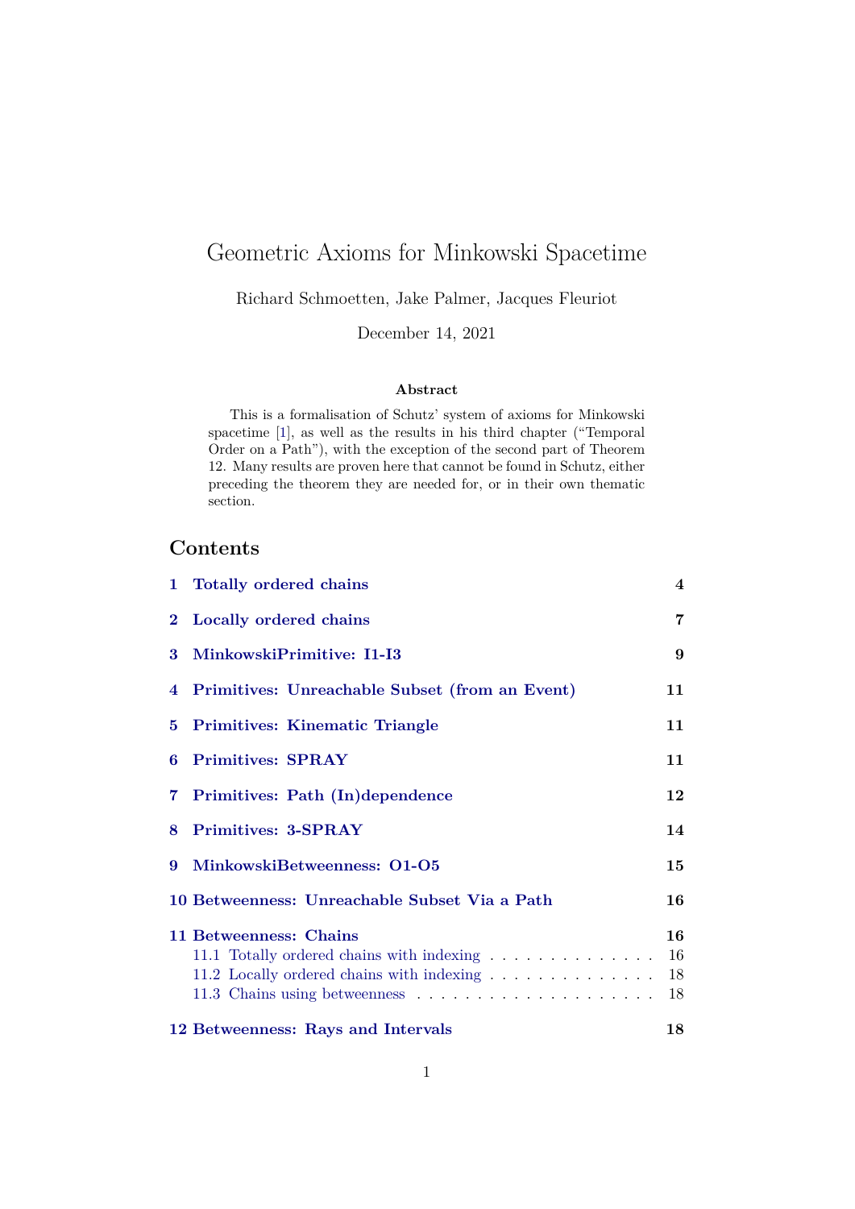# Geometric Axioms for Minkowski Spacetime

Richard Schmoetten, Jake Palmer, Jacques Fleuriot

December 14, 2021

### Abstract

This is a formalisation of Schutz' system of axioms for Minkowski spacetime [1], as well as the results in his third chapter ("Temporal Order on a Path"), with the exception of the second part of Theorem 12. Many results are proven here that cannot be found in Schutz, either preceding the theorem they are needed for, or in their own thematic section.

## Contents

- **1 Totally ordered chains** — 4
- **2 Locally ordered chains** — 7
- **3 MinkowskiPrimitive: I1-I3** — 9
- **4 Primitives: Unreachable Subset (from an Event)** — 11
- **5 Primitives: Kinematic Triangle** — 11
- **6 Primitives: SPRAY** — 11
- **7 Primitives: Path (In)dependence** — 12
- **8 Primitives: 3-SPRAY** — 14
- **9 MinkowskiBetweenness: O1-O5** — 15
- **10 Betweenness: Unreachable Subset Via a Path** — 16
- **11 Betweenness: Chains** — 16
  - 11.1 Totally ordered chains with indexing — 16
  - 11.2 Locally ordered chains with indexing — 18
  - 11.3 Chains using betweenness — 18
- **12 Betweenness: Rays and Intervals** — 18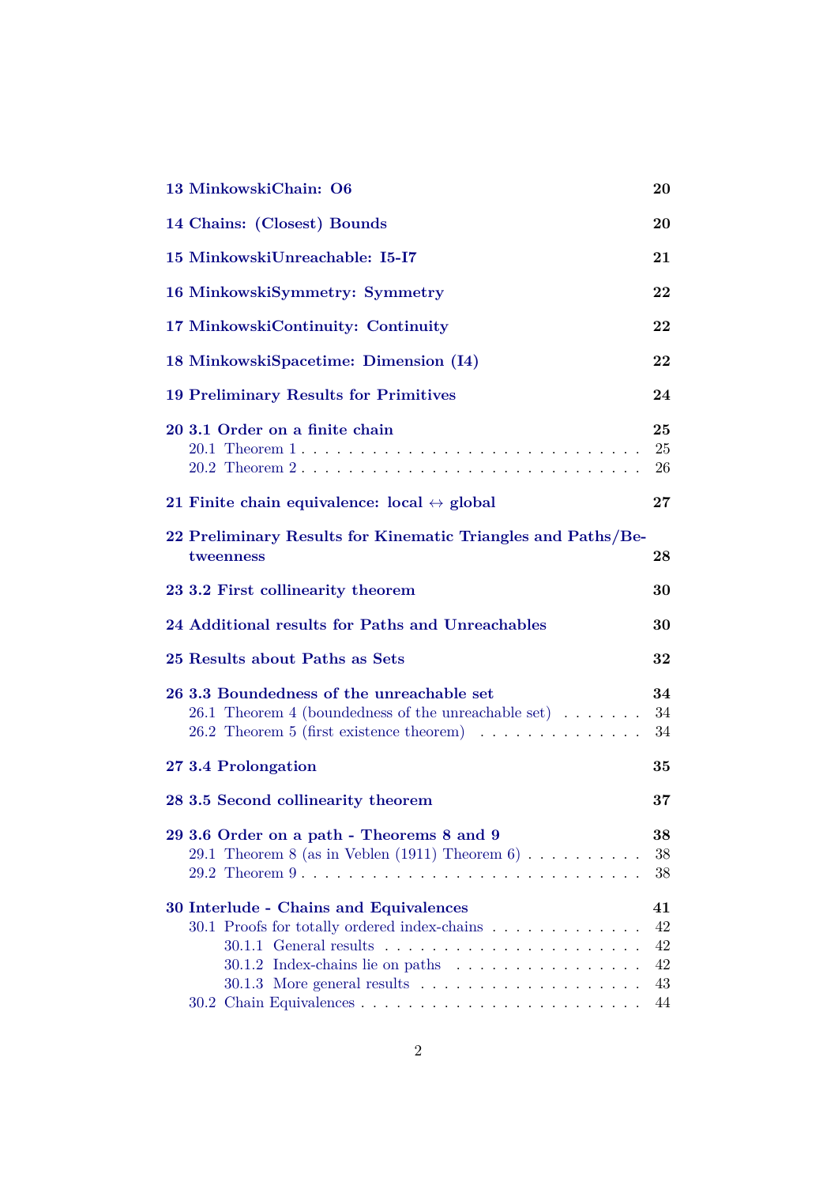**13 MinkowskiChain: O6** 20

**14 Chains: (Closest) Bounds** 20

**15 MinkowskiUnreachable: I5-I7** 21

**16 MinkowskiSymmetry: Symmetry** 22

**17 MinkowskiContinuity: Continuity** 22

**18 MinkowskiSpacetime: Dimension (I4)** 22

**19 Preliminary Results for Primitives** 24

**20 3.1 Order on a finite chain** 25
- 20.1 Theorem 1 . . . . . . . . . . . . . . . . . . . . . . . . . . . . 25
- 20.2 Theorem 2 . . . . . . . . . . . . . . . . . . . . . . . . . . . . 26

**21 Finite chain equivalence: local $\leftrightarrow$ global** 27

**22 Preliminary Results for Kinematic Triangles and Paths/Betweenness** 28

**23 3.2 First collinearity theorem** 30

**24 Additional results for Paths and Unreachables** 30

**25 Results about Paths as Sets** 32

**26 3.3 Boundedness of the unreachable set** 34
- 26.1 Theorem 4 (boundedness of the unreachable set) . . . . . . . 34
- 26.2 Theorem 5 (first existence theorem) . . . . . . . . . . . . . . 34

**27 3.4 Prolongation** 35

**28 3.5 Second collinearity theorem** 37

**29 3.6 Order on a path - Theorems 8 and 9** 38
- 29.1 Theorem 8 (as in Veblen (1911) Theorem 6) . . . . . . . . . . 38
- 29.2 Theorem 9 . . . . . . . . . . . . . . . . . . . . . . . . . . . . 38

**30 Interlude - Chains and Equivalences** 41
- 30.1 Proofs for totally ordered index-chains . . . . . . . . . . . . . 42
  - 30.1.1 General results . . . . . . . . . . . . . . . . . . . . . . 42
  - 30.1.2 Index-chains lie on paths . . . . . . . . . . . . . . . . . 42
  - 30.1.3 More general results . . . . . . . . . . . . . . . . . . . 43
- 30.2 Chain Equivalences . . . . . . . . . . . . . . . . . . . . . . . . 44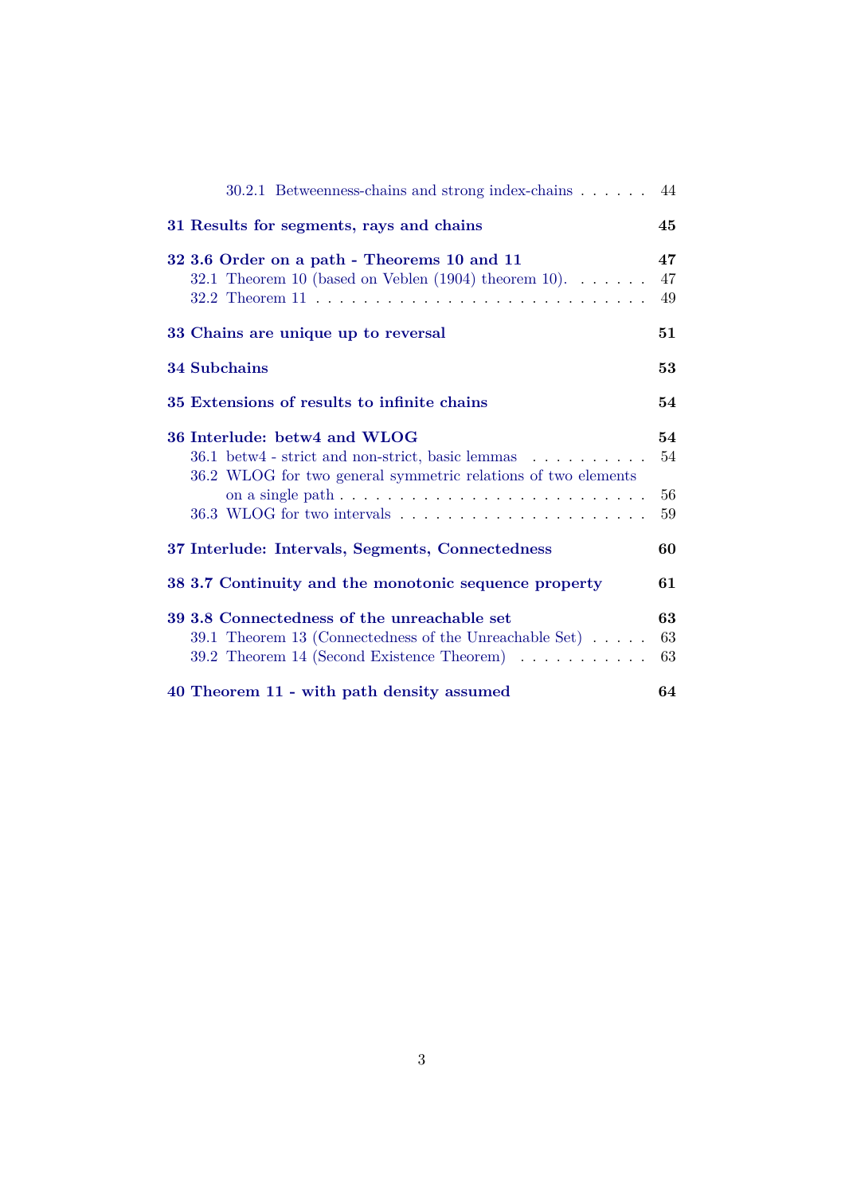30.2.1 Betweenness-chains and strong index-chains . . . . . . 44

**31 Results for segments, rays and chains** **45**

**32 3.6 Order on a path - Theorems 10 and 11** **47**

32.1 Theorem 10 (based on Veblen (1904) theorem 10). . . . . . . 47

32.2 Theorem 11 . . . . . . . . . . . . . . . . . . . . . . . . . . . 49

**33 Chains are unique up to reversal** **51**

**34 Subchains** **53**

**35 Extensions of results to infinite chains** **54**

**36 Interlude: betw4 and WLOG** **54**

36.1 betw4 - strict and non-strict, basic lemmas . . . . . . . . . . 54

36.2 WLOG for two general symmetric relations of two elements on a single path . . . . . . . . . . . . . . . . . . . . . . . . . . 56

36.3 WLOG for two intervals . . . . . . . . . . . . . . . . . . . . . 59

**37 Interlude: Intervals, Segments, Connectedness** **60**

**38 3.7 Continuity and the monotonic sequence property** **61**

**39 3.8 Connectedness of the unreachable set** **63**

39.1 Theorem 13 (Connectedness of the Unreachable Set) . . . . . 63

39.2 Theorem 14 (Second Existence Theorem) . . . . . . . . . . . 63

**40 Theorem 11 - with path density assumed** **64**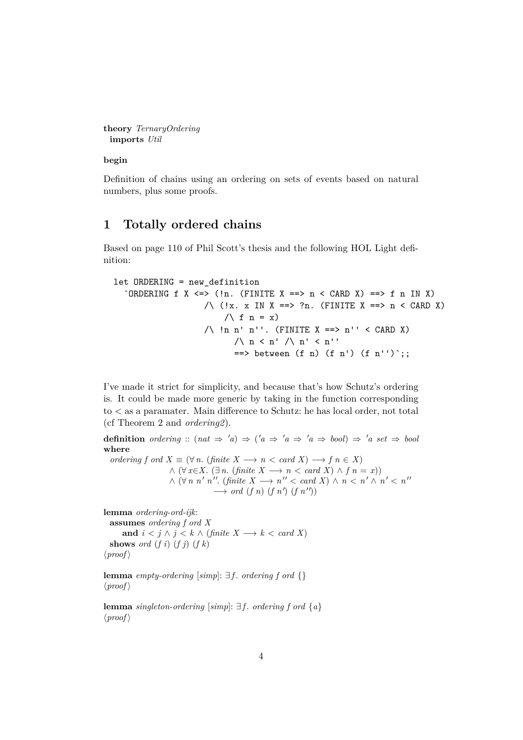**theory** *TernaryOrdering*
  **imports** *Util*

**begin**

Definition of chains using an ordering on sets of events based on natural numbers, plus some proofs.

# 1 Totally ordered chains

Based on page 110 of Phil Scott's thesis and the following HOL Light definition:

```
let ORDERING = new_definition
  `ORDERING f X <=> (!n. (FINITE X ==> n < CARD X) ==> f n IN X)
                 /\ (!x. x IN X ==> ?n. (FINITE X ==> n < CARD X)
                     /\ f n = x)
                 /\ !n n' n''. (FINITE X ==> n'' < CARD X)
                      /\ n < n' /\ n' < n''
                      ==> between (f n) (f n') (f n'')`;;
```

I've made it strict for simplicity, and because that's how Schutz's ordering is. It could be made more generic by taking in the function corresponding to < as a paramater. Main difference to Schutz: he has local order, not total (cf Theorem 2 and *ordering2*).

**definition** *ordering* :: $(nat \Rightarrow 'a) \Rightarrow ('a \Rightarrow 'a \Rightarrow 'a \Rightarrow bool) \Rightarrow 'a\ set \Rightarrow bool$
**where**
  *ordering f ord X* $\equiv (\forall n.\ (finite\ X \longrightarrow n < card\ X) \longrightarrow f\ n \in X)$
  $\wedge (\forall x{\in}X.\ (\exists n.\ (finite\ X \longrightarrow n < card\ X) \wedge f\ n = x))$
  $\wedge (\forall n\ n'\ n''.\ (finite\ X \longrightarrow n'' < card\ X) \wedge n < n' \wedge n' < n''$
  $\longrightarrow ord\ (f\ n)\ (f\ n')\ (f\ n''))$

**lemma** *ordering-ord-ijk*:
  **assumes** *ordering f ord X*
    **and** $i < j \wedge j < k \wedge (finite\ X \longrightarrow k < card\ X)$
  **shows** *ord* $(f\ i)\ (f\ j)\ (f\ k)$
⟨*proof*⟩

**lemma** *empty-ordering* [*simp*]: $\exists f.\ ordering\ f\ ord\ \{\}$
⟨*proof*⟩

**lemma** *singleton-ordering* [*simp*]: $\exists f.\ ordering\ f\ ord\ \{a\}$
⟨*proof*⟩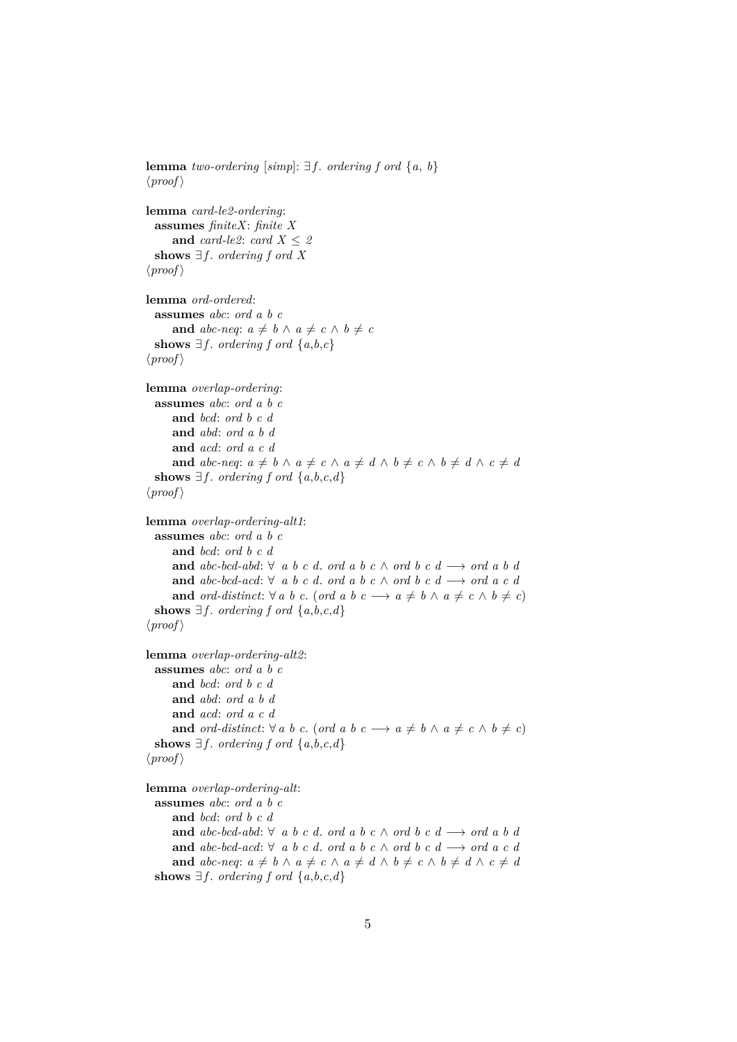**lemma** *two-ordering* [*simp*]: $\exists f.$ *ordering f ord* $\{a, b\}$
⟨*proof*⟩

**lemma** *card-le2-ordering*:
  **assumes** *finiteX*: *finite X*
    **and** *card-le2*: *card X* $\leq$ *2*
  **shows** $\exists f.$ *ordering f ord X*
⟨*proof*⟩

**lemma** *ord-ordered*:
  **assumes** *abc*: *ord a b c*
    **and** *abc-neq*: $a \neq b \wedge a \neq c \wedge b \neq c$
  **shows** $\exists f.$ *ordering f ord* $\{a,b,c\}$
⟨*proof*⟩

**lemma** *overlap-ordering*:
  **assumes** *abc*: *ord a b c*
    **and** *bcd*: *ord b c d*
    **and** *abd*: *ord a b d*
    **and** *acd*: *ord a c d*
    **and** *abc-neq*: $a \neq b \wedge a \neq c \wedge a \neq d \wedge b \neq c \wedge b \neq d \wedge c \neq d$
  **shows** $\exists f.$ *ordering f ord* $\{a,b,c,d\}$
⟨*proof*⟩

**lemma** *overlap-ordering-alt1*:
  **assumes** *abc*: *ord a b c*
    **and** *bcd*: *ord b c d*
    **and** *abc-bcd-abd*: $\forall$ *a b c d. ord a b c* $\wedge$ *ord b c d* $\longrightarrow$ *ord a b d*
    **and** *abc-bcd-acd*: $\forall$ *a b c d. ord a b c* $\wedge$ *ord b c d* $\longrightarrow$ *ord a c d*
    **and** *ord-distinct*: $\forall$ *a b c.* (*ord a b c* $\longrightarrow a \neq b \wedge a \neq c \wedge b \neq c$)
  **shows** $\exists f.$ *ordering f ord* $\{a,b,c,d\}$
⟨*proof*⟩

**lemma** *overlap-ordering-alt2*:
  **assumes** *abc*: *ord a b c*
    **and** *bcd*: *ord b c d*
    **and** *abd*: *ord a b d*
    **and** *acd*: *ord a c d*
    **and** *ord-distinct*: $\forall$ *a b c.* (*ord a b c* $\longrightarrow a \neq b \wedge a \neq c \wedge b \neq c$)
  **shows** $\exists f.$ *ordering f ord* $\{a,b,c,d\}$
⟨*proof*⟩

**lemma** *overlap-ordering-alt*:
  **assumes** *abc*: *ord a b c*
    **and** *bcd*: *ord b c d*
    **and** *abc-bcd-abd*: $\forall$ *a b c d. ord a b c* $\wedge$ *ord b c d* $\longrightarrow$ *ord a b d*
    **and** *abc-bcd-acd*: $\forall$ *a b c d. ord a b c* $\wedge$ *ord b c d* $\longrightarrow$ *ord a c d*
    **and** *abc-neq*: $a \neq b \wedge a \neq c \wedge a \neq d \wedge b \neq c \wedge b \neq d \wedge c \neq d$
  **shows** $\exists f.$ *ordering f ord* $\{a,b,c,d\}$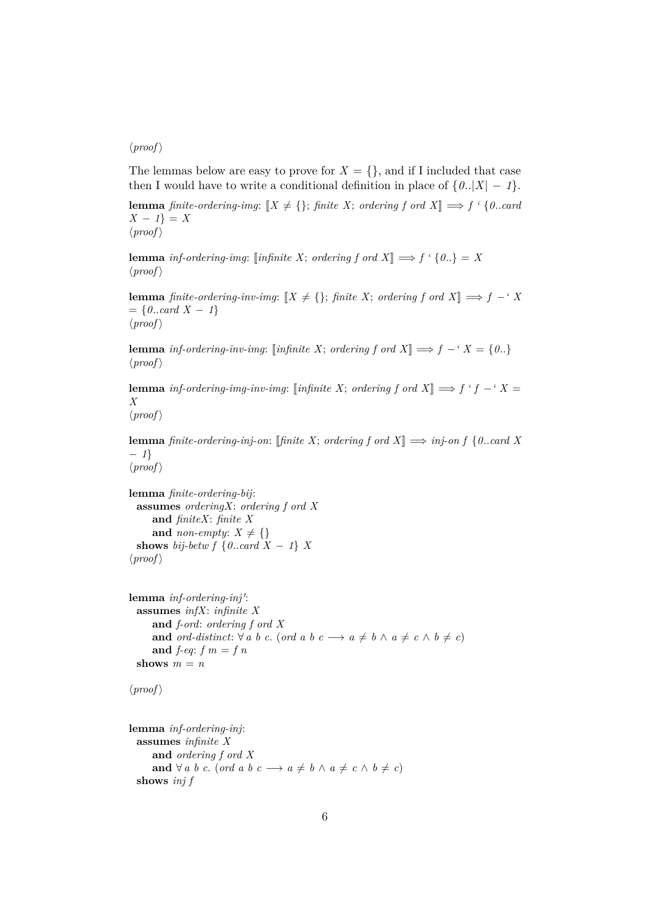⟨proof⟩

The lemmas below are easy to prove for $X = \{\}$, and if I included that case then I would have to write a conditional definition in place of $\{0..|X| - 1\}$.

**lemma** *finite-ordering-img*: $[\![X \neq \{\};\ finite\ X;\ ordering\ f\ ord\ X]\!] \Longrightarrow f\ `\ \{0..card\ X - 1\} = X$
⟨proof⟩

**lemma** *inf-ordering-img*: $[\![infinite\ X;\ ordering\ f\ ord\ X]\!] \Longrightarrow f\ `\ \{0..\} = X$
⟨proof⟩

**lemma** *finite-ordering-inv-img*: $[\![X \neq \{\};\ finite\ X;\ ordering\ f\ ord\ X]\!] \Longrightarrow f\ -`\ X = \{0..card\ X - 1\}$
⟨proof⟩

**lemma** *inf-ordering-inv-img*: $[\![infinite\ X;\ ordering\ f\ ord\ X]\!] \Longrightarrow f\ -`\ X = \{0..\}$
⟨proof⟩

**lemma** *inf-ordering-img-inv-img*: $[\![infinite\ X;\ ordering\ f\ ord\ X]\!] \Longrightarrow f\ `\ f\ -`\ X = X$
⟨proof⟩

**lemma** *finite-ordering-inj-on*: $[\![finite\ X;\ ordering\ f\ ord\ X]\!] \Longrightarrow inj\text{-}on\ f\ \{0..card\ X - 1\}$
⟨proof⟩

**lemma** *finite-ordering-bij*:
  **assumes** *orderingX*: *ordering f ord X*
    **and** *finiteX*: *finite X*
    **and** *non-empty*: $X \neq \{\}$
  **shows** *bij-betw f* $\{0..card\ X - 1\}$ *X*
⟨proof⟩

**lemma** *inf-ordering-inj'*:
  **assumes** *infX*: *infinite X*
    **and** *f-ord*: *ordering f ord X*
    **and** *ord-distinct*: $\forall\ a\ b\ c.\ (ord\ a\ b\ c \longrightarrow a \neq b \land a \neq c \land b \neq c)$
    **and** *f-eq*: $f\ m = f\ n$
  **shows** $m = n$

⟨proof⟩

**lemma** *inf-ordering-inj*:
  **assumes** *infinite X*
    **and** *ordering f ord X*
    **and** $\forall\ a\ b\ c.\ (ord\ a\ b\ c \longrightarrow a \neq b \land a \neq c \land b \neq c)$
  **shows** *inj f*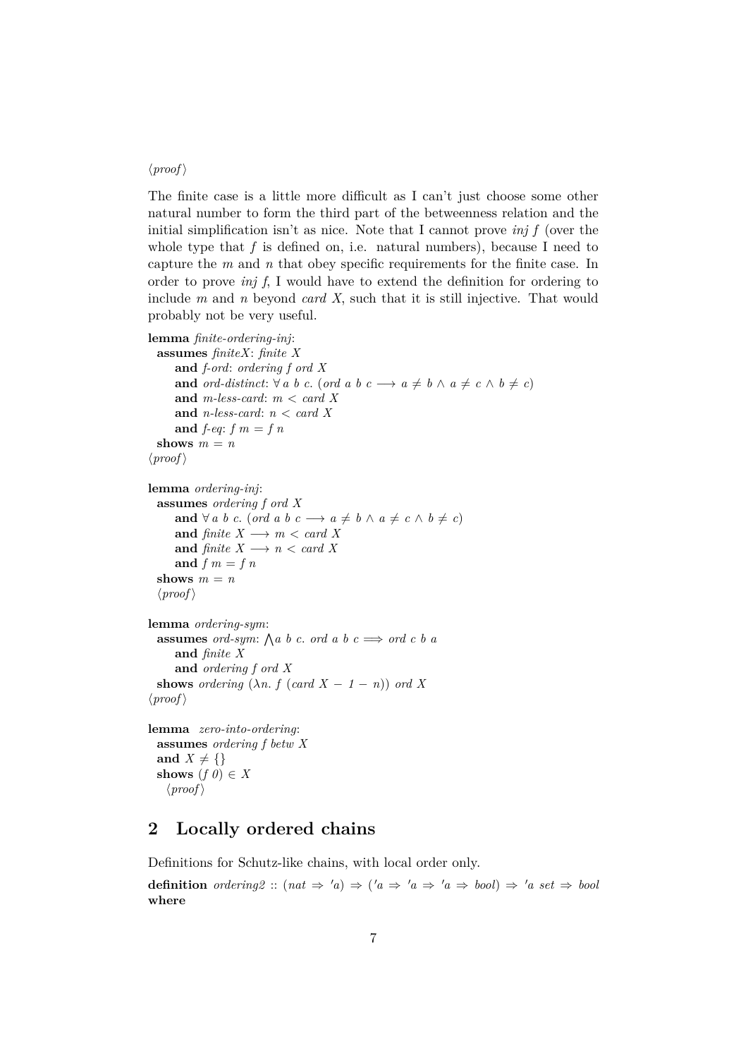⟨*proof*⟩

The finite case is a little more difficult as I can't just choose some other natural number to form the third part of the betweenness relation and the initial simplification isn't as nice. Note that I cannot prove *inj f* (over the whole type that *f* is defined on, i.e. natural numbers), because I need to capture the *m* and *n* that obey specific requirements for the finite case. In order to prove *inj f*, I would have to extend the definition for ordering to include *m* and *n* beyond *card X*, such that it is still injective. That would probably not be very useful.

```
lemma finite-ordering-inj:
  assumes finiteX: finite X
      and f-ord: ordering f ord X
      and ord-distinct: ∀ a b c. (ord a b c ⟶ a ≠ b ∧ a ≠ c ∧ b ≠ c)
      and m-less-card: m < card X
      and n-less-card: n < card X
      and f-eq: f m = f n
  shows m = n
⟨proof⟩

lemma ordering-inj:
  assumes ordering f ord X
      and ∀ a b c. (ord a b c ⟶ a ≠ b ∧ a ≠ c ∧ b ≠ c)
      and finite X ⟶ m < card X
      and finite X ⟶ n < card X
      and f m = f n
  shows m = n
  ⟨proof⟩

lemma ordering-sym:
  assumes ord-sym: ⋀a b c. ord a b c ⟹ ord c b a
      and finite X
      and ordering f ord X
  shows ordering (λn. f (card X − 1 − n)) ord X
⟨proof⟩

lemma zero-into-ordering:
  assumes ordering f betw X
  and X ≠ {}
  shows (f 0) ∈ X
    ⟨proof⟩
```

## 2 Locally ordered chains

Definitions for Schutz-like chains, with local order only.

```
definition ordering2 :: (nat ⇒ 'a) ⇒ ('a ⇒ 'a ⇒ 'a ⇒ bool) ⇒ 'a set ⇒ bool
where
```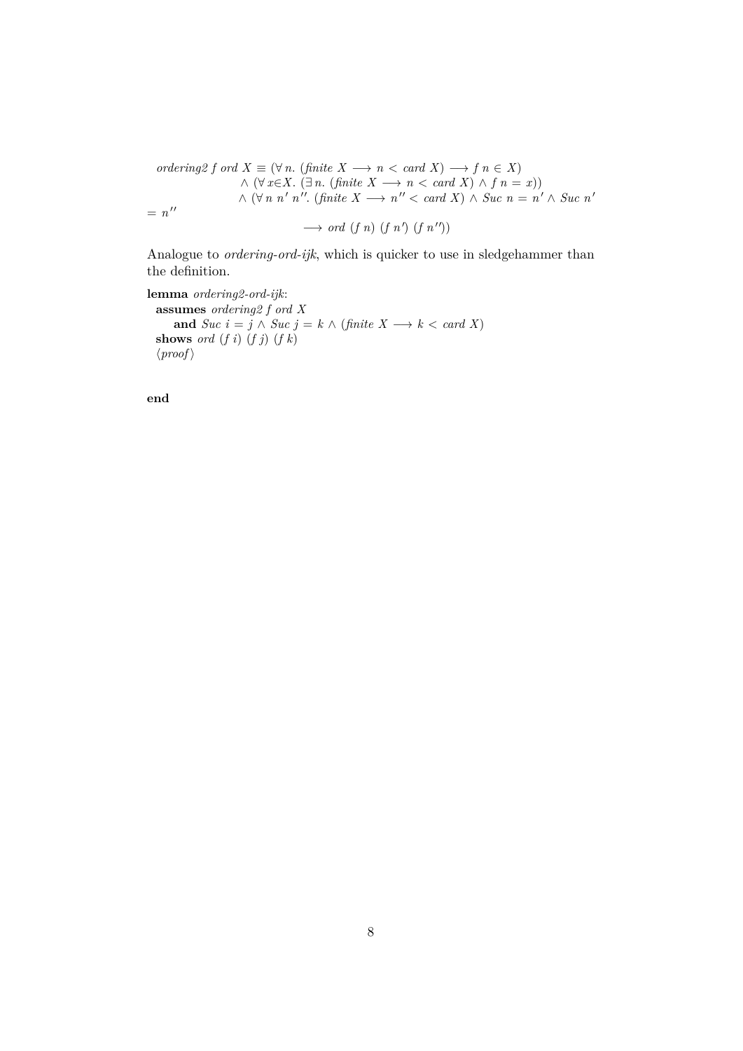$ordering2\ f\ ord\ X \equiv (\forall n.\ (finite\ X \longrightarrow n < card\ X) \longrightarrow f\ n \in X)$
$\quad \wedge (\forall x{\in}X.\ (\exists n.\ (finite\ X \longrightarrow n < card\ X) \wedge f\ n = x))$
$\quad \wedge (\forall n\ n'\ n''.\ (finite\ X \longrightarrow n'' < card\ X) \wedge Suc\ n = n' \wedge Suc\ n' = n''$
$\quad\quad \longrightarrow ord\ (f\ n)\ (f\ n')\ (f\ n''))$

Analogue to *ordering-ord-ijk*, which is quicker to use in sledgehammer than the definition.

**lemma** *ordering2-ord-ijk*:
**assumes** $ordering2\ f\ ord\ X$
**and** $Suc\ i = j \wedge Suc\ j = k \wedge (finite\ X \longrightarrow k < card\ X)$
**shows** $ord\ (f\ i)\ (f\ j)\ (f\ k)$
⟨*proof*⟩

**end**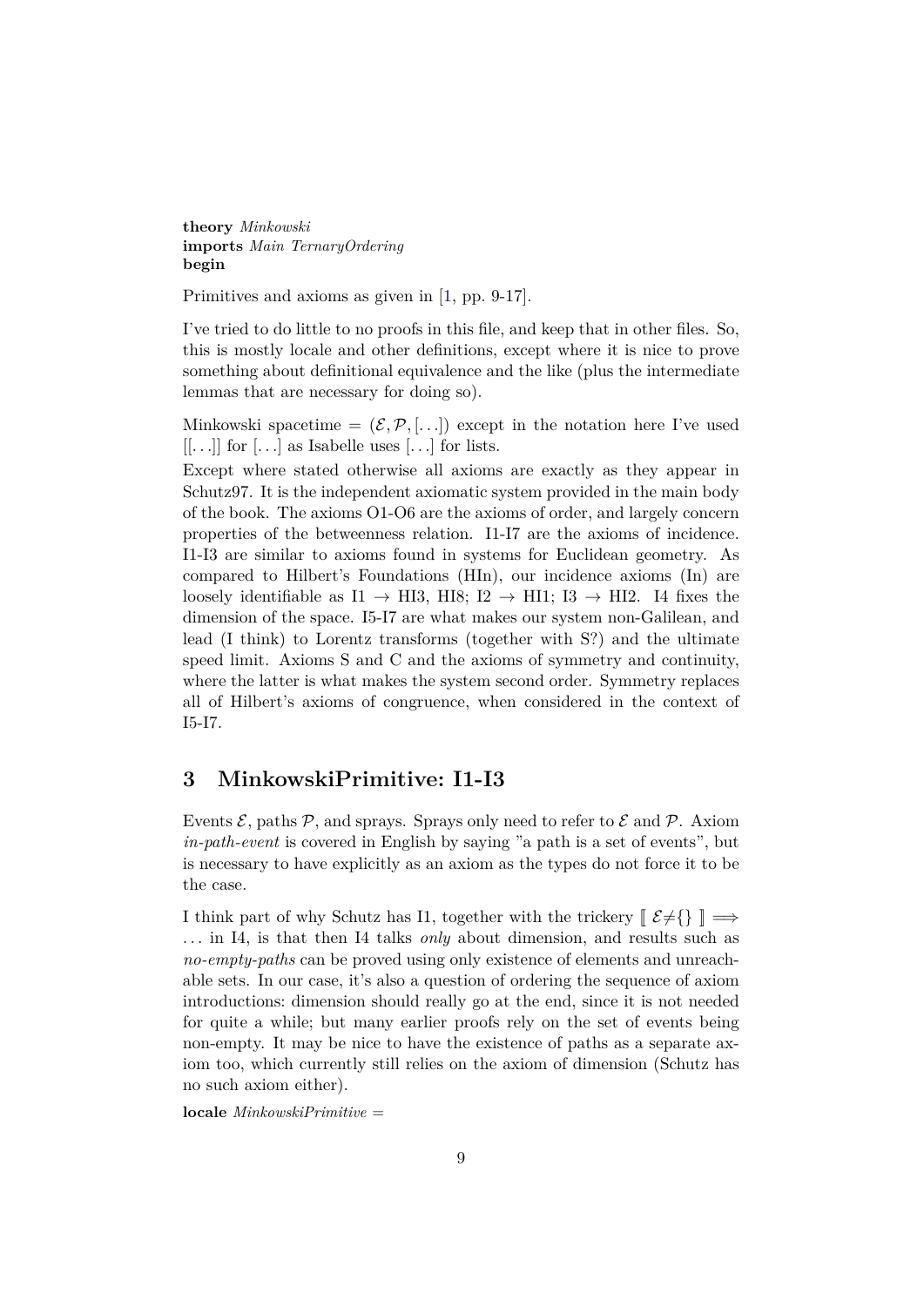**theory** *Minkowski*
**imports** *Main TernaryOrdering*
**begin**

Primitives and axioms as given in [1, pp. 9-17].

I've tried to do little to no proofs in this file, and keep that in other files. So, this is mostly locale and other definitions, except where it is nice to prove something about definitional equivalence and the like (plus the intermediate lemmas that are necessary for doing so).

Minkowski spacetime = $(\mathcal{E}, \mathcal{P}, [\ldots])$ except in the notation here I've used $[[\ldots]]$ for $[\ldots]$ as Isabelle uses $[\ldots]$ for lists.

Except where stated otherwise all axioms are exactly as they appear in Schutz97. It is the independent axiomatic system provided in the main body of the book. The axioms O1-O6 are the axioms of order, and largely concern properties of the betweenness relation. I1-I7 are the axioms of incidence. I1-I3 are similar to axioms found in systems for Euclidean geometry. As compared to Hilbert's Foundations (HIn), our incidence axioms (In) are loosely identifiable as I1 → HI3, HI8; I2 → HI1; I3 → HI2. I4 fixes the dimension of the space. I5-I7 are what makes our system non-Galilean, and lead (I think) to Lorentz transforms (together with S?) and the ultimate speed limit. Axioms S and C and the axioms of symmetry and continuity, where the latter is what makes the system second order. Symmetry replaces all of Hilbert's axioms of congruence, when considered in the context of I5-I7.

## 3 MinkowskiPrimitive: I1-I3

Events $\mathcal{E}$, paths $\mathcal{P}$, and sprays. Sprays only need to refer to $\mathcal{E}$ and $\mathcal{P}$. Axiom *in-path-event* is covered in English by saying "a path is a set of events", but is necessary to have explicitly as an axiom as the types do not force it to be the case.

I think part of why Schutz has I1, together with the trickery $[\![\ \mathcal{E} \neq \{\}\ ]\!] \Longrightarrow$ ... in I4, is that then I4 talks *only* about dimension, and results such as *no-empty-paths* can be proved using only existence of elements and unreachable sets. In our case, it's also a question of ordering the sequence of axiom introductions: dimension should really go at the end, since it is not needed for quite a while; but many earlier proofs rely on the set of events being non-empty. It may be nice to have the existence of paths as a separate axiom too, which currently still relies on the axiom of dimension (Schutz has no such axiom either).

**locale** *MinkowskiPrimitive* =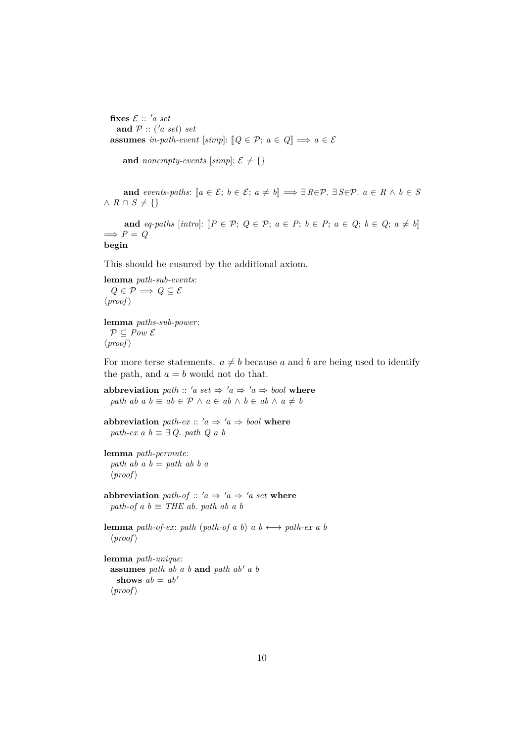**fixes** $\mathcal{E}$ :: *'a set*
  **and** $\mathcal{P}$ :: *('a set) set*
**assumes** *in-path-event* [*simp*]: $[\![Q \in \mathcal{P};\ a \in Q]\!] \Longrightarrow a \in \mathcal{E}$

  **and** *nonempty-events* [*simp*]: $\mathcal{E} \neq \{\}$

  **and** *events-paths*: $[\![a \in \mathcal{E};\ b \in \mathcal{E};\ a \neq b]\!] \Longrightarrow \exists R{\in}\mathcal{P}.\ \exists S{\in}\mathcal{P}.\ a \in R \wedge b \in S \wedge R \cap S \neq \{\}$

  **and** *eq-paths* [*intro*]: $[\![P \in \mathcal{P};\ Q \in \mathcal{P};\ a \in P;\ b \in P;\ a \in Q;\ b \in Q;\ a \neq b]\!] \Longrightarrow P = Q$
**begin**

This should be ensured by the additional axiom.

**lemma** *path-sub-events*:
  $Q \in \mathcal{P} \Longrightarrow Q \subseteq \mathcal{E}$
$\langle proof \rangle$

**lemma** *paths-sub-power*:
  $\mathcal{P} \subseteq Pow\ \mathcal{E}$
$\langle proof \rangle$

For more terse statements. $a \neq b$ because $a$ and $b$ are being used to identify the path, and $a = b$ would not do that.

**abbreviation** *path* :: *'a set ⇒ 'a ⇒ 'a ⇒ bool* **where**
  *path ab a b* $\equiv ab \in \mathcal{P} \wedge a \in ab \wedge b \in ab \wedge a \neq b$

**abbreviation** *path-ex* :: *'a ⇒ 'a ⇒ bool* **where**
  *path-ex a b* $\equiv \exists\, Q.$ *path Q a b*

**lemma** *path-permute*:
  *path ab a b = path ab b a*
  $\langle proof \rangle$

**abbreviation** *path-of* :: *'a ⇒ 'a ⇒ 'a set* **where**
  *path-of a b* $\equiv$ *THE ab. path ab a b*

**lemma** *path-of-ex*: *path (path-of a b) a b* $\longleftrightarrow$ *path-ex a b*
  $\langle proof \rangle$

**lemma** *path-unique*:
  **assumes** *path ab a b* **and** *path ab' a b*
    **shows** $ab = ab'$
  $\langle proof \rangle$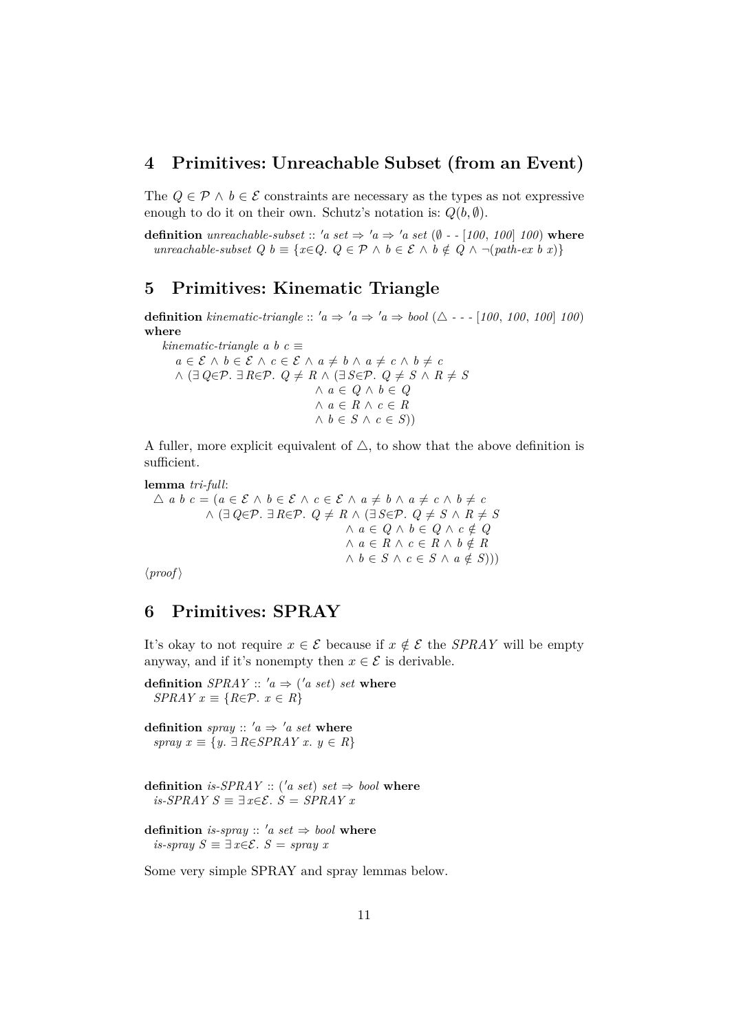## 4 Primitives: Unreachable Subset (from an Event)

The $Q \in \mathcal{P} \wedge b \in \mathcal{E}$ constraints are necessary as the types as not expressive enough to do it on their own. Schutz's notation is: $Q(b, \emptyset)$.

**definition** *unreachable-subset* :: *'a set ⇒ 'a ⇒ 'a set* (∅ - - [*100*, *100*] *100*) **where**
*unreachable-subset Q b* ≡ $\{x{\in}Q.\ Q \in \mathcal{P} \wedge b \in \mathcal{E} \wedge b \notin Q \wedge \neg(\textit{path-ex}\ b\ x)\}$

## 5 Primitives: Kinematic Triangle

**definition** *kinematic-triangle* :: *'a ⇒ 'a ⇒ 'a ⇒ bool* (△ - - - [*100*, *100*, *100*] *100*) **where**

$$
\begin{aligned}
&\textit{kinematic-triangle}\ a\ b\ c \equiv \\
&\quad a \in \mathcal{E} \wedge b \in \mathcal{E} \wedge c \in \mathcal{E} \wedge a \neq b \wedge a \neq c \wedge b \neq c \\
&\quad \wedge (\exists Q{\in}\mathcal{P}.\ \exists R{\in}\mathcal{P}.\ Q \neq R \wedge (\exists S{\in}\mathcal{P}.\ Q \neq S \wedge R \neq S \\
&\qquad\qquad \wedge a \in Q \wedge b \in Q \\
&\qquad\qquad \wedge a \in R \wedge c \in R \\
&\qquad\qquad \wedge b \in S \wedge c \in S))
\end{aligned}
$$

A fuller, more explicit equivalent of △, to show that the above definition is sufficient.

**lemma** *tri-full*:

$$
\begin{aligned}
&\triangle\ a\ b\ c = (a \in \mathcal{E} \wedge b \in \mathcal{E} \wedge c \in \mathcal{E} \wedge a \neq b \wedge a \neq c \wedge b \neq c \\
&\qquad \wedge (\exists Q{\in}\mathcal{P}.\ \exists R{\in}\mathcal{P}.\ Q \neq R \wedge (\exists S{\in}\mathcal{P}.\ Q \neq S \wedge R \neq S \\
&\qquad\qquad \wedge a \in Q \wedge b \in Q \wedge c \notin Q \\
&\qquad\qquad \wedge a \in R \wedge c \in R \wedge b \notin R \\
&\qquad\qquad \wedge b \in S \wedge c \in S \wedge a \notin S)))
\end{aligned}
$$

⟨*proof*⟩

## 6 Primitives: SPRAY

It's okay to not require $x \in \mathcal{E}$ because if $x \notin \mathcal{E}$ the *SPRAY* will be empty anyway, and if it's nonempty then $x \in \mathcal{E}$ is derivable.

**definition** *SPRAY* :: *'a ⇒ ('a set) set* **where**
*SPRAY x* ≡ $\{R{\in}\mathcal{P}.\ x \in R\}$

**definition** *spray* :: *'a ⇒ 'a set* **where**
*spray x* ≡ $\{y.\ \exists R{\in}\textit{SPRAY}\ x.\ y \in R\}$

**definition** *is-SPRAY* :: *('a set) set ⇒ bool* **where**
*is-SPRAY S* ≡ $\exists x{\in}\mathcal{E}.\ S = \textit{SPRAY}\ x$

**definition** *is-spray* :: *'a set ⇒ bool* **where**
*is-spray S* ≡ $\exists x{\in}\mathcal{E}.\ S = \textit{spray}\ x$

Some very simple SPRAY and spray lemmas below.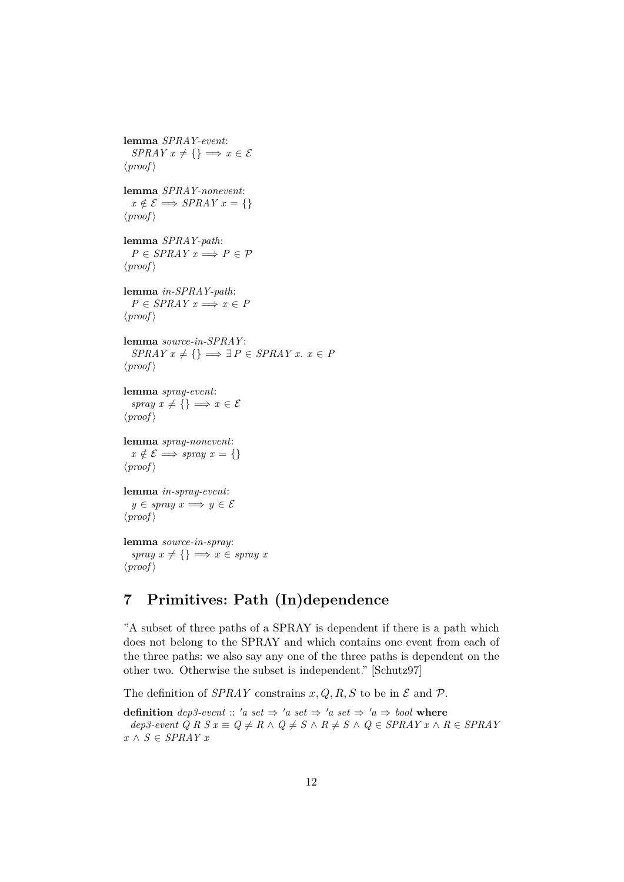**lemma** *SPRAY-event*:
  $SPRAY\ x \neq \{\} \Longrightarrow x \in \mathcal{E}$
⟨*proof*⟩

**lemma** *SPRAY-nonevent*:
  $x \notin \mathcal{E} \Longrightarrow SPRAY\ x = \{\}$
⟨*proof*⟩

**lemma** *SPRAY-path*:
  $P \in SPRAY\ x \Longrightarrow P \in \mathcal{P}$
⟨*proof*⟩

**lemma** *in-SPRAY-path*:
  $P \in SPRAY\ x \Longrightarrow x \in P$
⟨*proof*⟩

**lemma** *source-in-SPRAY*:
  $SPRAY\ x \neq \{\} \Longrightarrow \exists P \in SPRAY\ x.\ x \in P$
⟨*proof*⟩

**lemma** *spray-event*:
  $spray\ x \neq \{\} \Longrightarrow x \in \mathcal{E}$
⟨*proof*⟩

**lemma** *spray-nonevent*:
  $x \notin \mathcal{E} \Longrightarrow spray\ x = \{\}$
⟨*proof*⟩

**lemma** *in-spray-event*:
  $y \in spray\ x \Longrightarrow y \in \mathcal{E}$
⟨*proof*⟩

**lemma** *source-in-spray*:
  $spray\ x \neq \{\} \Longrightarrow x \in spray\ x$
⟨*proof*⟩

# 7 Primitives: Path (In)dependence

"A subset of three paths of a SPRAY is dependent if there is a path which does not belong to the SPRAY and which contains one event from each of the three paths: we also say any one of the three paths is dependent on the other two. Otherwise the subset is independent." [Schutz97]

The definition of *SPRAY* constrains $x, Q, R, S$ to be in $\mathcal{E}$ and $\mathcal{P}$.

**definition** *dep3-event* :: $'a\ set \Rightarrow\ 'a\ set \Rightarrow\ 'a\ set \Rightarrow\ 'a \Rightarrow bool$ **where**
  $dep3\text{-}event\ Q\ R\ S\ x \equiv Q \neq R \wedge Q \neq S \wedge R \neq S \wedge Q \in SPRAY\ x \wedge R \in SPRAY\ x \wedge S \in SPRAY\ x$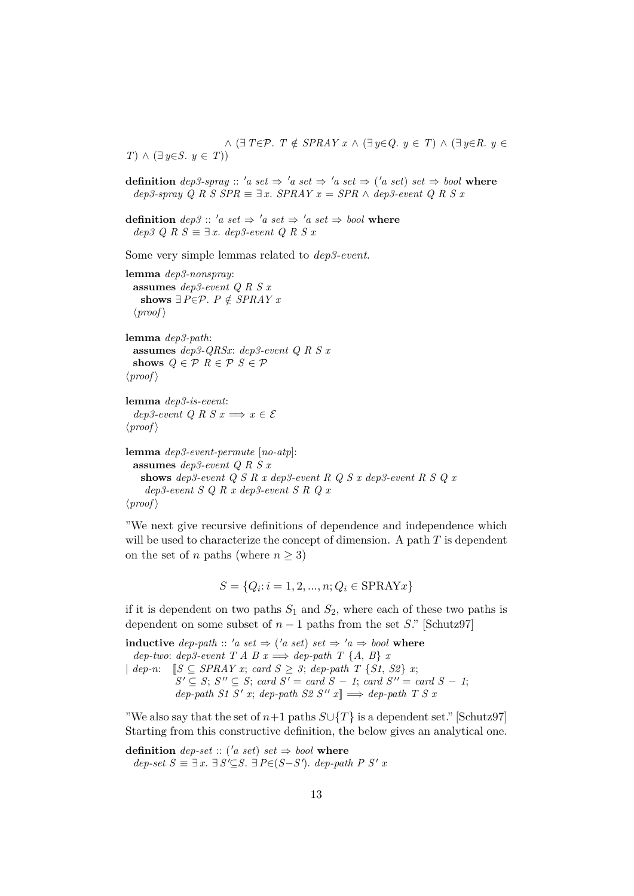∧ (∃ T∈𝒫. T ∉ SPRAY x ∧ (∃ y∈Q. y ∈ T) ∧ (∃ y∈R. y ∈ T) ∧ (∃ y∈S. y ∈ T))

**definition** *dep3-spray* :: *'a set ⇒ 'a set ⇒ 'a set ⇒ ('a set) set ⇒ bool* **where**
*dep3-spray Q R S SPR ≡ ∃ x. SPRAY x = SPR ∧ dep3-event Q R S x*

**definition** *dep3* :: *'a set ⇒ 'a set ⇒ 'a set ⇒ bool* **where**
*dep3 Q R S ≡ ∃ x. dep3-event Q R S x*

Some very simple lemmas related to *dep3-event*.

**lemma** *dep3-nonspray*:
**assumes** *dep3-event Q R S x*
**shows** *∃ P∈𝒫. P ∉ SPRAY x*
⟨*proof*⟩

**lemma** *dep3-path*:
**assumes** *dep3-QRSx*: *dep3-event Q R S x*
**shows** *Q ∈ 𝒫 R ∈ 𝒫 S ∈ 𝒫*
⟨*proof*⟩

**lemma** *dep3-is-event*:
*dep3-event Q R S x ⟹ x ∈ ℰ*
⟨*proof*⟩

**lemma** *dep3-event-permute* [*no-atp*]:
**assumes** *dep3-event Q R S x*
**shows** *dep3-event Q S R x dep3-event R Q S x dep3-event R S Q x dep3-event S Q R x dep3-event S R Q x*
⟨*proof*⟩

"We next give recursive definitions of dependence and independence which will be used to characterize the concept of dimension. A path $T$ is dependent on the set of $n$ paths (where $n \geq 3$)

$$S = \{Q_i : i = 1, 2, ..., n; Q_i \in \text{SPRAY}x\}$$

if it is dependent on two paths $S_1$ and $S_2$, where each of these two paths is dependent on some subset of $n - 1$ paths from the set $S$." [Schutz97]

**inductive** *dep-path* :: *'a set ⇒ ('a set) set ⇒ 'a ⇒ bool* **where**
*dep-two*: *dep3-event T A B x ⟹ dep-path T {A, B} x*
| *dep-n*: ⟦*S ⊆ SPRAY x*; *card S ≥ 3*; *dep-path T {S1, S2} x*;
*S' ⊆ S*; *S'' ⊆ S*; *card S' = card S − 1*; *card S'' = card S − 1*;
*dep-path S1 S' x*; *dep-path S2 S'' x*⟧ ⟹ *dep-path T S x*

"We also say that the set of $n+1$ paths $S \cup \{T\}$ is a dependent set." [Schutz97]
Starting from this constructive definition, the below gives an analytical one.

**definition** *dep-set* :: *('a set) set ⇒ bool* **where**
*dep-set S ≡ ∃ x. ∃ S'⊆S. ∃ P∈(S−S'). dep-path P S' x*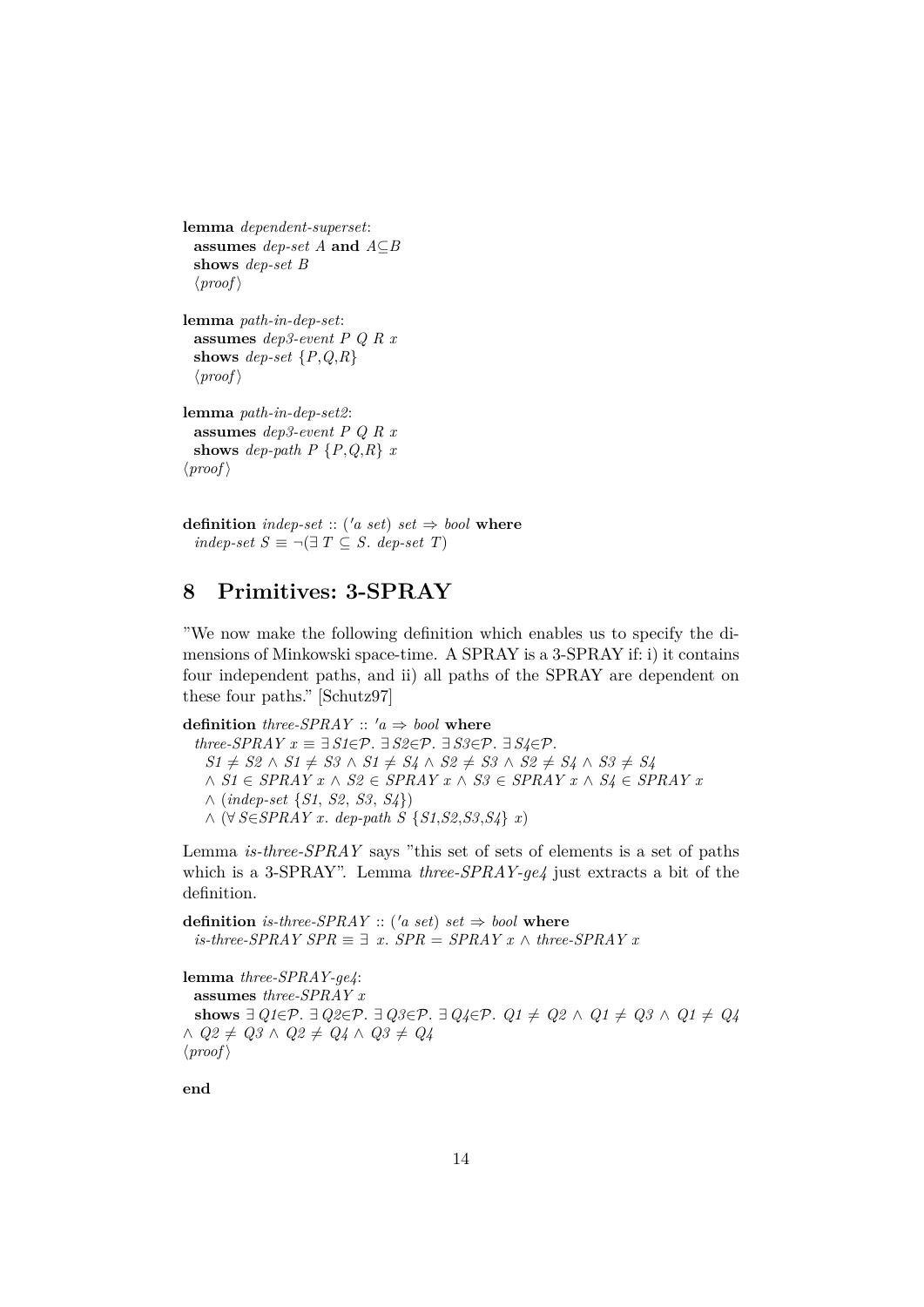**lemma** *dependent-superset*:
**assumes** *dep-set A* **and** *A⊆B*
**shows** *dep-set B*
⟨*proof*⟩

**lemma** *path-in-dep-set*:
**assumes** *dep3-event P Q R x*
**shows** *dep-set {P,Q,R}*
⟨*proof*⟩

**lemma** *path-in-dep-set2*:
**assumes** *dep3-event P Q R x*
**shows** *dep-path P {P,Q,R} x*
⟨*proof*⟩

**definition** *indep-set* :: (*'a set*) *set* ⇒ *bool* **where**
*indep-set S* ≡ ¬(∃ *T* ⊆ *S*. *dep-set T*)

## 8 Primitives: 3-SPRAY

"We now make the following definition which enables us to specify the dimensions of Minkowski space-time. A SPRAY is a 3-SPRAY if: i) it contains four independent paths, and ii) all paths of the SPRAY are dependent on these four paths." [Schutz97]

**definition** *three-SPRAY* :: *'a* ⇒ *bool* **where**
*three-SPRAY x* ≡ ∃ *S1*∈𝒫. ∃ *S2*∈𝒫. ∃ *S3*∈𝒫. ∃ *S4*∈𝒫.
*S1* ≠ *S2* ∧ *S1* ≠ *S3* ∧ *S1* ≠ *S4* ∧ *S2* ≠ *S3* ∧ *S2* ≠ *S4* ∧ *S3* ≠ *S4*
∧ *S1* ∈ *SPRAY x* ∧ *S2* ∈ *SPRAY x* ∧ *S3* ∈ *SPRAY x* ∧ *S4* ∈ *SPRAY x*
∧ (*indep-set* {*S1*, *S2*, *S3*, *S4*})
∧ (∀ *S*∈*SPRAY x*. *dep-path S* {*S1*,*S2*,*S3*,*S4*} *x*)

Lemma *is-three-SPRAY* says "this set of sets of elements is a set of paths which is a 3-SPRAY". Lemma *three-SPRAY-ge4* just extracts a bit of the definition.

**definition** *is-three-SPRAY* :: (*'a set*) *set* ⇒ *bool* **where**
*is-three-SPRAY SPR* ≡ ∃ *x*. *SPR* = *SPRAY x* ∧ *three-SPRAY x*

**lemma** *three-SPRAY-ge4*:
**assumes** *three-SPRAY x*
**shows** ∃ *Q1*∈𝒫. ∃ *Q2*∈𝒫. ∃ *Q3*∈𝒫. ∃ *Q4*∈𝒫. *Q1* ≠ *Q2* ∧ *Q1* ≠ *Q3* ∧ *Q1* ≠ *Q4* ∧ *Q2* ≠ *Q3* ∧ *Q2* ≠ *Q4* ∧ *Q3* ≠ *Q4*
⟨*proof*⟩

**end**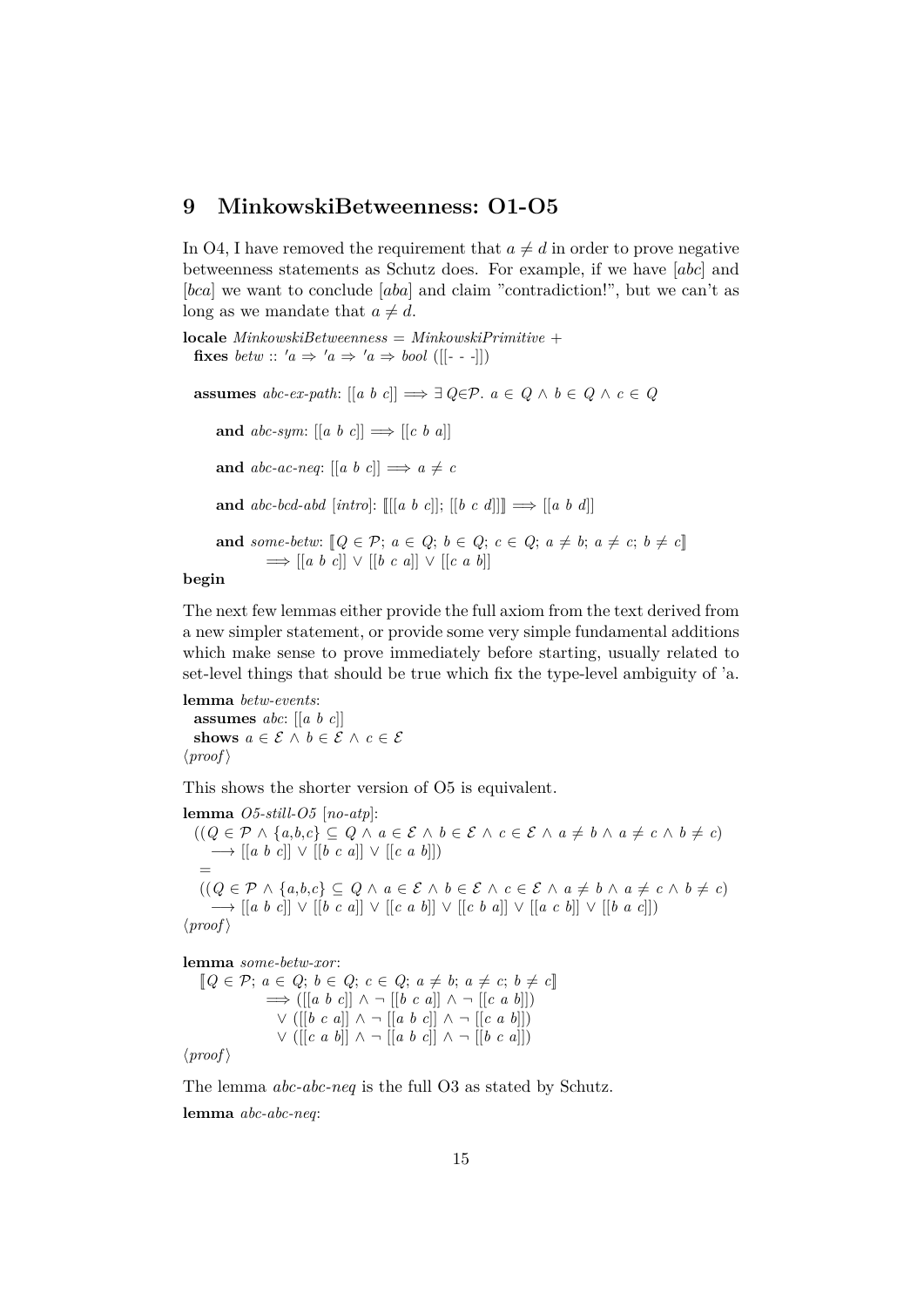# 9 MinkowskiBetweenness: O1-O5

In O4, I have removed the requirement that $a \neq d$ in order to prove negative betweenness statements as Schutz does. For example, if we have $[abc]$ and $[bca]$ we want to conclude $[aba]$ and claim "contradiction!", but we can't as long as we mandate that $a \neq d$.

**locale** *MinkowskiBetweenness* = *MinkowskiPrimitive* +
  **fixes** *betw* :: $'a \Rightarrow 'a \Rightarrow 'a \Rightarrow bool$ ([[- - -]])

  **assumes** *abc-ex-path*: $[[a\ b\ c]] \Longrightarrow \exists\ Q{\in}\mathcal{P}.\ a \in Q \wedge b \in Q \wedge c \in Q$

  **and** *abc-sym*: $[[a\ b\ c]] \Longrightarrow [[c\ b\ a]]$

  **and** *abc-ac-neq*: $[[a\ b\ c]] \Longrightarrow a \neq c$

  **and** *abc-bcd-abd* [*intro*]: $[\![[[a\ b\ c]];\ [[b\ c\ d]]]\!] \Longrightarrow [[a\ b\ d]]$

  **and** *some-betw*: $[\![Q \in \mathcal{P};\ a \in Q;\ b \in Q;\ c \in Q;\ a \neq b;\ a \neq c;\ b \neq c]\!]$
    $\Longrightarrow [[a\ b\ c]] \vee [[b\ c\ a]] \vee [[c\ a\ b]]$

**begin**

The next few lemmas either provide the full axiom from the text derived from a new simpler statement, or provide some very simple fundamental additions which make sense to prove immediately before starting, usually related to set-level things that should be true which fix the type-level ambiguity of 'a.

**lemma** *betw-events*:
  **assumes** *abc*: $[[a\ b\ c]]$
  **shows** $a \in \mathcal{E} \wedge b \in \mathcal{E} \wedge c \in \mathcal{E}$
⟨*proof*⟩

This shows the shorter version of O5 is equivalent.

**lemma** *O5-still-O5* [*no-atp*]:
  $((Q \in \mathcal{P} \wedge \{a,b,c\} \subseteq Q \wedge a \in \mathcal{E} \wedge b \in \mathcal{E} \wedge c \in \mathcal{E} \wedge a \neq b \wedge a \neq c \wedge b \neq c)$
    $\longrightarrow [[a\ b\ c]] \vee [[b\ c\ a]] \vee [[c\ a\ b]])$
  $=$
  $((Q \in \mathcal{P} \wedge \{a,b,c\} \subseteq Q \wedge a \in \mathcal{E} \wedge b \in \mathcal{E} \wedge c \in \mathcal{E} \wedge a \neq b \wedge a \neq c \wedge b \neq c)$
    $\longrightarrow [[a\ b\ c]] \vee [[b\ c\ a]] \vee [[c\ a\ b]] \vee [[c\ b\ a]] \vee [[a\ c\ b]] \vee [[b\ a\ c]])$
⟨*proof*⟩

**lemma** *some-betw-xor*:
  $[\![Q \in \mathcal{P};\ a \in Q;\ b \in Q;\ c \in Q;\ a \neq b;\ a \neq c;\ b \neq c]\!]$
    $\Longrightarrow ([[a\ b\ c]] \wedge \neg\ [[b\ c\ a]] \wedge \neg\ [[c\ a\ b]])$
    $\vee ([[b\ c\ a]] \wedge \neg\ [[a\ b\ c]] \wedge \neg\ [[c\ a\ b]])$
    $\vee ([[c\ a\ b]] \wedge \neg\ [[a\ b\ c]] \wedge \neg\ [[b\ c\ a]])$
⟨*proof*⟩

The lemma *abc-abc-neq* is the full O3 as stated by Schutz.

**lemma** *abc-abc-neq*: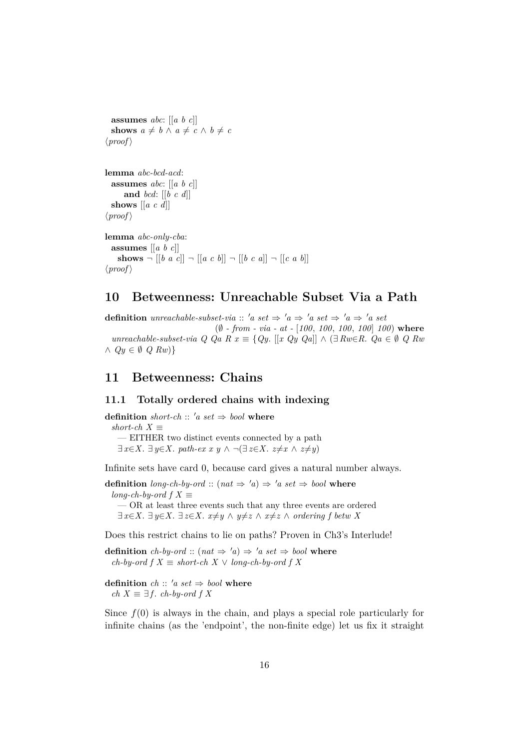**assumes** *abc*: $[[a\ b\ c]]$
**shows** $a \neq b \wedge a \neq c \wedge b \neq c$
⟨*proof*⟩

**lemma** *abc-bcd-acd*:
**assumes** *abc*: $[[a\ b\ c]]$
**and** *bcd*: $[[b\ c\ d]]$
**shows** $[[a\ c\ d]]$
⟨*proof*⟩

**lemma** *abc-only-cba*:
**assumes** $[[a\ b\ c]]$
**shows** $\neg\ [[b\ a\ c]]\ \neg\ [[a\ c\ b]]\ \neg\ [[b\ c\ a]]\ \neg\ [[c\ a\ b]]$
⟨*proof*⟩

# 10 Betweenness: Unreachable Subset Via a Path

**definition** *unreachable-subset-via* :: $'a\ set \Rightarrow\ 'a \Rightarrow\ 'a\ set \Rightarrow\ 'a \Rightarrow\ 'a\ set$
($\emptyset$ *- from - via - at -* [*100*, *100*, *100*, *100*] *100*) **where**
*unreachable-subset-via* $Q\ Qa\ R\ x \equiv \{Qy.\ [[x\ Qy\ Qa]] \wedge (\exists Rw{\in}R.\ Qa \in \emptyset\ Q\ Rw \wedge Qy \in \emptyset\ Q\ Rw)\}$

# 11 Betweenness: Chains

## 11.1 Totally ordered chains with indexing

**definition** *short-ch* :: $'a\ set \Rightarrow bool$ **where**
*short-ch* $X \equiv$
— EITHER two distinct events connected by a path
$\exists x{\in}X.\ \exists y{\in}X.\ path\text{-}ex\ x\ y \wedge \neg(\exists z{\in}X.\ z{\neq}x \wedge z{\neq}y)$

Infinite sets have card 0, because card gives a natural number always.

**definition** *long-ch-by-ord* :: $(nat \Rightarrow\ 'a) \Rightarrow\ 'a\ set \Rightarrow bool$ **where**
*long-ch-by-ord* $f\ X \equiv$
— OR at least three events such that any three events are ordered
$\exists x{\in}X.\ \exists y{\in}X.\ \exists z{\in}X.\ x{\neq}y \wedge y{\neq}z \wedge x{\neq}z \wedge ordering\ f\ betw\ X$

Does this restrict chains to lie on paths? Proven in Ch3's Interlude!

**definition** *ch-by-ord* :: $(nat \Rightarrow\ 'a) \Rightarrow\ 'a\ set \Rightarrow bool$ **where**
*ch-by-ord* $f\ X \equiv short\text{-}ch\ X \vee long\text{-}ch\text{-}by\text{-}ord\ f\ X$

**definition** *ch* :: $'a\ set \Rightarrow bool$ **where**
*ch* $X \equiv \exists f.\ ch\text{-}by\text{-}ord\ f\ X$

Since $f(0)$ is always in the chain, and plays a special role particularly for infinite chains (as the 'endpoint', the non-finite edge) let us fix it straight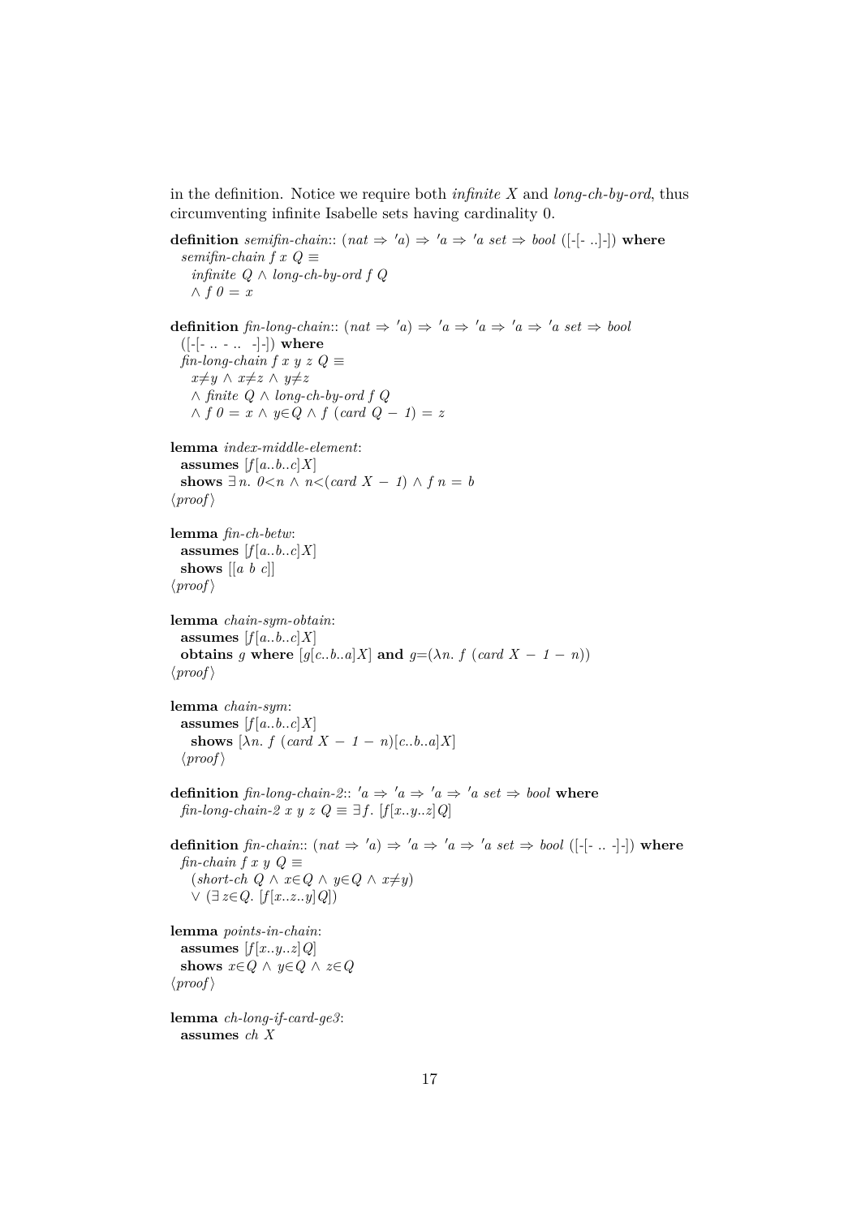in the definition. Notice we require both *infinite X* and *long-ch-by-ord*, thus circumventing infinite Isabelle sets having cardinality 0.

```
definition semifin-chain:: (nat ⇒ 'a) ⇒ 'a ⇒ 'a set ⇒ bool ([-[- ..]-]) where
  semifin-chain f x Q ≡
    infinite Q ∧ long-ch-by-ord f Q
    ∧ f 0 = x

definition fin-long-chain:: (nat ⇒ 'a) ⇒ 'a ⇒ 'a ⇒ 'a ⇒ 'a set ⇒ bool
  ([-[- .. - ..  -]-]) where
  fin-long-chain f x y z Q ≡
    x≠y ∧ x≠z ∧ y≠z
    ∧ finite Q ∧ long-ch-by-ord f Q
    ∧ f 0 = x ∧ y∈Q ∧ f (card Q − 1) = z

lemma index-middle-element:
  assumes [f[a..b..c]X]
  shows ∃ n. 0<n ∧ n<(card X − 1) ∧ f n = b
⟨proof⟩

lemma fin-ch-betw:
  assumes [f[a..b..c]X]
  shows [[a b c]]
⟨proof⟩

lemma chain-sym-obtain:
  assumes [f[a..b..c]X]
  obtains g where [g[c..b..a]X] and g=(λn. f (card X − 1 − n))
⟨proof⟩

lemma chain-sym:
  assumes [f[a..b..c]X]
    shows [λn. f (card X − 1 − n)[c..b..a]X]
  ⟨proof⟩

definition fin-long-chain-2:: 'a ⇒ 'a ⇒ 'a ⇒ 'a set ⇒ bool where
  fin-long-chain-2 x y z Q ≡ ∃ f. [f[x..y..z]Q]

definition fin-chain:: (nat ⇒ 'a) ⇒ 'a ⇒ 'a ⇒ 'a set ⇒ bool ([-[- .. -]-]) where
  fin-chain f x y Q ≡
    (short-ch Q ∧ x∈Q ∧ y∈Q ∧ x≠y)
    ∨ (∃ z∈Q. [f[x..z..y]Q])

lemma points-in-chain:
  assumes [f[x..y..z]Q]
  shows x∈Q ∧ y∈Q ∧ z∈Q
⟨proof⟩

lemma ch-long-if-card-ge3:
  assumes ch X
```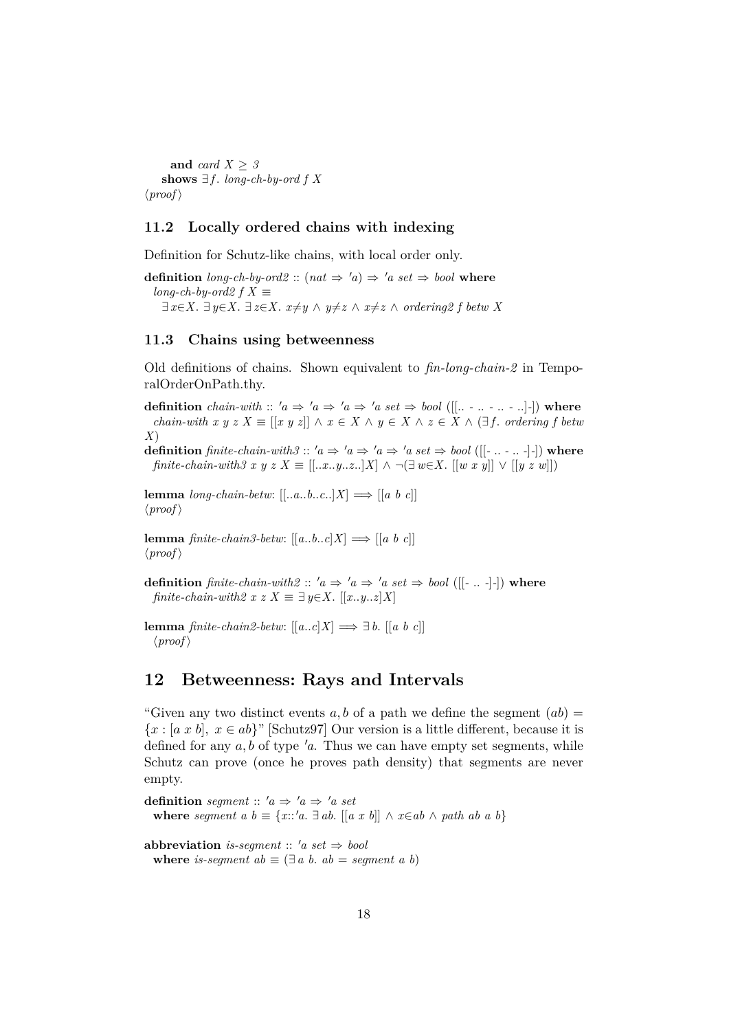**and** *card X* ≥ *3*
**shows** ∃*f*. *long-ch-by-ord f X*
⟨*proof*⟩

### 11.2 Locally ordered chains with indexing

Definition for Schutz-like chains, with local order only.

**definition** *long-ch-by-ord2* :: (*nat* ⇒ ′*a*) ⇒ ′*a set* ⇒ *bool* **where**
*long-ch-by-ord2 f X* ≡
∃*x*∈*X*. ∃*y*∈*X*. ∃*z*∈*X*. *x*≠*y* ∧ *y*≠*z* ∧ *x*≠*z* ∧ *ordering2 f betw X*

### 11.3 Chains using betweenness

Old definitions of chains. Shown equivalent to *fin-long-chain-2* in TemporalOrderOnPath.thy.

**definition** *chain-with* :: ′*a* ⇒ ′*a* ⇒ ′*a* ⇒ ′*a set* ⇒ *bool* ([[.. - .. - .. - ..]-]) **where**
*chain-with x y z X* ≡ [[*x y z*]] ∧ *x* ∈ *X* ∧ *y* ∈ *X* ∧ *z* ∈ *X* ∧ (∃*f*. *ordering f betw X*)
**definition** *finite-chain-with3* :: ′*a* ⇒ ′*a* ⇒ ′*a* ⇒ ′*a set* ⇒ *bool* ([[- .. - .. -]-]) **where**
*finite-chain-with3 x y z X* ≡ [[..*x*..*y*..*z*..]*X*] ∧ ¬(∃*w*∈*X*. [[*w x y*]] ∨ [[*y z w*]])

**lemma** *long-chain-betw*: [[..*a*..*b*..*c*..]*X*] ⟹ [[*a b c*]]
⟨*proof*⟩

**lemma** *finite-chain3-betw*: [[*a*..*b*..*c*]*X*] ⟹ [[*a b c*]]
⟨*proof*⟩

**definition** *finite-chain-with2* :: ′*a* ⇒ ′*a* ⇒ ′*a set* ⇒ *bool* ([[- .. -]-]) **where**
*finite-chain-with2 x z X* ≡ ∃*y*∈*X*. [[*x*..*y*..*z*]*X*]

**lemma** *finite-chain2-betw*: [[*a*..*c*]*X*] ⟹ ∃ *b*. [[*a b c*]]
⟨*proof*⟩

## 12 Betweenness: Rays and Intervals

"Given any two distinct events $a, b$ of a path we define the segment $(ab) = \{x : [a\ x\ b],\ x \in ab\}$" [Schutz97] Our version is a little different, because it is defined for any $a, b$ of type ′*a*. Thus we can have empty set segments, while Schutz can prove (once he proves path density) that segments are never empty.

**definition** *segment* :: ′*a* ⇒ ′*a* ⇒ ′*a set*
**where** *segment a b* ≡ {*x*::′*a*. ∃ *ab*. [[*a x b*]] ∧ *x*∈*ab* ∧ *path ab a b*}

**abbreviation** *is-segment* :: ′*a set* ⇒ *bool*
**where** *is-segment ab* ≡ (∃ *a b*. *ab* = *segment a b*)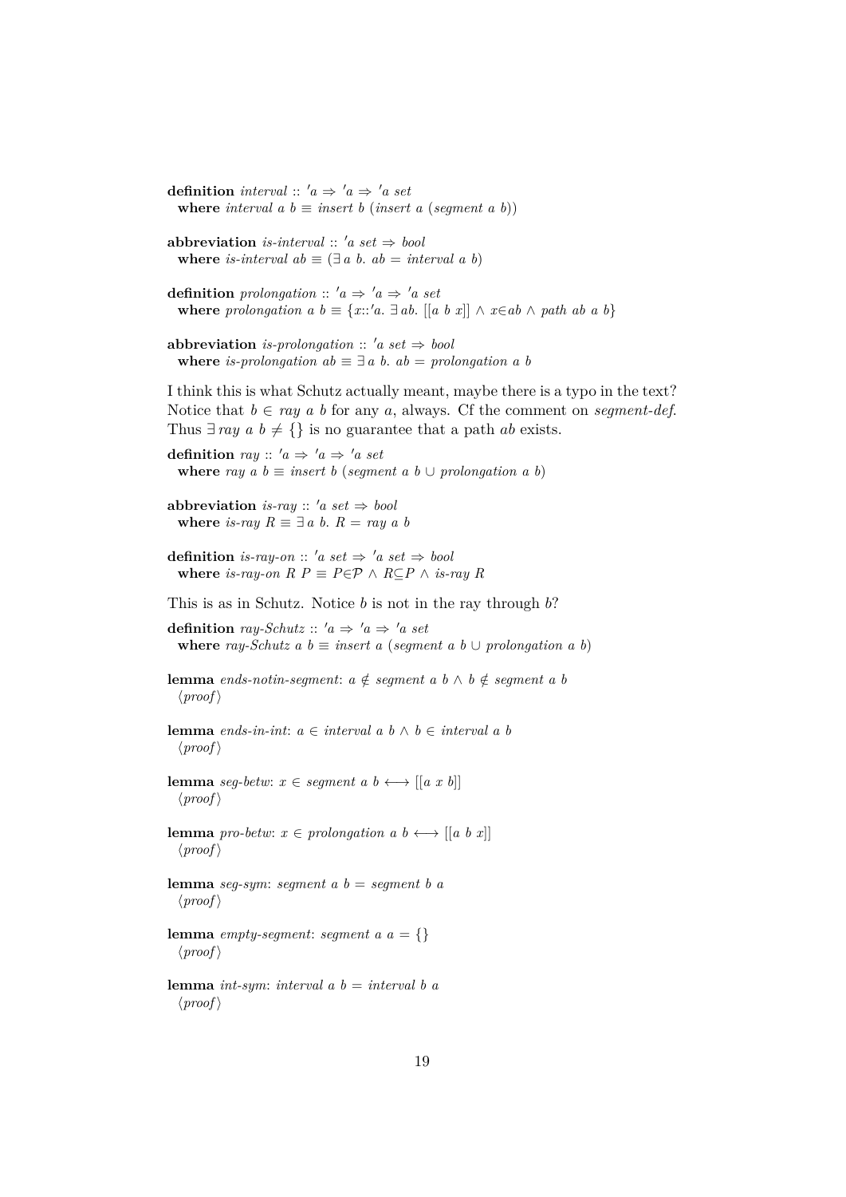**definition** *interval* :: $'a \Rightarrow 'a \Rightarrow 'a$ *set*
  **where** *interval a b* $\equiv$ *insert b* (*insert a* (*segment a b*))

**abbreviation** *is-interval* :: $'a$ *set* $\Rightarrow$ *bool*
  **where** *is-interval ab* $\equiv$ ($\exists$ *a b*. *ab* = *interval a b*)

**definition** *prolongation* :: $'a \Rightarrow 'a \Rightarrow 'a$ *set*
  **where** *prolongation a b* $\equiv$ $\{x::'a.\ \exists ab.\ [[a\ b\ x]] \land x \in ab \land path\ ab\ a\ b\}$

**abbreviation** *is-prolongation* :: $'a$ *set* $\Rightarrow$ *bool*
  **where** *is-prolongation ab* $\equiv \exists$ *a b*. *ab* = *prolongation a b*

I think this is what Schutz actually meant, maybe there is a typo in the text? Notice that $b \in$ *ray a b* for any $a$, always. Cf the comment on *segment-def*. Thus $\exists$ *ray a b* $\neq \{\}$ is no guarantee that a path *ab* exists.

**definition** *ray* :: $'a \Rightarrow 'a \Rightarrow 'a$ *set*
  **where** *ray a b* $\equiv$ *insert b* (*segment a b* $\cup$ *prolongation a b*)

**abbreviation** *is-ray* :: $'a$ *set* $\Rightarrow$ *bool*
  **where** *is-ray R* $\equiv \exists$ *a b*. *R* = *ray a b*

**definition** *is-ray-on* :: $'a$ *set* $\Rightarrow 'a$ *set* $\Rightarrow$ *bool*
  **where** *is-ray-on R P* $\equiv P \in \mathcal{P} \land R \subseteq P \land$ *is-ray R*

This is as in Schutz. Notice *b* is not in the ray through *b*?

**definition** *ray-Schutz* :: $'a \Rightarrow 'a \Rightarrow 'a$ *set*
  **where** *ray-Schutz a b* $\equiv$ *insert a* (*segment a b* $\cup$ *prolongation a b*)

**lemma** *ends-notin-segment*: $a \notin$ *segment a b* $\land\ b \notin$ *segment a b*
  ⟨*proof*⟩

**lemma** *ends-in-int*: $a \in$ *interval a b* $\land\ b \in$ *interval a b*
  ⟨*proof*⟩

**lemma** *seg-betw*: $x \in$ *segment a b* $\longleftrightarrow [[a\ x\ b]]$
  ⟨*proof*⟩

**lemma** *pro-betw*: $x \in$ *prolongation a b* $\longleftrightarrow [[a\ b\ x]]$
  ⟨*proof*⟩

**lemma** *seg-sym*: *segment a b* = *segment b a*
  ⟨*proof*⟩

**lemma** *empty-segment*: *segment a a* = $\{\}$
  ⟨*proof*⟩

**lemma** *int-sym*: *interval a b* = *interval b a*
  ⟨*proof*⟩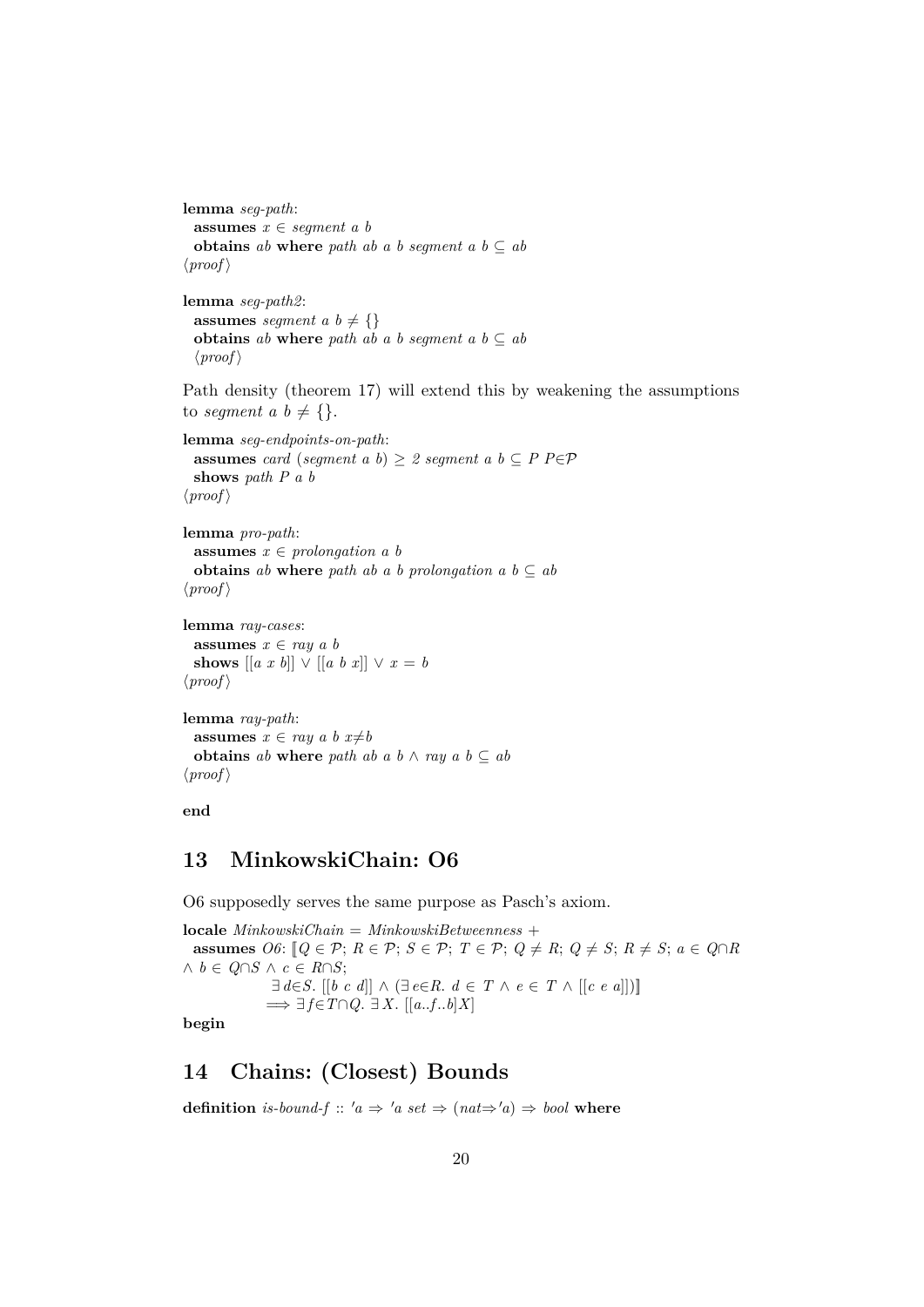**lemma** *seg-path*:
  **assumes** $x \in$ *segment a b*
  **obtains** *ab* **where** *path ab a b segment a b* $\subseteq$ *ab*
⟨*proof*⟩

**lemma** *seg-path2*:
  **assumes** *segment a b* $\neq$ {}
  **obtains** *ab* **where** *path ab a b segment a b* $\subseteq$ *ab*
  ⟨*proof*⟩

Path density (theorem 17) will extend this by weakening the assumptions to *segment a b* $\neq$ {}.

**lemma** *seg-endpoints-on-path*:
  **assumes** *card* (*segment a b*) $\geq$ *2 segment a b* $\subseteq$ *P P*$\in\mathcal{P}$
  **shows** *path P a b*
⟨*proof*⟩

**lemma** *pro-path*:
  **assumes** $x \in$ *prolongation a b*
  **obtains** *ab* **where** *path ab a b prolongation a b* $\subseteq$ *ab*
⟨*proof*⟩

**lemma** *ray-cases*:
  **assumes** $x \in$ *ray a b*
  **shows** [[*a x b*]] $\vee$ [[*a b x*]] $\vee$ *x* = *b*
⟨*proof*⟩

**lemma** *ray-path*:
  **assumes** $x \in$ *ray a b x*$\neq$*b*
  **obtains** *ab* **where** *path ab a b* $\wedge$ *ray a b* $\subseteq$ *ab*
⟨*proof*⟩

**end**

## 13 MinkowskiChain: O6

O6 supposedly serves the same purpose as Pasch's axiom.

**locale** *MinkowskiChain* = *MinkowskiBetweenness* +
  **assumes** *O6*: ⟦$Q \in \mathcal{P}$; $R \in \mathcal{P}$; $S \in \mathcal{P}$; $T \in \mathcal{P}$; $Q \neq R$; $Q \neq S$; $R \neq S$; $a \in Q \cap R$ $\wedge$ $b \in Q \cap S$ $\wedge$ $c \in R \cap S$;
                 $\exists\, d \in S$. [[*b c d*]] $\wedge$ ($\exists\, e \in R$. $d \in T$ $\wedge$ $e \in T$ $\wedge$ [[*c e a*]])⟧
               $\Longrightarrow$ $\exists f \in T \cap Q$. $\exists X$. [[*a..f..b*]*X*]
**begin**

## 14 Chains: (Closest) Bounds

**definition** *is-bound-f* :: *'a* $\Rightarrow$ *'a set* $\Rightarrow$ (*nat*$\Rightarrow$*'a*) $\Rightarrow$ *bool* **where**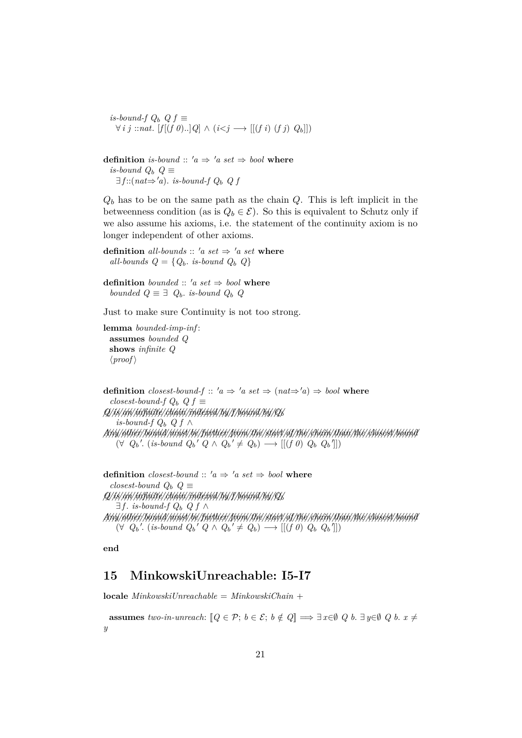*is-bound-f* $Q_b$ *Q f* ≡
  ∀ *i j* ::*nat*. [*f*[(*f 0*)..]*Q*] ∧ (*i*<*j* ⟶ [[(*f i*) (*f j*) $Q_b$]])

**definition** *is-bound* :: ′*a* ⇒ ′*a set* ⇒ *bool* **where**
  *is-bound* $Q_b$ *Q* ≡
    ∃*f*::(*nat*⇒′*a*). *is-bound-f* $Q_b$ *Q f*

$Q_b$ has to be on the same path as the chain $Q$. This is left implicit in the betweenness condition (as is $Q_b \in \mathcal{E}$). So this is equivalent to Schutz only if we also assume his axioms, i.e. the statement of the continuity axiom is no longer independent of other axioms.

**definition** *all-bounds* :: ′*a set* ⇒ ′*a set* **where**
  *all-bounds Q* = {$Q_b$. *is-bound* $Q_b$ *Q*}

**definition** *bounded* :: ′*a set* ⇒ *bool* **where**
  *bounded Q* ≡ ∃ $Q_b$. *is-bound* $Q_b$ *Q*

Just to make sure Continuity is not too strong.

**lemma** *bounded-imp-inf*:
  **assumes** *bounded Q*
  **shows** *infinite Q*
  ⟨*proof*⟩

**definition** *closest-bound-f* :: ′*a* ⇒ ′*a set* ⇒ (*nat*⇒′*a*) ⇒ *bool* **where**
  *closest-bound-f* $Q_b$ *Q f* ≡
~~Q is an infinite chain indexed by f bound by Qb~~
    *is-bound-f* $Q_b$ *Q f* ∧
~~Any other bound must be further from the start of the chain than the closest bound~~
    (∀ $Q_b$′. (*is-bound* $Q_b$′ *Q* ∧ $Q_b$′ ≠ $Q_b$) ⟶ [[(*f 0*) $Q_b$ $Q_b$′]])

**definition** *closest-bound* :: ′*a* ⇒ ′*a set* ⇒ *bool* **where**
  *closest-bound* $Q_b$ *Q* ≡
~~Q is an infinite chain indexed by f bound by Qb~~
    ∃*f*. *is-bound-f* $Q_b$ *Q f* ∧
~~Any other bound must be further from the start of the chain than the closest bound~~
    (∀ $Q_b$′. (*is-bound* $Q_b$′ *Q* ∧ $Q_b$′ ≠ $Q_b$) ⟶ [[(*f 0*) $Q_b$ $Q_b$′]])

**end**

# 15 MinkowskiUnreachable: I5-I7

**locale** *MinkowskiUnreachable* = *MinkowskiChain* +

  **assumes** *two-in-unreach*: [[$Q \in \mathcal{P}$; $b \in \mathcal{E}$; $b \notin Q$]] ⟹ ∃*x*∈∅ *Q b*. ∃*y*∈∅ *Q b*. *x* ≠ *y*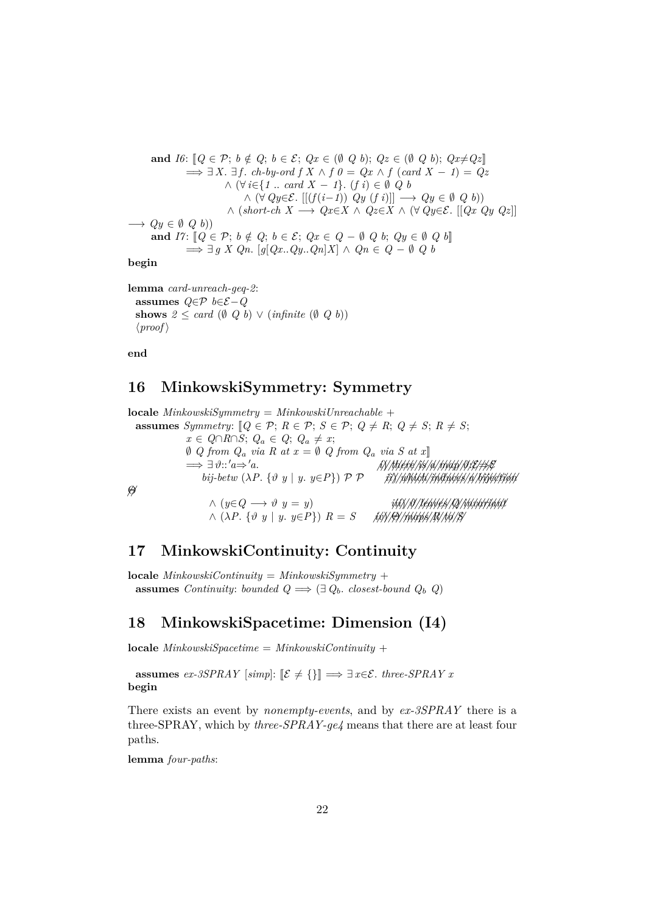**and** *I6*: $[\![Q \in \mathcal{P};\ b \notin Q;\ b \in \mathcal{E};\ Qx \in (\emptyset\ Q\ b);\ Qz \in (\emptyset\ Q\ b);\ Qx \neq Qz]\!]$
$\Longrightarrow \exists X.\ \exists f.\ ch\text{-}by\text{-}ord\ f\ X \wedge f\ 0 = Qx \wedge f\ (card\ X - 1) = Qz$
$\wedge\ (\forall i \in \{1\ ..\ card\ X - 1\}.\ (f\ i) \in \emptyset\ Q\ b$
$\wedge\ (\forall Qy \in \mathcal{E}.\ [[(f(i-1))\ Qy\ (f\ i)]] \longrightarrow Qy \in \emptyset\ Q\ b))$
$\wedge\ (short\text{-}ch\ X \longrightarrow Qx \in X \wedge Qz \in X \wedge (\forall Qy \in \mathcal{E}.\ [[Qx\ Qy\ Qz]]$
$\longrightarrow Qy \in \emptyset\ Q\ b))$
**and** *I7*: $[\![Q \in \mathcal{P};\ b \notin Q;\ b \in \mathcal{E};\ Qx \in Q - \emptyset\ Q\ b;\ Qy \in \emptyset\ Q\ b]\!]$
$\Longrightarrow \exists\ g\ X\ Qn.\ [g[Qx..Qy..Qn]X] \wedge Qn \in Q - \emptyset\ Q\ b$
**begin**

**lemma** *card-unreach-geq-2*:
  **assumes** $Q \in \mathcal{P}\ b \in \mathcal{E} - Q$
  **shows** $2 \leq card\ (\emptyset\ Q\ b) \vee (infinite\ (\emptyset\ Q\ b))$
  ⟨*proof*⟩

**end**

## 16 MinkowskiSymmetry: Symmetry

**locale** *MinkowskiSymmetry* = *MinkowskiUnreachable* +
  **assumes** *Symmetry*: $[\![Q \in \mathcal{P};\ R \in \mathcal{P};\ S \in \mathcal{P};\ Q \neq R;\ Q \neq S;\ R \neq S;$
  $x \in Q \cap R \cap S;\ Q_a \in Q;\ Q_a \neq x;$
  $\emptyset\ Q\ from\ Q_a\ via\ R\ at\ x = \emptyset\ Q\ from\ Q_a\ via\ S\ at\ x]\!]$
  $\Longrightarrow \exists \vartheta::'a \Rightarrow 'a.$ ~~i) there is a map ϑ:E⇒E~~
  $bij\text{-}betw\ (\lambda P.\ \{\vartheta\ y \mid y.\ y \in P\})\ \mathcal{P}\ \mathcal{P}$ ~~ii) which induces a bijection Θ~~
  $\wedge\ (y \in Q \longrightarrow \vartheta\ y = y)$ ~~iii) ϑ leaves Q invariant~~
  $\wedge\ (\lambda P.\ \{\vartheta\ y \mid y.\ y \in P\})\ R = S$ ~~iv) Θ maps R to S~~

## 17 MinkowskiContinuity: Continuity

**locale** *MinkowskiContinuity* = *MinkowskiSymmetry* +
  **assumes** *Continuity*: $bounded\ Q \Longrightarrow (\exists\ Q_b.\ closest\text{-}bound\ Q_b\ Q)$

## 18 MinkowskiSpacetime: Dimension (I4)

**locale** *MinkowskiSpacetime* = *MinkowskiContinuity* +

  **assumes** *ex-3SPRAY* [*simp*]: $[\![\mathcal{E} \neq \{\}]\!] \Longrightarrow \exists x \in \mathcal{E}.\ three\text{-}SPRAY\ x$
**begin**

There exists an event by *nonempty-events*, and by *ex-3SPRAY* there is a three-SPRAY, which by *three-SPRAY-ge4* means that there are at least four paths.

**lemma** *four-paths*: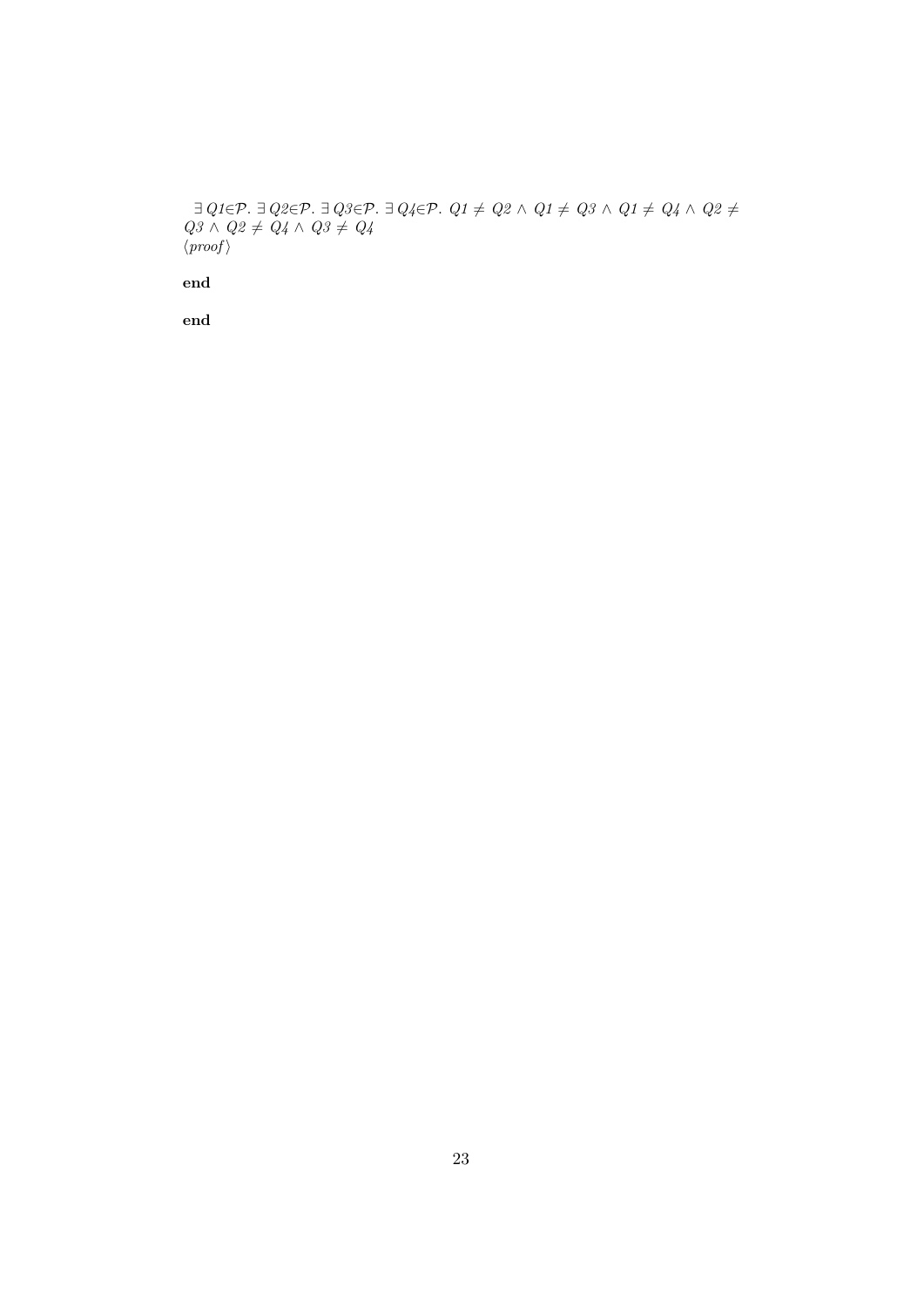$\exists\, Q1 \in \mathcal{P}.\ \exists\, Q2 \in \mathcal{P}.\ \exists\, Q3 \in \mathcal{P}.\ \exists\, Q4 \in \mathcal{P}.\ Q1 \neq Q2 \wedge Q1 \neq Q3 \wedge Q1 \neq Q4 \wedge Q2 \neq Q3 \wedge Q2 \neq Q4 \wedge Q3 \neq Q4$
$\langle proof \rangle$

**end**

**end**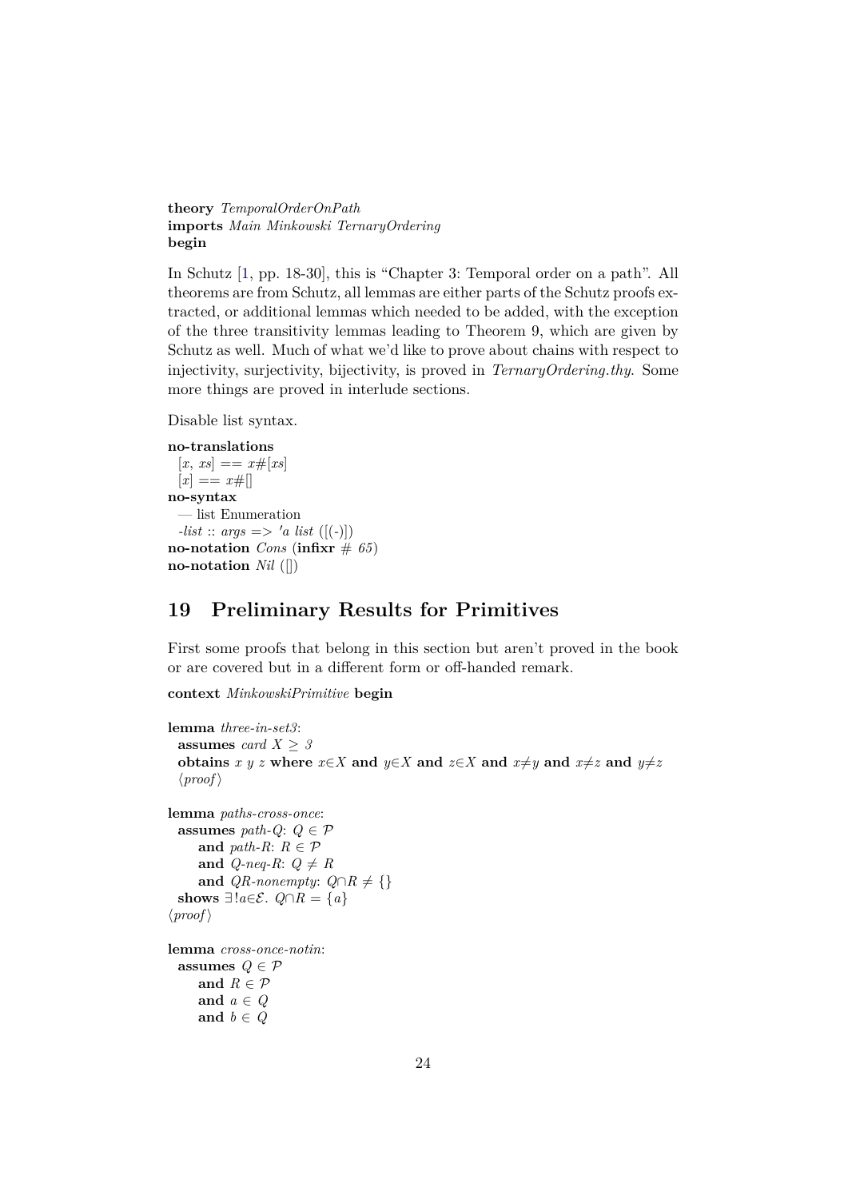**theory** *TemporalOrderOnPath*
**imports** *Main Minkowski TernaryOrdering*
**begin**

In Schutz [1, pp. 18-30], this is "Chapter 3: Temporal order on a path". All theorems are from Schutz, all lemmas are either parts of the Schutz proofs extracted, or additional lemmas which needed to be added, with the exception of the three transitivity lemmas leading to Theorem 9, which are given by Schutz as well. Much of what we'd like to prove about chains with respect to injectivity, surjectivity, bijectivity, is proved in *TernaryOrdering.thy*. Some more things are proved in interlude sections.

Disable list syntax.

```
no-translations
  [x, xs] == x#[xs]
  [x] == x#[]
no-syntax
  — list Enumeration
  -list :: args => 'a list ([(-)])
no-notation Cons (infixr # 65)
no-notation Nil ([])
```

## 19 Preliminary Results for Primitives

First some proofs that belong in this section but aren't proved in the book or are covered but in a different form or off-handed remark.

```
context MinkowskiPrimitive begin

lemma three-in-set3:
  assumes card X ≥ 3
  obtains x y z where x∈X and y∈X and z∈X and x≠y and x≠z and y≠z
  ⟨proof⟩

lemma paths-cross-once:
  assumes path-Q: Q ∈ 𝒫
      and path-R: R ∈ 𝒫
      and Q-neq-R: Q ≠ R
      and QR-nonempty: Q∩R ≠ {}
  shows ∃!a∈ℰ. Q∩R = {a}
⟨proof⟩

lemma cross-once-notin:
  assumes Q ∈ 𝒫
      and R ∈ 𝒫
      and a ∈ Q
      and b ∈ Q
```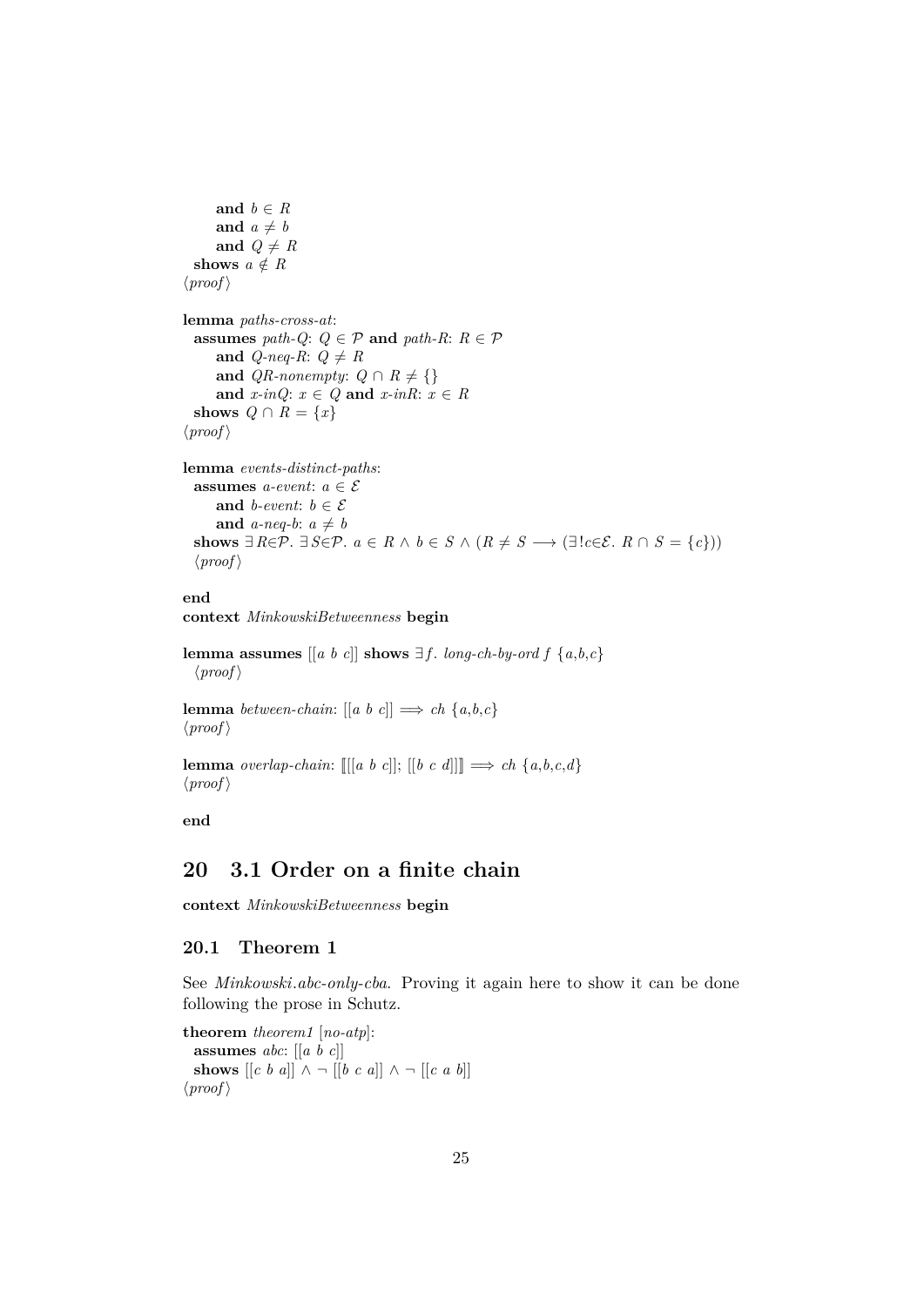```
    and b ∈ R
    and a ≠ b
    and Q ≠ R
  shows a ∉ R
⟨proof⟩

lemma paths-cross-at:
  assumes path-Q: Q ∈ 𝒫 and path-R: R ∈ 𝒫
    and Q-neq-R: Q ≠ R
    and QR-nonempty: Q ∩ R ≠ {}
    and x-inQ: x ∈ Q and x-inR: x ∈ R
  shows Q ∩ R = {x}
⟨proof⟩

lemma events-distinct-paths:
  assumes a-event: a ∈ ℰ
    and b-event: b ∈ ℰ
    and a-neq-b: a ≠ b
  shows ∃R∈𝒫. ∃S∈𝒫. a ∈ R ∧ b ∈ S ∧ (R ≠ S ⟶ (∃!c∈ℰ. R ∩ S = {c}))
  ⟨proof⟩

end
context MinkowskiBetweenness begin

lemma assumes [[a b c]] shows ∃f. long-ch-by-ord f {a,b,c}
  ⟨proof⟩

lemma between-chain: [[a b c]] ⟹ ch {a,b,c}
⟨proof⟩

lemma overlap-chain: ⟦[[a b c]]; [[b c d]]⟧ ⟹ ch {a,b,c,d}
⟨proof⟩

end
```

# 20 3.1 Order on a finite chain

```
context MinkowskiBetweenness begin
```

## 20.1 Theorem 1

See *Minkowski.abc-only-cba*. Proving it again here to show it can be done following the prose in Schutz.

```
theorem theorem1 [no-atp]:
  assumes abc: [[a b c]]
  shows [[c b a]] ∧ ¬ [[b c a]] ∧ ¬ [[c a b]]
⟨proof⟩
```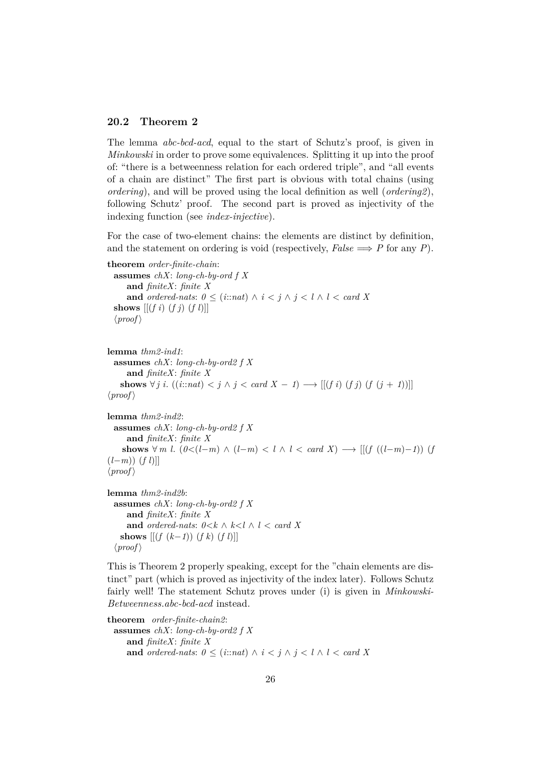### 20.2 Theorem 2

The lemma *abc-bcd-acd*, equal to the start of Schutz's proof, is given in *Minkowski* in order to prove some equivalences. Splitting it up into the proof of: "there is a betweenness relation for each ordered triple", and "all events of a chain are distinct" The first part is obvious with total chains (using *ordering*), and will be proved using the local definition as well (*ordering2*), following Schutz' proof. The second part is proved as injectivity of the indexing function (see *index-injective*).

For the case of two-element chains: the elements are distinct by definition, and the statement on ordering is void (respectively, $False \Longrightarrow P$ for any $P$).

**theorem** *order-finite-chain*:
  **assumes** *chX*: *long-ch-by-ord f X*
    **and** *finiteX*: *finite X*
    **and** *ordered-nats*: $0 \leq (i::nat) \wedge i < j \wedge j < l \wedge l < card\ X$
  **shows** $[[(f\ i)\ (f\ j)\ (f\ l)]]$
  ⟨*proof*⟩

**lemma** *thm2-ind1*:
  **assumes** *chX*: *long-ch-by-ord2 f X*
    **and** *finiteX*: *finite X*
  **shows** $\forall j\ i.\ ((i::nat) < j \wedge j < card\ X - 1) \longrightarrow [[(f\ i)\ (f\ j)\ (f\ (j + 1))]]$
⟨*proof*⟩

**lemma** *thm2-ind2*:
  **assumes** *chX*: *long-ch-by-ord2 f X*
    **and** *finiteX*: *finite X*
  **shows** $\forall m\ l.\ (0<(l-m) \wedge (l-m) < l \wedge l < card\ X) \longrightarrow [[(f\ ((l-m)-1))\ (f\ (l-m))\ (f\ l)]]$
⟨*proof*⟩

**lemma** *thm2-ind2b*:
  **assumes** *chX*: *long-ch-by-ord2 f X*
    **and** *finiteX*: *finite X*
    **and** *ordered-nats*: $0<k \wedge k<l \wedge l < card\ X$
  **shows** $[[(f\ (k-1))\ (f\ k)\ (f\ l)]]$
  ⟨*proof*⟩

This is Theorem 2 properly speaking, except for the "chain elements are distinct" part (which is proved as injectivity of the index later). Follows Schutz fairly well! The statement Schutz proves under (i) is given in *Minkowski-Betweenness.abc-bcd-acd* instead.

**theorem** *order-finite-chain2*:
  **assumes** *chX*: *long-ch-by-ord2 f X*
    **and** *finiteX*: *finite X*
    **and** *ordered-nats*: $0 \leq (i::nat) \wedge i < j \wedge j < l \wedge l < card\ X$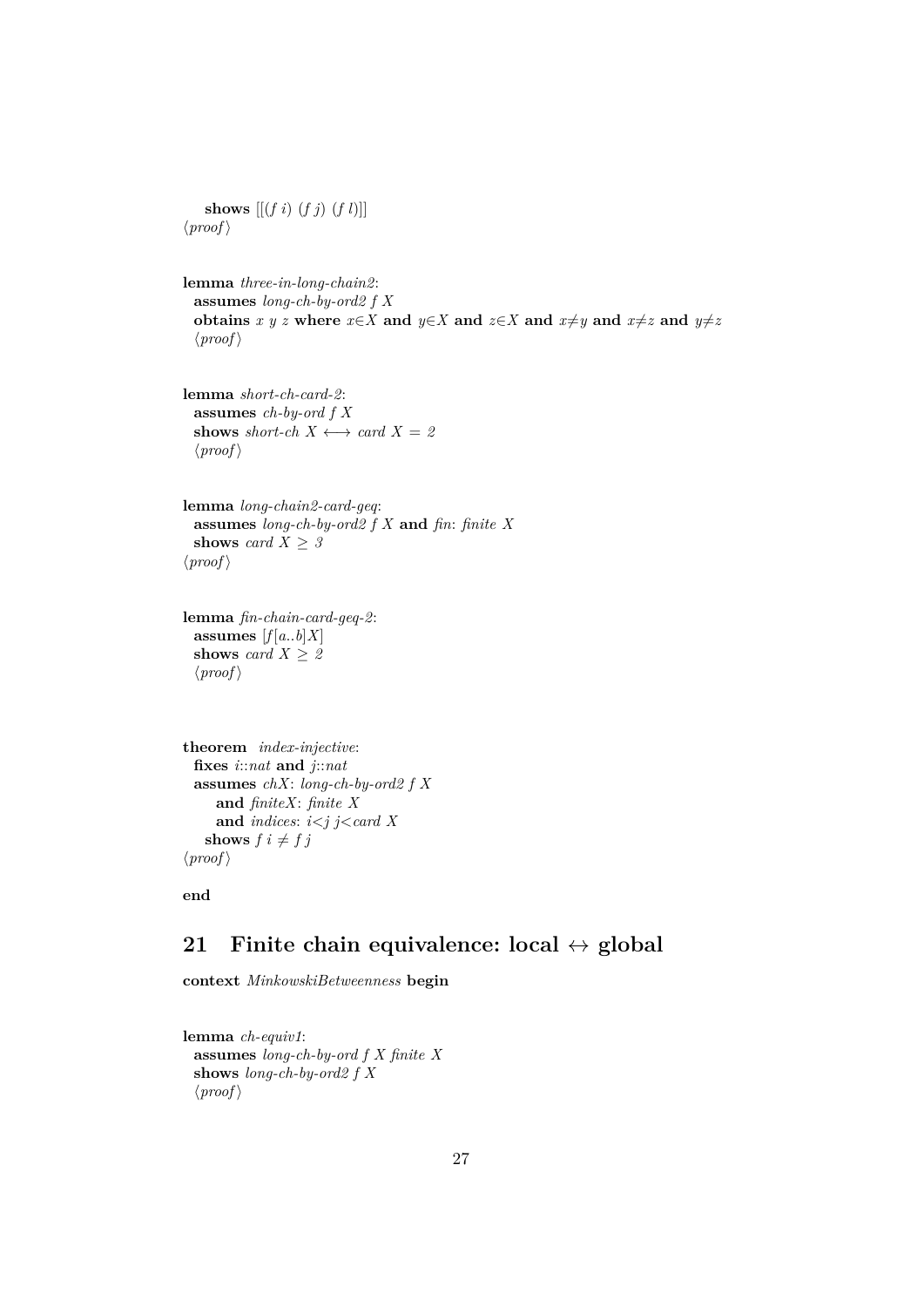**shows** [[(*f i*) (*f j*) (*f l*)]]
⟨*proof*⟩

**lemma** *three-in-long-chain2*:
**assumes** *long-ch-by-ord2 f X*
**obtains** *x y z* **where** *x*∈*X* **and** *y*∈*X* **and** *z*∈*X* **and** *x*≠*y* **and** *x*≠*z* **and** *y*≠*z*
⟨*proof*⟩

**lemma** *short-ch-card-2*:
**assumes** *ch-by-ord f X*
**shows** *short-ch X* ⟷ *card X* = *2*
⟨*proof*⟩

**lemma** *long-chain2-card-geq*:
**assumes** *long-ch-by-ord2 f X* **and** *fin*: *finite X*
**shows** *card X* ≥ *3*
⟨*proof*⟩

**lemma** *fin-chain-card-geq-2*:
**assumes** [*f*[*a*..*b*]*X*]
**shows** *card X* ≥ *2*
⟨*proof*⟩

**theorem** *index-injective*:
**fixes** *i*::*nat* **and** *j*::*nat*
**assumes** *chX*: *long-ch-by-ord2 f X*
**and** *finiteX*: *finite X*
**and** *indices*: *i*<*j j*<*card X*
**shows** *f i* ≠ *f j*
⟨*proof*⟩

**end**

## 21 Finite chain equivalence: local ↔ global

**context** *MinkowskiBetweenness* **begin**

**lemma** *ch-equiv1*:
**assumes** *long-ch-by-ord f X finite X*
**shows** *long-ch-by-ord2 f X*
⟨*proof*⟩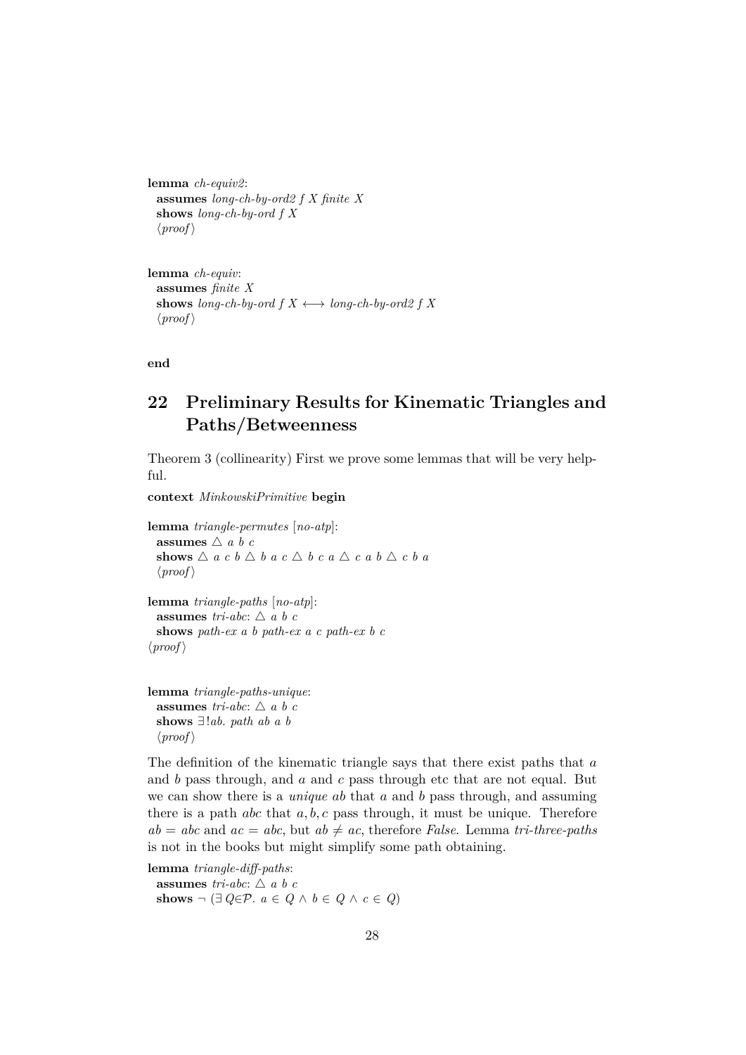```
lemma ch-equiv2:
  assumes long-ch-by-ord2 f X finite X
  shows long-ch-by-ord f X
  ⟨proof⟩

lemma ch-equiv:
  assumes finite X
  shows long-ch-by-ord f X ⟷ long-ch-by-ord2 f X
  ⟨proof⟩

end
```

# 22 Preliminary Results for Kinematic Triangles and Paths/Betweenness

Theorem 3 (collinearity) First we prove some lemmas that will be very helpful.

```
context MinkowskiPrimitive begin

lemma triangle-permutes [no-atp]:
  assumes △ a b c
  shows △ a c b △ b a c △ b c a △ c a b △ c b a
  ⟨proof⟩

lemma triangle-paths [no-atp]:
  assumes tri-abc: △ a b c
  shows path-ex a b path-ex a c path-ex b c
⟨proof⟩

lemma triangle-paths-unique:
  assumes tri-abc: △ a b c
  shows ∃!ab. path ab a b
  ⟨proof⟩
```

The definition of the kinematic triangle says that there exist paths that $a$ and $b$ pass through, and $a$ and $c$ pass through etc that are not equal. But we can show there is a *unique* $ab$ that $a$ and $b$ pass through, and assuming there is a path $abc$ that $a, b, c$ pass through, it must be unique. Therefore $ab = abc$ and $ac = abc$, but $ab \neq ac$, therefore *False*. Lemma *tri-three-paths* is not in the books but might simplify some path obtaining.

```
lemma triangle-diff-paths:
  assumes tri-abc: △ a b c
  shows ¬ (∃ Q∈𝒫. a ∈ Q ∧ b ∈ Q ∧ c ∈ Q)
```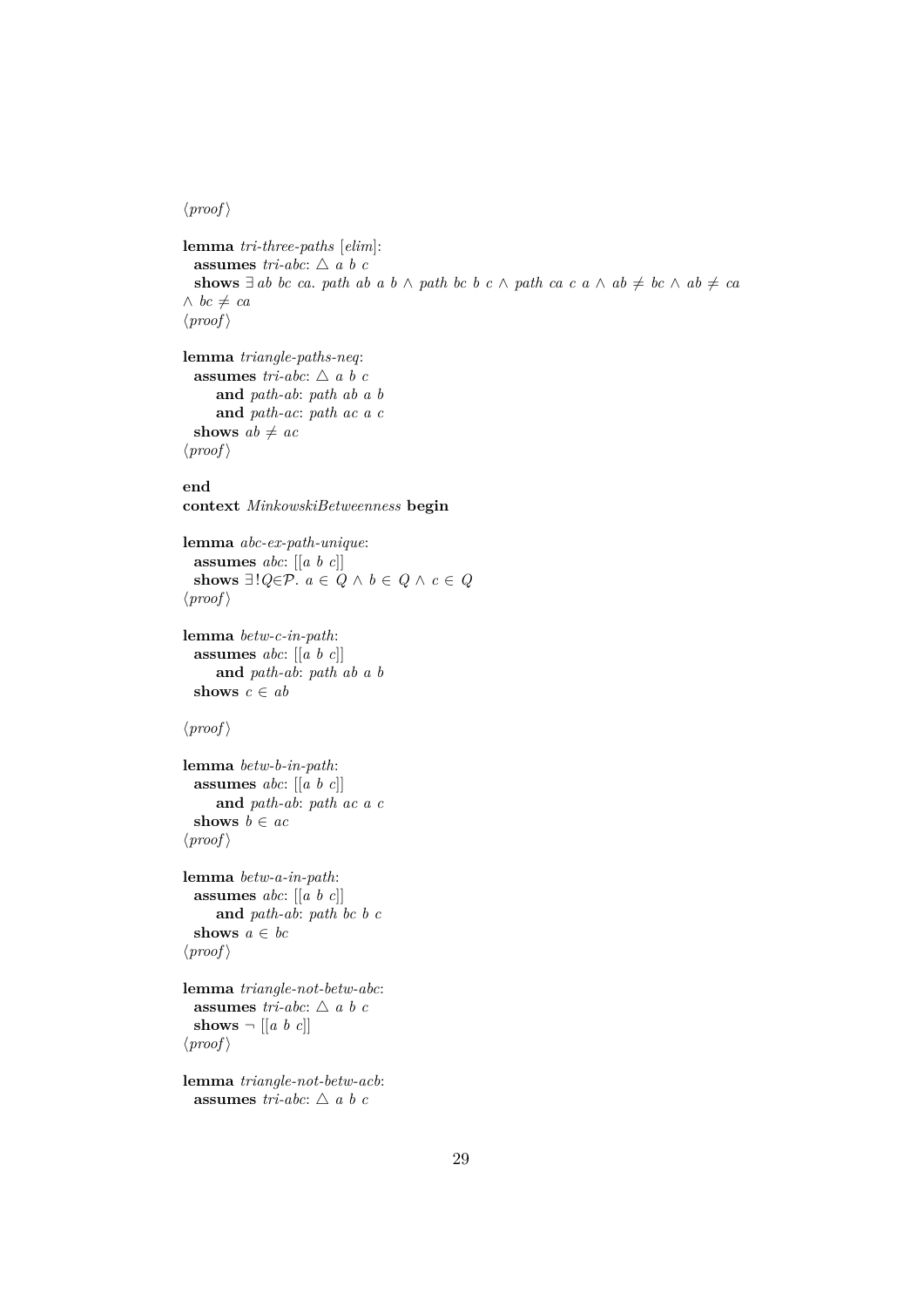⟨proof⟩

**lemma** *tri-three-paths* [*elim*]:
  **assumes** *tri-abc*: $\triangle$ *a b c*
  **shows** $\exists$ *ab bc ca*. *path ab a b* $\wedge$ *path bc b c* $\wedge$ *path ca c a* $\wedge$ *ab* $\neq$ *bc* $\wedge$ *ab* $\neq$ *ca* $\wedge$ *bc* $\neq$ *ca*
⟨proof⟩

**lemma** *triangle-paths-neq*:
  **assumes** *tri-abc*: $\triangle$ *a b c*
    **and** *path-ab*: *path ab a b*
    **and** *path-ac*: *path ac a c*
  **shows** *ab* $\neq$ *ac*
⟨proof⟩

**end**
**context** *MinkowskiBetweenness* **begin**

**lemma** *abc-ex-path-unique*:
  **assumes** *abc*: [[*a b c*]]
  **shows** $\exists! Q \in \mathcal{P}$. *a* $\in$ *Q* $\wedge$ *b* $\in$ *Q* $\wedge$ *c* $\in$ *Q*
⟨proof⟩

**lemma** *betw-c-in-path*:
  **assumes** *abc*: [[*a b c*]]
    **and** *path-ab*: *path ab a b*
  **shows** *c* $\in$ *ab*

⟨proof⟩

**lemma** *betw-b-in-path*:
  **assumes** *abc*: [[*a b c*]]
    **and** *path-ab*: *path ac a c*
  **shows** *b* $\in$ *ac*
⟨proof⟩

**lemma** *betw-a-in-path*:
  **assumes** *abc*: [[*a b c*]]
    **and** *path-ab*: *path bc b c*
  **shows** *a* $\in$ *bc*
⟨proof⟩

**lemma** *triangle-not-betw-abc*:
  **assumes** *tri-abc*: $\triangle$ *a b c*
  **shows** $\neg$ [[*a b c*]]
⟨proof⟩

**lemma** *triangle-not-betw-acb*:
  **assumes** *tri-abc*: $\triangle$ *a b c*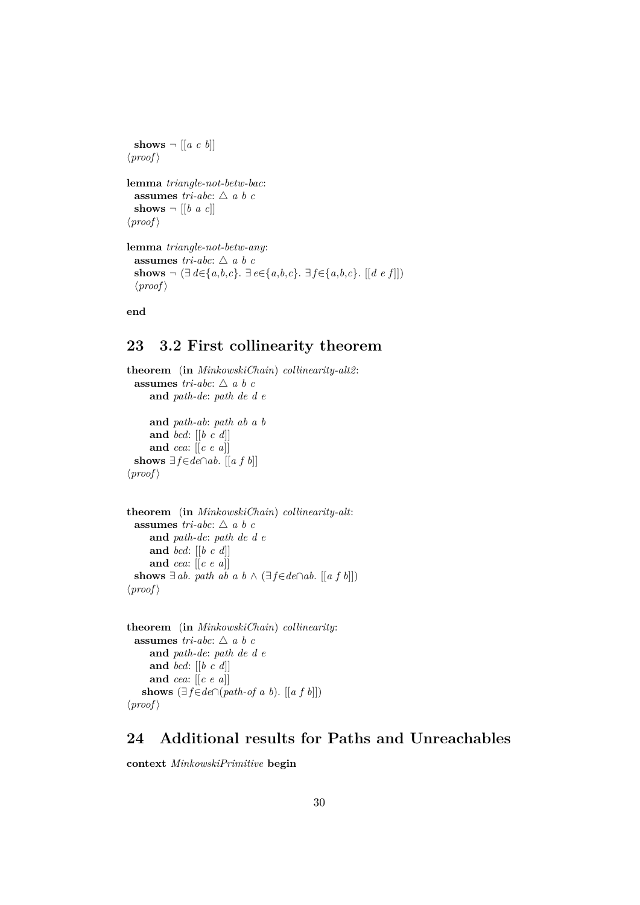```
  shows ¬ [[a c b]]
⟨proof⟩

lemma triangle-not-betw-bac:
  assumes tri-abc: △ a b c
  shows ¬ [[b a c]]
⟨proof⟩

lemma triangle-not-betw-any:
  assumes tri-abc: △ a b c
  shows ¬ (∃ d∈{a,b,c}. ∃ e∈{a,b,c}. ∃ f∈{a,b,c}. [[d e f]])
  ⟨proof⟩

end
```

## 23 3.2 First collinearity theorem

```
theorem (in MinkowskiChain) collinearity-alt2:
  assumes tri-abc: △ a b c
      and path-de: path de d e

      and path-ab: path ab a b
      and bcd: [[b c d]]
      and cea: [[c e a]]
  shows ∃f∈de∩ab. [[a f b]]
⟨proof⟩


theorem (in MinkowskiChain) collinearity-alt:
  assumes tri-abc: △ a b c
      and path-de: path de d e
      and bcd: [[b c d]]
      and cea: [[c e a]]
  shows ∃ ab. path ab a b ∧ (∃f∈de∩ab. [[a f b]])
⟨proof⟩


theorem (in MinkowskiChain) collinearity:
  assumes tri-abc: △ a b c
      and path-de: path de d e
      and bcd: [[b c d]]
      and cea: [[c e a]]
    shows (∃f∈de∩(path-of a b). [[a f b]])
⟨proof⟩
```

## 24 Additional results for Paths and Unreachables

```
context MinkowskiPrimitive begin
```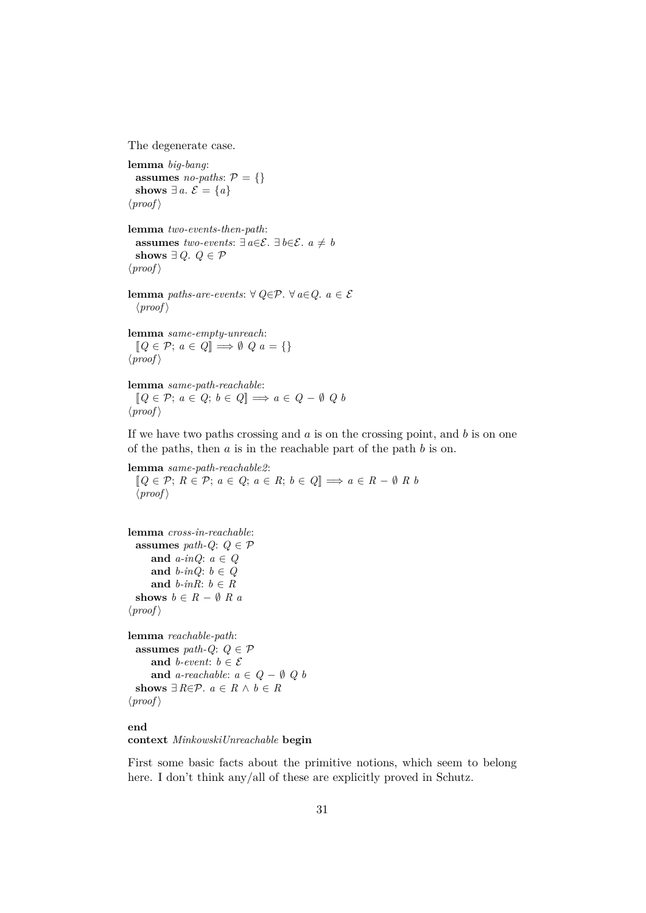The degenerate case.

**lemma** *big-bang*:
  **assumes** *no-paths*: $\mathcal{P} = \{\}$
  **shows** $\exists\, a.\ \mathcal{E} = \{a\}$
$\langle proof \rangle$

**lemma** *two-events-then-path*:
  **assumes** *two-events*: $\exists\, a{\in}\mathcal{E}.\ \exists\, b{\in}\mathcal{E}.\ a \neq b$
  **shows** $\exists\, Q.\ Q \in \mathcal{P}$
$\langle proof \rangle$

**lemma** *paths-are-events*: $\forall\, Q{\in}\mathcal{P}.\ \forall\, a{\in}Q.\ a \in \mathcal{E}$
  $\langle proof \rangle$

**lemma** *same-empty-unreach*:
  $[\![Q \in \mathcal{P};\ a \in Q]\!] \Longrightarrow \emptyset\ Q\ a = \{\}$
$\langle proof \rangle$

**lemma** *same-path-reachable*:
  $[\![Q \in \mathcal{P};\ a \in Q;\ b \in Q]\!] \Longrightarrow a \in Q - \emptyset\ Q\ b$
$\langle proof \rangle$

If we have two paths crossing and $a$ is on the crossing point, and $b$ is on one of the paths, then $a$ is in the reachable part of the path $b$ is on.

**lemma** *same-path-reachable2*:
  $[\![Q \in \mathcal{P};\ R \in \mathcal{P};\ a \in Q;\ a \in R;\ b \in Q]\!] \Longrightarrow a \in R - \emptyset\ R\ b$
  $\langle proof \rangle$

**lemma** *cross-in-reachable*:
  **assumes** *path-Q*: $Q \in \mathcal{P}$
    **and** *a-inQ*: $a \in Q$
    **and** *b-inQ*: $b \in Q$
    **and** *b-inR*: $b \in R$
  **shows** $b \in R - \emptyset\ R\ a$
$\langle proof \rangle$

**lemma** *reachable-path*:
  **assumes** *path-Q*: $Q \in \mathcal{P}$
    **and** *b-event*: $b \in \mathcal{E}$
    **and** *a-reachable*: $a \in Q - \emptyset\ Q\ b$
  **shows** $\exists\, R{\in}\mathcal{P}.\ a \in R \wedge b \in R$
$\langle proof \rangle$

**end**
**context** *MinkowskiUnreachable* **begin**

First some basic facts about the primitive notions, which seem to belong here. I don't think any/all of these are explicitly proved in Schutz.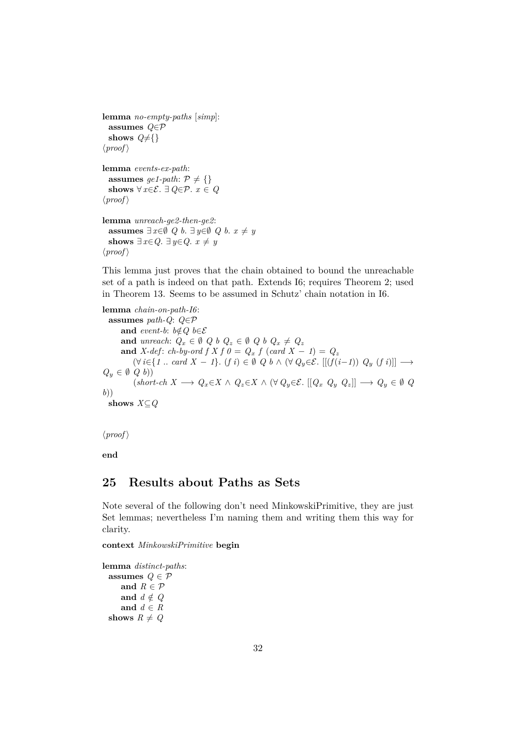**lemma** *no-empty-paths* [*simp*]:
  **assumes** $Q \in \mathcal{P}$
  **shows** $Q \neq \{\}$
⟨*proof*⟩

**lemma** *events-ex-path*:
  **assumes** *ge1-path*: $\mathcal{P} \neq \{\}$
  **shows** $\forall x \in \mathcal{E}.\ \exists Q \in \mathcal{P}.\ x \in Q$
⟨*proof*⟩

**lemma** *unreach-ge2-then-ge2*:
  **assumes** $\exists x \in \emptyset\ Q\ b.\ \exists y \in \emptyset\ Q\ b.\ x \neq y$
  **shows** $\exists x \in Q.\ \exists y \in Q.\ x \neq y$
⟨*proof*⟩

This lemma just proves that the chain obtained to bound the unreachable set of a path is indeed on that path. Extends I6; requires Theorem 2; used in Theorem 13. Seems to be assumed in Schutz' chain notation in I6.

**lemma** *chain-on-path-I6*:
  **assumes** *path-Q*: $Q \in \mathcal{P}$
    **and** *event-b*: $b \notin Q\ b \in \mathcal{E}$
    **and** *unreach*: $Q_x \in \emptyset\ Q\ b\ Q_z \in \emptyset\ Q\ b\ Q_x \neq Q_z$
    **and** *X-def*: *ch-by-ord* $f\ X\ f\ 0 = Q_x\ f\ (card\ X - 1) = Q_z$
      $(\forall i \in \{1\ ..\ card\ X - 1\}.\ (f\ i) \in \emptyset\ Q\ b \wedge (\forall Q_y \in \mathcal{E}.\ [[(f(i-1))\ Q_y\ (f\ i)]] \longrightarrow Q_y \in \emptyset\ Q\ b))$
      $(short\text{-}ch\ X \longrightarrow Q_x \in X \wedge Q_z \in X \wedge (\forall Q_y \in \mathcal{E}.\ [[Q_x\ Q_y\ Q_z]] \longrightarrow Q_y \in \emptyset\ Q\ b))$
  **shows** $X \subseteq Q$

⟨*proof*⟩

**end**

## 25 Results about Paths as Sets

Note several of the following don't need MinkowskiPrimitive, they are just Set lemmas; nevertheless I'm naming them and writing them this way for clarity.

**context** *MinkowskiPrimitive* **begin**

**lemma** *distinct-paths*:
  **assumes** $Q \in \mathcal{P}$
    **and** $R \in \mathcal{P}$
    **and** $d \notin Q$
    **and** $d \in R$
  **shows** $R \neq Q$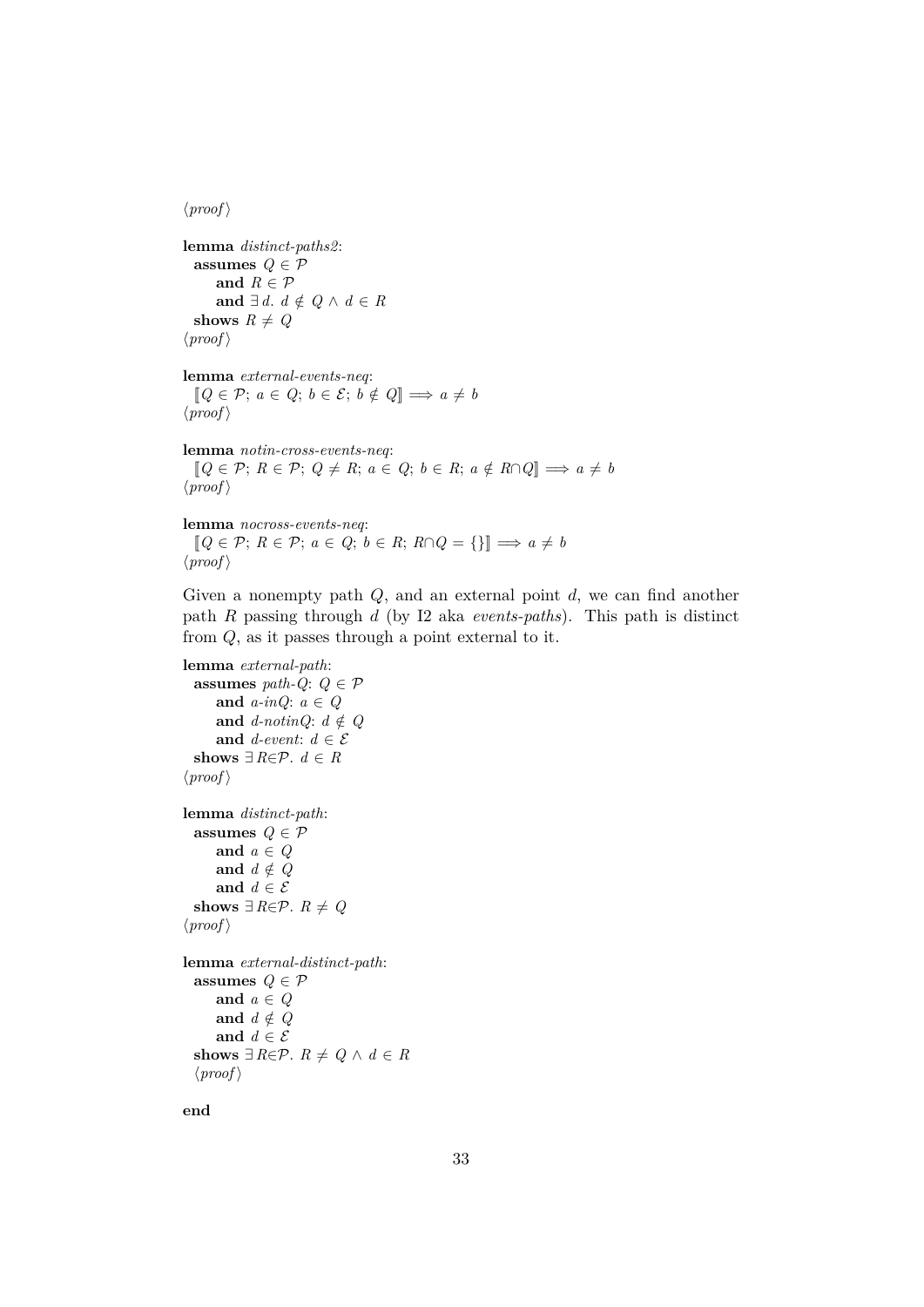⟨proof⟩

**lemma** *distinct-paths2*:
  **assumes** $Q \in \mathcal{P}$
    **and** $R \in \mathcal{P}$
    **and** $\exists\, d.\ d \notin Q \land d \in R$
  **shows** $R \neq Q$
⟨proof⟩

**lemma** *external-events-neq*:
  $[\![Q \in \mathcal{P};\ a \in Q;\ b \in \mathcal{E};\ b \notin Q]\!] \Longrightarrow a \neq b$
⟨proof⟩

**lemma** *notin-cross-events-neq*:
  $[\![Q \in \mathcal{P};\ R \in \mathcal{P};\ Q \neq R;\ a \in Q;\ b \in R;\ a \notin R{\cap}Q]\!] \Longrightarrow a \neq b$
⟨proof⟩

**lemma** *nocross-events-neq*:
  $[\![Q \in \mathcal{P};\ R \in \mathcal{P};\ a \in Q;\ b \in R;\ R{\cap}Q = \{\}]\!] \Longrightarrow a \neq b$
⟨proof⟩

Given a nonempty path $Q$, and an external point $d$, we can find another path $R$ passing through $d$ (by I2 aka *events-paths*). This path is distinct from $Q$, as it passes through a point external to it.

**lemma** *external-path*:
  **assumes** *path-Q*: $Q \in \mathcal{P}$
    **and** *a-inQ*: $a \in Q$
    **and** *d-notinQ*: $d \notin Q$
    **and** *d-event*: $d \in \mathcal{E}$
  **shows** $\exists R{\in}\mathcal{P}.\ d \in R$
⟨proof⟩

**lemma** *distinct-path*:
  **assumes** $Q \in \mathcal{P}$
    **and** $a \in Q$
    **and** $d \notin Q$
    **and** $d \in \mathcal{E}$
  **shows** $\exists R{\in}\mathcal{P}.\ R \neq Q$
⟨proof⟩

**lemma** *external-distinct-path*:
  **assumes** $Q \in \mathcal{P}$
    **and** $a \in Q$
    **and** $d \notin Q$
    **and** $d \in \mathcal{E}$
  **shows** $\exists R{\in}\mathcal{P}.\ R \neq Q \land d \in R$
  ⟨proof⟩

**end**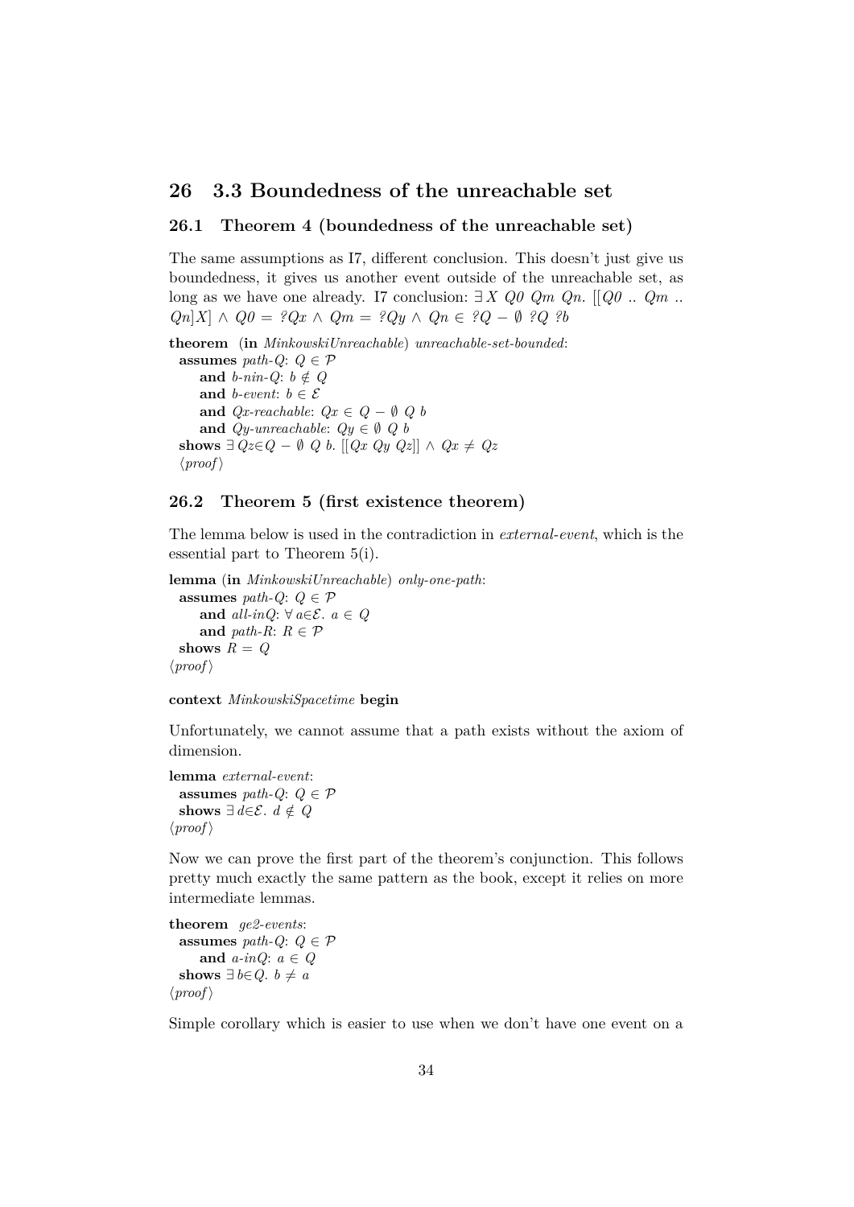# 26 3.3 Boundedness of the unreachable set

## 26.1 Theorem 4 (boundedness of the unreachable set)

The same assumptions as I7, different conclusion. This doesn't just give us boundedness, it gives us another event outside of the unreachable set, as long as we have one already. I7 conclusion: $\exists X\ Q0\ Qm\ Qn.\ [[Q0\ ..\ Qm\ ..\ Qn]X] \wedge Q0 = ?Qx \wedge Qm = ?Qy \wedge Qn \in ?Q - \emptyset\ ?Q\ ?b$

```
theorem (in MinkowskiUnreachable) unreachable-set-bounded:
  assumes path-Q: Q ∈ 𝒫
      and b-nin-Q: b ∉ Q
      and b-event: b ∈ ℰ
      and Qx-reachable: Qx ∈ Q − ∅ Q b
      and Qy-unreachable: Qy ∈ ∅ Q b
  shows ∃ Qz∈Q − ∅ Q b. [[Qx Qy Qz]] ∧ Qx ≠ Qz
  ⟨proof⟩
```

## 26.2 Theorem 5 (first existence theorem)

The lemma below is used in the contradiction in *external-event*, which is the essential part to Theorem 5(i).

```
lemma (in MinkowskiUnreachable) only-one-path:
  assumes path-Q: Q ∈ 𝒫
      and all-inQ: ∀ a∈ℰ. a ∈ Q
      and path-R: R ∈ 𝒫
  shows R = Q
⟨proof⟩
```

```
context MinkowskiSpacetime begin
```

Unfortunately, we cannot assume that a path exists without the axiom of dimension.

```
lemma external-event:
  assumes path-Q: Q ∈ 𝒫
  shows ∃ d∈ℰ. d ∉ Q
⟨proof⟩
```

Now we can prove the first part of the theorem's conjunction. This follows pretty much exactly the same pattern as the book, except it relies on more intermediate lemmas.

```
theorem ge2-events:
  assumes path-Q: Q ∈ 𝒫
      and a-inQ: a ∈ Q
  shows ∃ b∈Q. b ≠ a
⟨proof⟩
```

Simple corollary which is easier to use when we don't have one event on a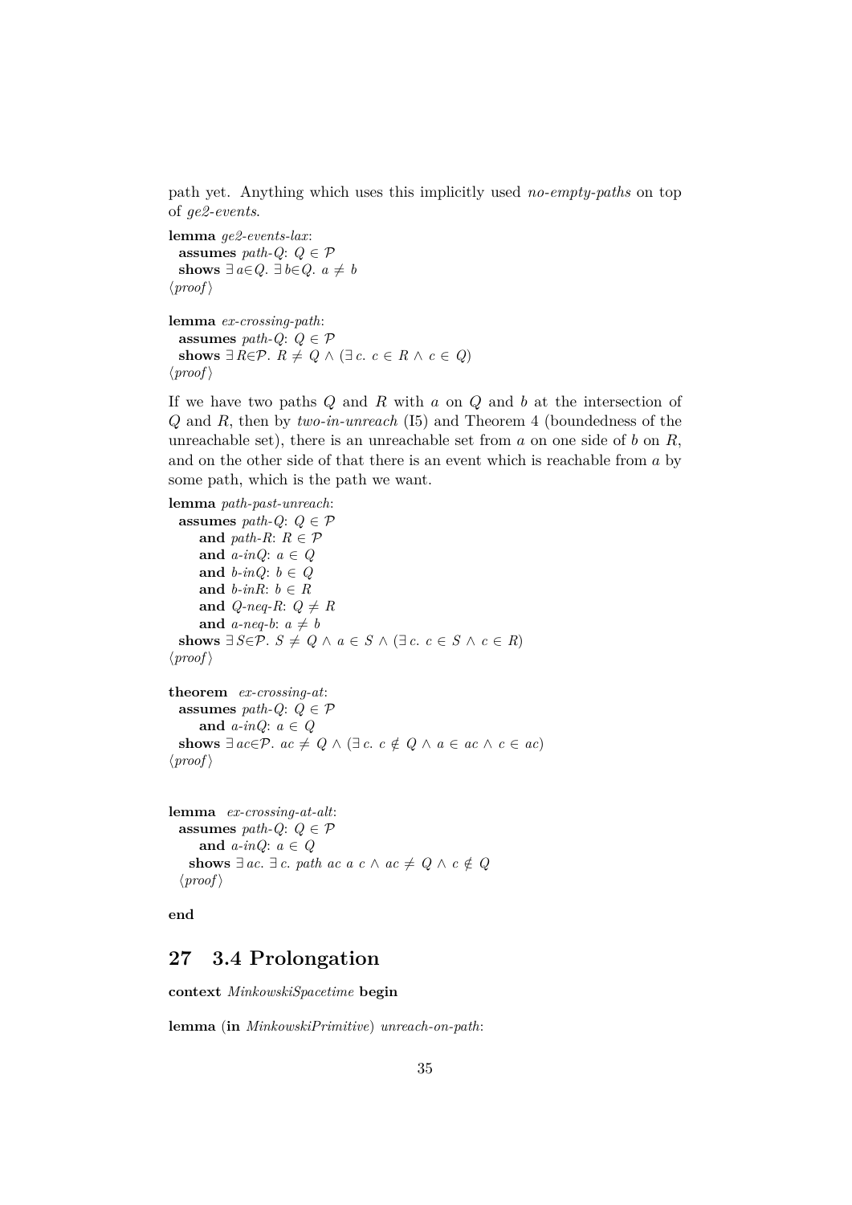path yet. Anything which uses this implicitly used *no-empty-paths* on top of *ge2-events*.

**lemma** *ge2-events-lax*:
  **assumes** *path-Q*: $Q \in \mathcal{P}$
  **shows** $\exists\, a{\in}Q.\ \exists\, b{\in}Q.\ a \neq b$
⟨*proof*⟩

**lemma** *ex-crossing-path*:
  **assumes** *path-Q*: $Q \in \mathcal{P}$
  **shows** $\exists\, R{\in}\mathcal{P}.\ R \neq Q \wedge (\exists\, c.\ c \in R \wedge c \in Q)$
⟨*proof*⟩

If we have two paths $Q$ and $R$ with $a$ on $Q$ and $b$ at the intersection of $Q$ and $R$, then by *two-in-unreach* (I5) and Theorem 4 (boundedness of the unreachable set), there is an unreachable set from $a$ on one side of $b$ on $R$, and on the other side of that there is an event which is reachable from $a$ by some path, which is the path we want.

**lemma** *path-past-unreach*:
  **assumes** *path-Q*: $Q \in \mathcal{P}$
    **and** *path-R*: $R \in \mathcal{P}$
    **and** *a-inQ*: $a \in Q$
    **and** *b-inQ*: $b \in Q$
    **and** *b-inR*: $b \in R$
    **and** *Q-neq-R*: $Q \neq R$
    **and** *a-neq-b*: $a \neq b$
  **shows** $\exists\, S{\in}\mathcal{P}.\ S \neq Q \wedge a \in S \wedge (\exists\, c.\ c \in S \wedge c \in R)$
⟨*proof*⟩

**theorem** *ex-crossing-at*:
  **assumes** *path-Q*: $Q \in \mathcal{P}$
    **and** *a-inQ*: $a \in Q$
  **shows** $\exists\, ac{\in}\mathcal{P}.\ ac \neq Q \wedge (\exists\, c.\ c \notin Q \wedge a \in ac \wedge c \in ac)$
⟨*proof*⟩

**lemma** *ex-crossing-at-alt*:
  **assumes** *path-Q*: $Q \in \mathcal{P}$
    **and** *a-inQ*: $a \in Q$
  **shows** $\exists\, ac.\ \exists\, c.\ path\ ac\ a\ c \wedge ac \neq Q \wedge c \notin Q$
⟨*proof*⟩

**end**

# 27 3.4 Prolongation

**context** *MinkowskiSpacetime* **begin**

**lemma** (**in** *MinkowskiPrimitive*) *unreach-on-path*: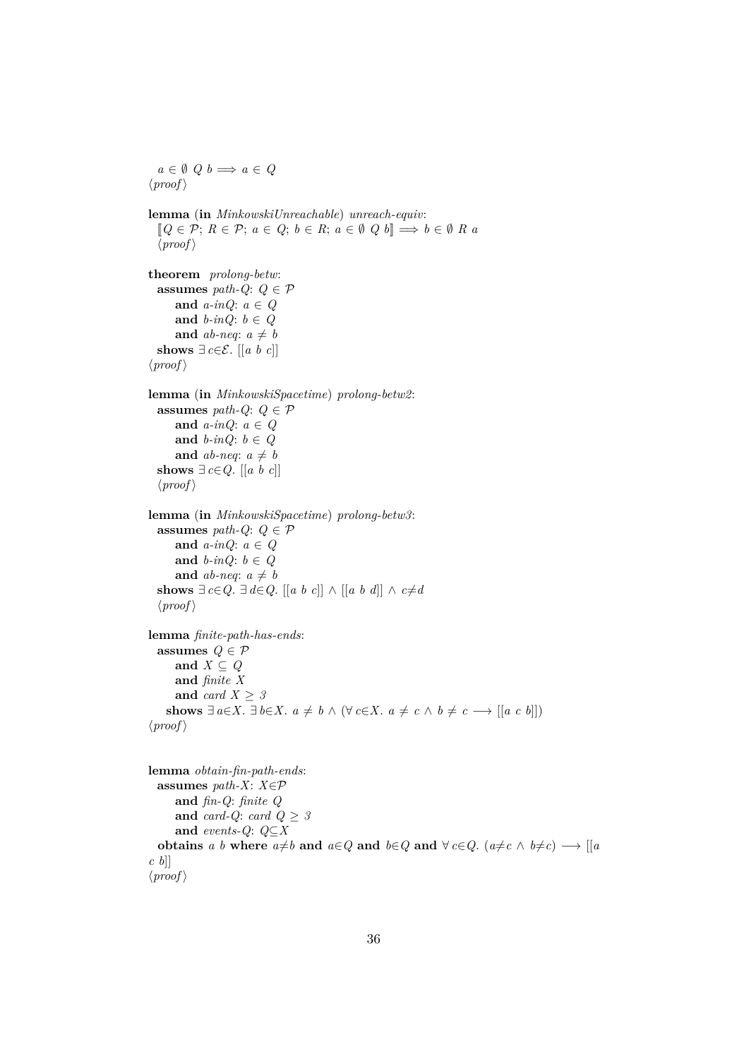$a \in \emptyset\ Q\ b \Longrightarrow a \in Q$
⟨*proof*⟩

**lemma** (**in** *MinkowskiUnreachable*) *unreach-equiv*:
$[\![Q \in \mathcal{P};\ R \in \mathcal{P};\ a \in Q;\ b \in R;\ a \in \emptyset\ Q\ b]\!] \Longrightarrow b \in \emptyset\ R\ a$
⟨*proof*⟩

**theorem** *prolong-betw*:
**assumes** *path-Q*: $Q \in \mathcal{P}$
**and** *a-inQ*: $a \in Q$
**and** *b-inQ*: $b \in Q$
**and** *ab-neq*: $a \neq b$
**shows** $\exists\, c \in \mathcal{E}.\ [[a\ b\ c]]$
⟨*proof*⟩

**lemma** (**in** *MinkowskiSpacetime*) *prolong-betw2*:
**assumes** *path-Q*: $Q \in \mathcal{P}$
**and** *a-inQ*: $a \in Q$
**and** *b-inQ*: $b \in Q$
**and** *ab-neq*: $a \neq b$
**shows** $\exists\, c \in Q.\ [[a\ b\ c]]$
⟨*proof*⟩

**lemma** (**in** *MinkowskiSpacetime*) *prolong-betw3*:
**assumes** *path-Q*: $Q \in \mathcal{P}$
**and** *a-inQ*: $a \in Q$
**and** *b-inQ*: $b \in Q$
**and** *ab-neq*: $a \neq b$
**shows** $\exists\, c \in Q.\ \exists\, d \in Q.\ [[a\ b\ c]] \wedge [[a\ b\ d]] \wedge c \neq d$
⟨*proof*⟩

**lemma** *finite-path-has-ends*:
**assumes** $Q \in \mathcal{P}$
**and** $X \subseteq Q$
**and** *finite X*
**and** *card* $X \geq 3$
**shows** $\exists\, a \in X.\ \exists\, b \in X.\ a \neq b \wedge (\forall\, c \in X.\ a \neq c \wedge b \neq c \longrightarrow [[a\ c\ b]])$
⟨*proof*⟩

**lemma** *obtain-fin-path-ends*:
**assumes** *path-X*: $X \in \mathcal{P}$
**and** *fin-Q*: *finite Q*
**and** *card-Q*: *card* $Q \geq 3$
**and** *events-Q*: $Q \subseteq X$
**obtains** *a b* **where** $a \neq b$ **and** $a \in Q$ **and** $b \in Q$ **and** $\forall\, c \in Q.\ (a \neq c \wedge b \neq c) \longrightarrow [[a\ c\ b]]$
⟨*proof*⟩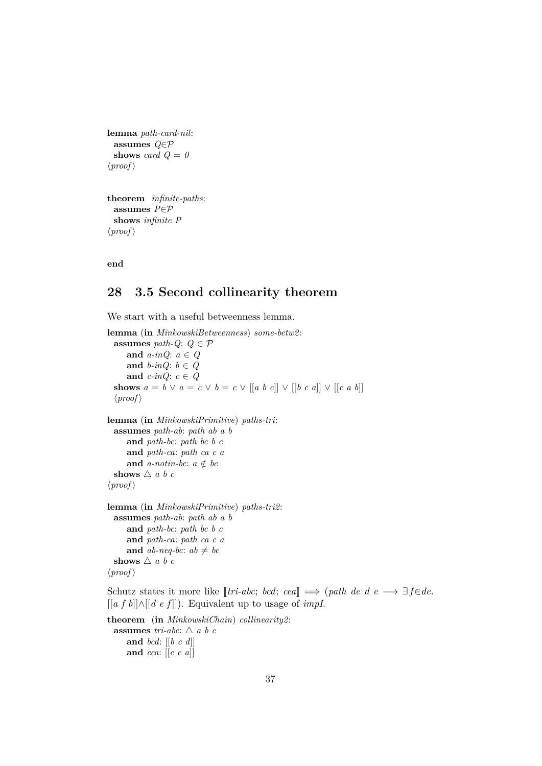**lemma** *path-card-nil*:
  **assumes** $Q \in \mathcal{P}$
  **shows** $card\ Q = 0$
⟨*proof*⟩

**theorem** *infinite-paths*:
  **assumes** $P \in \mathcal{P}$
  **shows** $infinite\ P$
⟨*proof*⟩

**end**

## 28 3.5 Second collinearity theorem

We start with a useful betweenness lemma.

**lemma** (**in** *MinkowskiBetweenness*) *some-betw2*:
  **assumes** *path-Q*: $Q \in \mathcal{P}$
    **and** *a-inQ*: $a \in Q$
    **and** *b-inQ*: $b \in Q$
    **and** *c-inQ*: $c \in Q$
  **shows** $a = b \vee a = c \vee b = c \vee [[a\ b\ c]] \vee [[b\ c\ a]] \vee [[c\ a\ b]]$
  ⟨*proof*⟩

**lemma** (**in** *MinkowskiPrimitive*) *paths-tri*:
  **assumes** *path-ab*: $path\ ab\ a\ b$
    **and** *path-bc*: $path\ bc\ b\ c$
    **and** *path-ca*: $path\ ca\ c\ a$
    **and** *a-notin-bc*: $a \notin bc$
  **shows** $\triangle\ a\ b\ c$
⟨*proof*⟩

**lemma** (**in** *MinkowskiPrimitive*) *paths-tri2*:
  **assumes** *path-ab*: $path\ ab\ a\ b$
    **and** *path-bc*: $path\ bc\ b\ c$
    **and** *path-ca*: $path\ ca\ c\ a$
    **and** *ab-neq-bc*: $ab \neq bc$
  **shows** $\triangle\ a\ b\ c$
⟨*proof*⟩

Schutz states it more like $[\![tri\text{-}abc;\ bcd;\ cea]\!] \Longrightarrow (path\ de\ d\ e \longrightarrow \exists f \in de.\ [[a\ f\ b]] \wedge [[d\ e\ f]])$. Equivalent up to usage of *impI*.

**theorem** (**in** *MinkowskiChain*) *collinearity2*:
  **assumes** *tri-abc*: $\triangle\ a\ b\ c$
    **and** *bcd*: $[[b\ c\ d]]$
    **and** *cea*: $[[c\ e\ a]]$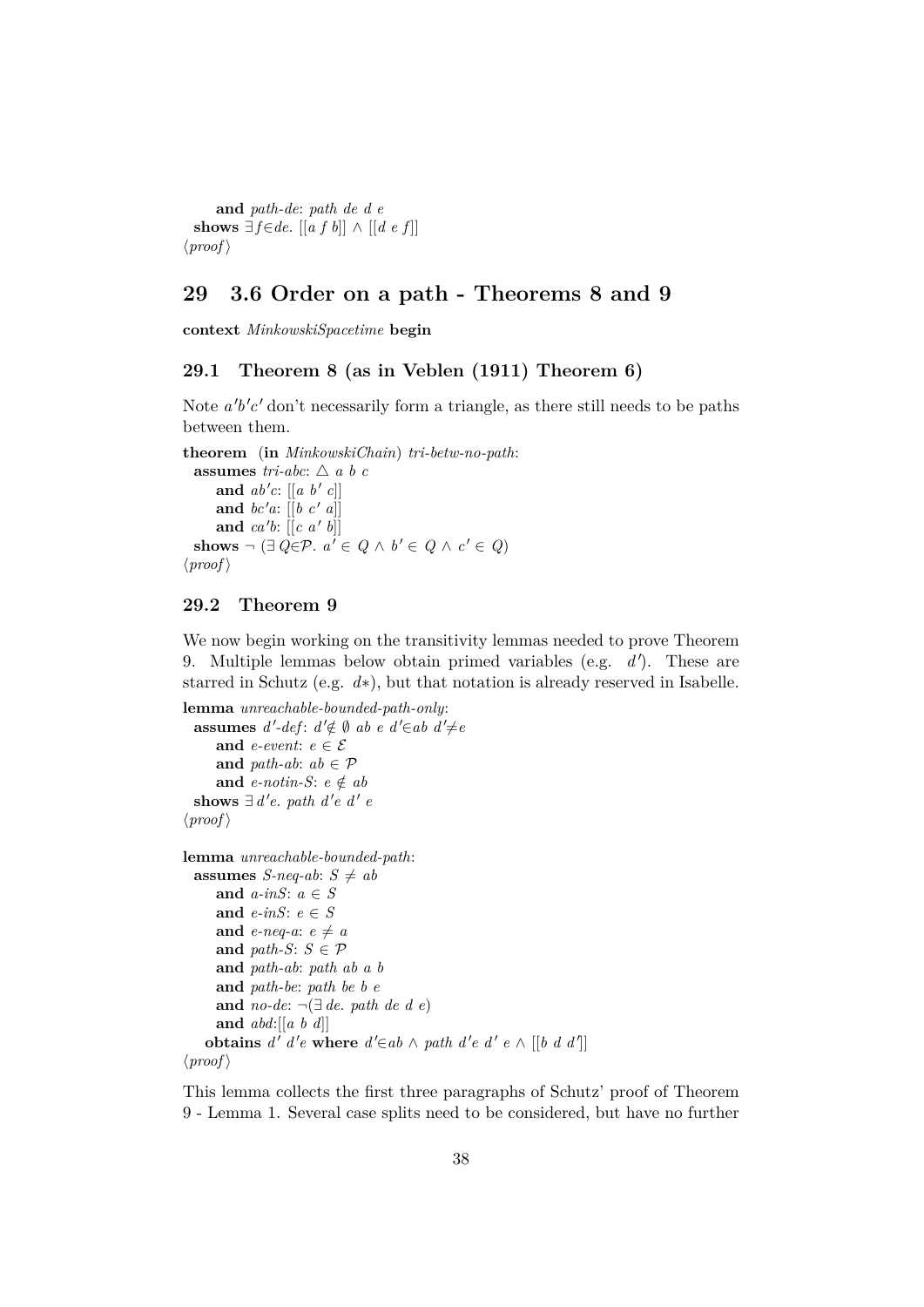**and** *path-de*: *path de d e*
 **shows** $\exists f \in de.\ [[a\ f\ b]] \wedge [[d\ e\ f]]$
$\langle proof \rangle$

# 29 3.6 Order on a path - Theorems 8 and 9

**context** *MinkowskiSpacetime* **begin**

## 29.1 Theorem 8 (as in Veblen (1911) Theorem 6)

Note $a'b'c'$ don't necessarily form a triangle, as there still needs to be paths between them.

**theorem** (**in** *MinkowskiChain*) *tri-betw-no-path*:
 **assumes** *tri-abc*: $\triangle\ a\ b\ c$
  **and** *ab'c*: $[[a\ b'\ c]]$
  **and** *bc'a*: $[[b\ c'\ a]]$
  **and** *ca'b*: $[[c\ a'\ b]]$
 **shows** $\neg\ (\exists\, Q \in \mathcal{P}.\ a' \in Q \wedge b' \in Q \wedge c' \in Q)$
$\langle proof \rangle$

## 29.2 Theorem 9

We now begin working on the transitivity lemmas needed to prove Theorem 9. Multiple lemmas below obtain primed variables (e.g. $d'$). These are starred in Schutz (e.g. $d*$), but that notation is already reserved in Isabelle.

**lemma** *unreachable-bounded-path-only*:
 **assumes** *d'-def*: $d' \notin \emptyset\ ab\ e\ d' \in ab\ d' \neq e$
  **and** *e-event*: $e \in \mathcal{E}$
  **and** *path-ab*: $ab \in \mathcal{P}$
  **and** *e-notin-S*: $e \notin ab$
 **shows** $\exists\, d'e.\ path\ d'e\ d'\ e$
$\langle proof \rangle$

**lemma** *unreachable-bounded-path*:
 **assumes** *S-neq-ab*: $S \neq ab$
  **and** *a-inS*: $a \in S$
  **and** *e-inS*: $e \in S$
  **and** *e-neq-a*: $e \neq a$
  **and** *path-S*: $S \in \mathcal{P}$
  **and** *path-ab*: *path ab a b*
  **and** *path-be*: *path be b e*
  **and** *no-de*: $\neg(\exists\, de.\ path\ de\ d\ e)$
  **and** *abd*: $[[a\ b\ d]]$
 **obtains** $d'\ d'e$ **where** $d' \in ab \wedge path\ d'e\ d'\ e \wedge [[b\ d\ d']]$
$\langle proof \rangle$

This lemma collects the first three paragraphs of Schutz' proof of Theorem 9 - Lemma 1. Several case splits need to be considered, but have no further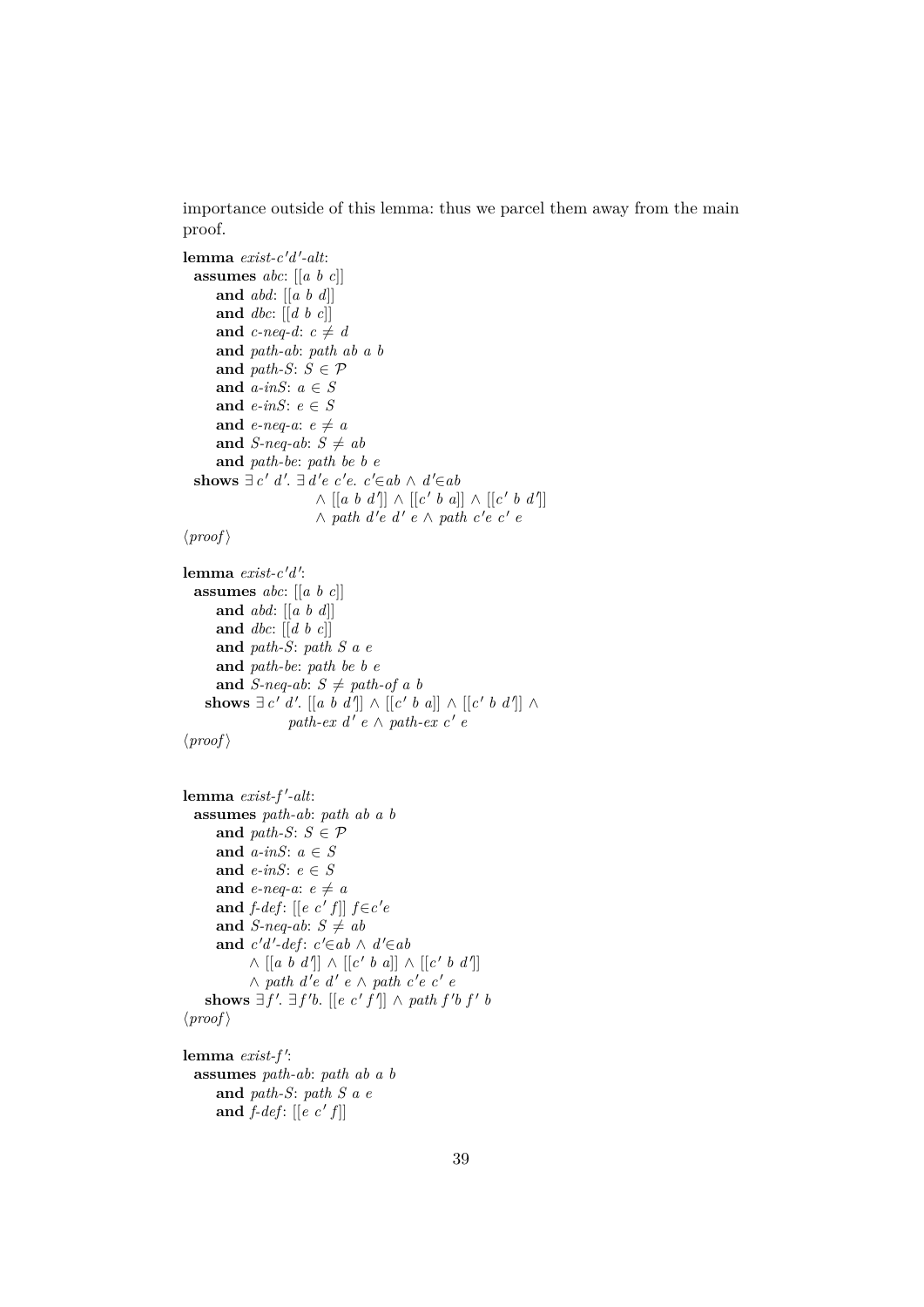importance outside of this lemma: thus we parcel them away from the main proof.

```
lemma exist-c'd'-alt:
  assumes abc: [[a b c]]
      and abd: [[a b d]]
      and dbc: [[d b c]]
      and c-neq-d: c ≠ d
      and path-ab: path ab a b
      and path-S: S ∈ 𝒫
      and a-inS: a ∈ S
      and e-inS: e ∈ S
      and e-neq-a: e ≠ a
      and S-neq-ab: S ≠ ab
      and path-be: path be b e
  shows ∃ c' d'. ∃ d'e c'e. c'∈ab ∧ d'∈ab
                      ∧ [[a b d']] ∧ [[c' b a]] ∧ [[c' b d']]
                      ∧ path d'e d' e ∧ path c'e c' e
⟨proof⟩

lemma exist-c'd':
  assumes abc: [[a b c]]
      and abd: [[a b d]]
      and dbc: [[d b c]]
      and path-S: path S a e
      and path-be: path be b e
      and S-neq-ab: S ≠ path-of a b
    shows ∃ c' d'. [[a b d']] ∧ [[c' b a]] ∧ [[c' b d']] ∧
                  path-ex d' e ∧ path-ex c' e
⟨proof⟩


lemma exist-f'-alt:
  assumes path-ab: path ab a b
      and path-S: S ∈ 𝒫
      and a-inS: a ∈ S
      and e-inS: e ∈ S
      and e-neq-a: e ≠ a
      and f-def: [[e c' f]] f∈c'e
      and S-neq-ab: S ≠ ab
      and c'd'-def: c'∈ab ∧ d'∈ab
            ∧ [[a b d']] ∧ [[c' b a]] ∧ [[c' b d']]
            ∧ path d'e d' e ∧ path c'e c' e
    shows ∃f'. ∃f'b. [[e c' f']] ∧ path f'b f' b
⟨proof⟩

lemma exist-f':
  assumes path-ab: path ab a b
      and path-S: path S a e
      and f-def: [[e c' f]]
```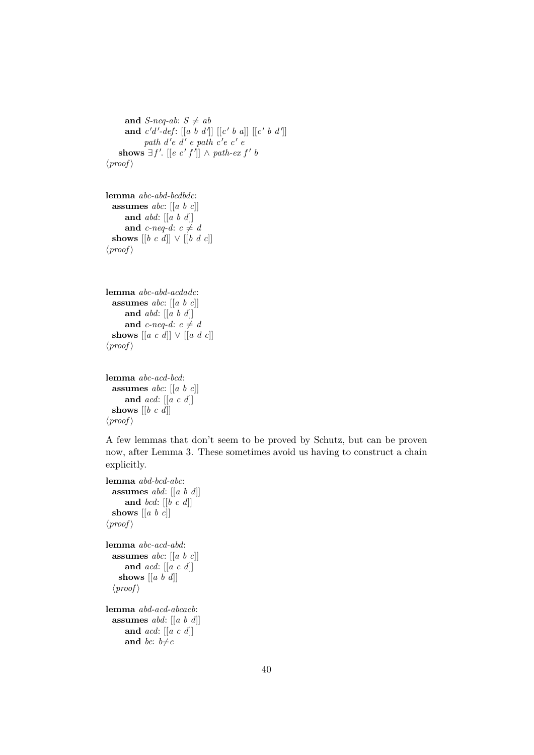```
    and S-neq-ab: S ≠ ab
    and c'd'-def: [[a b d']] [[c' b a]] [[c' b d']]
          path d'e d' e path c'e c' e
  shows ∃f'. [[e c' f']] ∧ path-ex f' b
⟨proof⟩
```

```
lemma abc-abd-bcdbdc:
  assumes abc: [[a b c]]
    and abd: [[a b d]]
    and c-neq-d: c ≠ d
  shows [[b c d]] ∨ [[b d c]]
⟨proof⟩
```

```
lemma abc-abd-acdadc:
  assumes abc: [[a b c]]
    and abd: [[a b d]]
    and c-neq-d: c ≠ d
  shows [[a c d]] ∨ [[a d c]]
⟨proof⟩
```

```
lemma abc-acd-bcd:
  assumes abc: [[a b c]]
    and acd: [[a c d]]
  shows [[b c d]]
⟨proof⟩
```

A few lemmas that don't seem to be proved by Schutz, but can be proven now, after Lemma 3. These sometimes avoid us having to construct a chain explicitly.

```
lemma abd-bcd-abc:
  assumes abd: [[a b d]]
    and bcd: [[b c d]]
  shows [[a b c]]
⟨proof⟩
```

```
lemma abc-acd-abd:
  assumes abc: [[a b c]]
    and acd: [[a c d]]
  shows [[a b d]]
⟨proof⟩
```

```
lemma abd-acd-abcacb:
  assumes abd: [[a b d]]
    and acd: [[a c d]]
    and bc: b≠c
```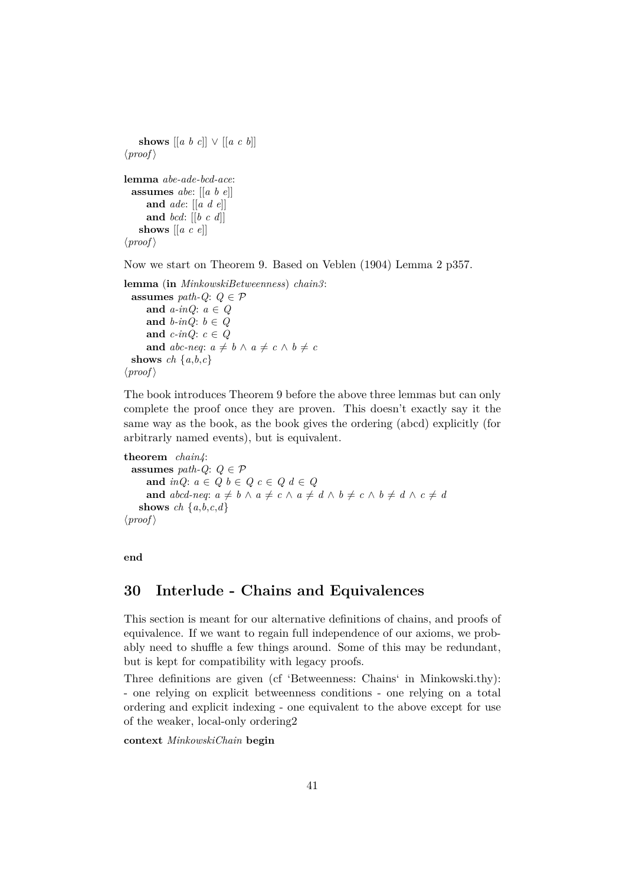```
    shows [[a b c]] ∨ [[a c b]]
⟨proof⟩

lemma abe-ade-bcd-ace:
  assumes abe: [[a b e]]
      and ade: [[a d e]]
      and bcd: [[b c d]]
    shows [[a c e]]
⟨proof⟩
```

Now we start on Theorem 9. Based on Veblen (1904) Lemma 2 p357.

```
lemma (in MinkowskiBetweenness) chain3:
  assumes path-Q: Q ∈ 𝒫
      and a-inQ: a ∈ Q
      and b-inQ: b ∈ Q
      and c-inQ: c ∈ Q
      and abc-neq: a ≠ b ∧ a ≠ c ∧ b ≠ c
  shows ch {a,b,c}
⟨proof⟩
```

The book introduces Theorem 9 before the above three lemmas but can only complete the proof once they are proven. This doesn't exactly say it the same way as the book, as the book gives the ordering (abcd) explicitly (for arbitrarily named events), but is equivalent.

```
theorem chain4:
  assumes path-Q: Q ∈ 𝒫
      and inQ: a ∈ Q b ∈ Q c ∈ Q d ∈ Q
      and abcd-neq: a ≠ b ∧ a ≠ c ∧ a ≠ d ∧ b ≠ c ∧ b ≠ d ∧ c ≠ d
    shows ch {a,b,c,d}
⟨proof⟩


end
```

## 30 Interlude - Chains and Equivalences

This section is meant for our alternative definitions of chains, and proofs of equivalence. If we want to regain full independence of our axioms, we probably need to shuffle a few things around. Some of this may be redundant, but is kept for compatibility with legacy proofs.

Three definitions are given (cf 'Betweenness: Chains' in Minkowski.thy): - one relying on explicit betweenness conditions - one relying on a total ordering and explicit indexing - one equivalent to the above except for use of the weaker, local-only ordering2

```
context MinkowskiChain begin
```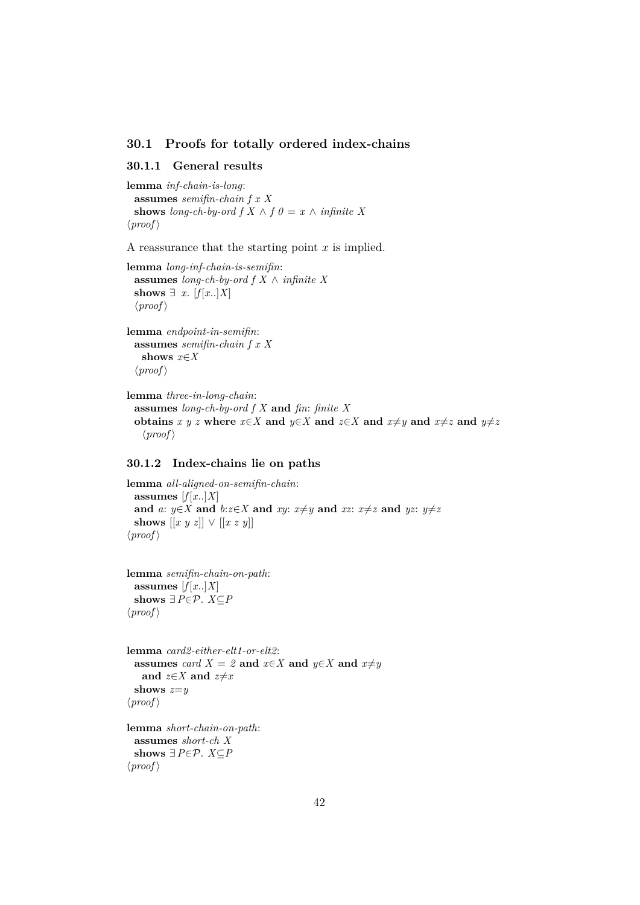## 30.1 Proofs for totally ordered index-chains

### 30.1.1 General results

**lemma** *inf-chain-is-long*:
**assumes** *semifin-chain f x X*
**shows** *long-ch-by-ord f X* $\wedge$ *f 0 = x* $\wedge$ *infinite X*
⟨*proof*⟩

A reassurance that the starting point $x$ is implied.

**lemma** *long-inf-chain-is-semifin*:
**assumes** *long-ch-by-ord f X* $\wedge$ *infinite X*
**shows** $\exists$ *x*. [*f*[*x*..]*X*]
⟨*proof*⟩

**lemma** *endpoint-in-semifin*:
**assumes** *semifin-chain f x X*
**shows** *x*∈*X*
⟨*proof*⟩

**lemma** *three-in-long-chain*:
**assumes** *long-ch-by-ord f X* **and** *fin*: *finite X*
**obtains** *x y z* **where** *x*∈*X* **and** *y*∈*X* **and** *z*∈*X* **and** *x*≠*y* **and** *x*≠*z* **and** *y*≠*z*
⟨*proof*⟩

### 30.1.2 Index-chains lie on paths

**lemma** *all-aligned-on-semifin-chain*:
**assumes** [*f*[*x*..]*X*]
**and** *a*: *y*∈*X* **and** *b*:*z*∈*X* **and** *xy*: *x*≠*y* **and** *xz*: *x*≠*z* **and** *yz*: *y*≠*z*
**shows** [[*x y z*]] $\vee$ [[*x z y*]]
⟨*proof*⟩

**lemma** *semifin-chain-on-path*:
**assumes** [*f*[*x*..]*X*]
**shows** $\exists$*P*∈$\mathcal{P}$. *X*⊆*P*
⟨*proof*⟩

**lemma** *card2-either-elt1-or-elt2*:
**assumes** *card X = 2* **and** *x*∈*X* **and** *y*∈*X* **and** *x*≠*y*
**and** *z*∈*X* **and** *z*≠*x*
**shows** *z*=*y*
⟨*proof*⟩

**lemma** *short-chain-on-path*:
**assumes** *short-ch X*
**shows** $\exists$*P*∈$\mathcal{P}$. *X*⊆*P*
⟨*proof*⟩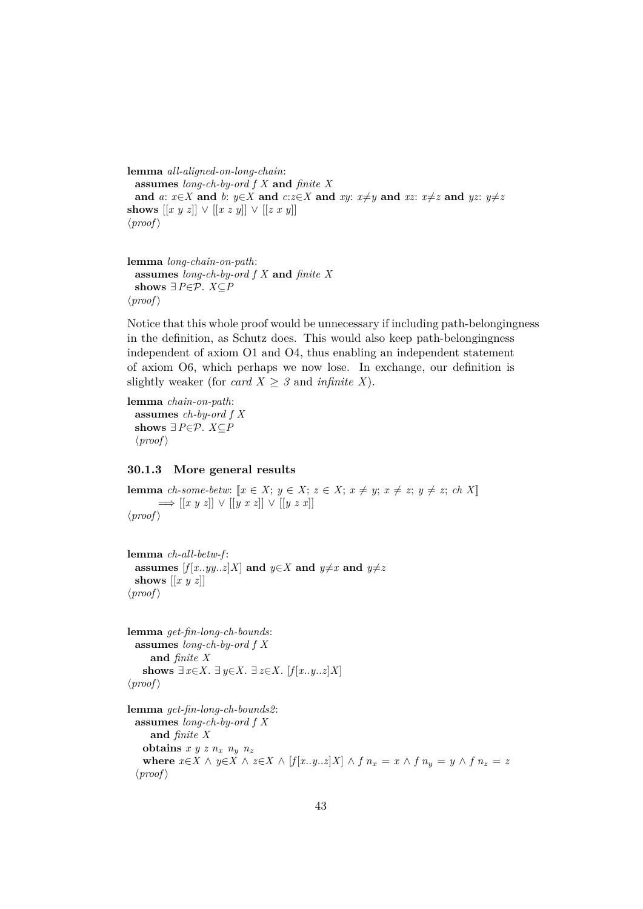**lemma** *all-aligned-on-long-chain*:
  **assumes** *long-ch-by-ord f X* **and** *finite X*
  **and** *a*: $x\in X$ **and** *b*: $y\in X$ **and** *c*:$z\in X$ **and** *xy*: $x\neq y$ **and** *xz*: $x\neq z$ **and** *yz*: $y\neq z$
**shows** $[[x\ y\ z]] \lor [[x\ z\ y]] \lor [[z\ x\ y]]$
⟨*proof*⟩

**lemma** *long-chain-on-path*:
  **assumes** *long-ch-by-ord f X* **and** *finite X*
  **shows** $\exists P\in\mathcal{P}.\ X\subseteq P$
⟨*proof*⟩

Notice that this whole proof would be unnecessary if including path-belongingness in the definition, as Schutz does. This would also keep path-belongingness independent of axiom O1 and O4, thus enabling an independent statement of axiom O6, which perhaps we now lose. In exchange, our definition is slightly weaker (for *card* $X \geq 3$ and *infinite X*).

**lemma** *chain-on-path*:
  **assumes** *ch-by-ord f X*
  **shows** $\exists P\in\mathcal{P}.\ X\subseteq P$
  ⟨*proof*⟩

### 30.1.3 More general results

**lemma** *ch-some-betw*: $[\![x \in X;\ y \in X;\ z \in X;\ x \neq y;\ x \neq z;\ y \neq z;\ ch\ X]\!]$
  $\Longrightarrow [[x\ y\ z]] \lor [[y\ x\ z]] \lor [[y\ z\ x]]$
⟨*proof*⟩

**lemma** *ch-all-betw-f*:
  **assumes** $[f[x..yy..z]X]$ **and** $y\in X$ **and** $y\neq x$ **and** $y\neq z$
  **shows** $[[x\ y\ z]]$
⟨*proof*⟩

**lemma** *get-fin-long-ch-bounds*:
  **assumes** *long-ch-by-ord f X*
    **and** *finite X*
  **shows** $\exists x\in X.\ \exists y\in X.\ \exists z\in X.\ [f[x..y..z]X]$
⟨*proof*⟩

**lemma** *get-fin-long-ch-bounds2*:
  **assumes** *long-ch-by-ord f X*
    **and** *finite X*
  **obtains** $x\ y\ z\ n_x\ n_y\ n_z$
  **where** $x\in X \land y\in X \land z\in X \land [f[x..y..z]X] \land f\ n_x = x \land f\ n_y = y \land f\ n_z = z$
  ⟨*proof*⟩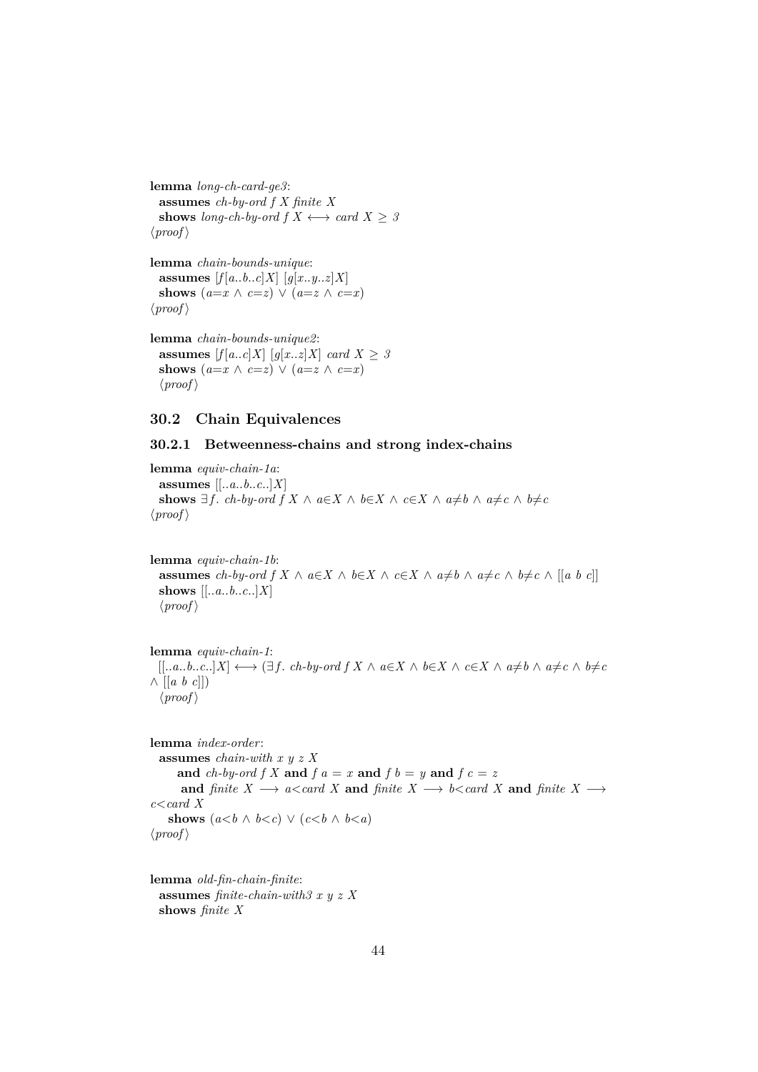**lemma** *long-ch-card-ge3*:
  **assumes** *ch-by-ord f X finite X*
  **shows** *long-ch-by-ord f X* $\longleftrightarrow$ *card X* $\geq$ *3*
⟨*proof*⟩

**lemma** *chain-bounds-unique*:
  **assumes** [*f*[*a..b..c*]*X*] [*g*[*x..y..z*]*X*]
  **shows** ($a=x \land c=z$) $\lor$ ($a=z \land c=x$)
⟨*proof*⟩

**lemma** *chain-bounds-unique2*:
  **assumes** [*f*[*a..c*]*X*] [*g*[*x..z*]*X*] *card X* $\geq$ *3*
  **shows** ($a=x \land c=z$) $\lor$ ($a=z \land c=x$)
  ⟨*proof*⟩

## 30.2 Chain Equivalences

### 30.2.1 Betweenness-chains and strong index-chains

**lemma** *equiv-chain-1a*:
  **assumes** [[*..a..b..c..*]*X*]
  **shows** $\exists f$. *ch-by-ord f X* $\land$ $a\in X \land b\in X \land c\in X \land a\neq b \land a\neq c \land b\neq c$
⟨*proof*⟩

**lemma** *equiv-chain-1b*:
  **assumes** *ch-by-ord f X* $\land$ $a\in X \land b\in X \land c\in X \land a\neq b \land a\neq c \land b\neq c \land$ [[*a b c*]]
  **shows** [[*..a..b..c..*]*X*]
  ⟨*proof*⟩

**lemma** *equiv-chain-1*:
  [[*..a..b..c..*]*X*] $\longleftrightarrow$ ($\exists f$. *ch-by-ord f X* $\land$ $a\in X \land b\in X \land c\in X \land a\neq b \land a\neq c \land b\neq c$ $\land$ [[*a b c*]])
  ⟨*proof*⟩

**lemma** *index-order*:
  **assumes** *chain-with x y z X*
    **and** *ch-by-ord f X* **and** $f\ a = x$ **and** $f\ b = y$ **and** $f\ c = z$
    **and** *finite X* $\longrightarrow$ $a<$*card X* **and** *finite X* $\longrightarrow$ $b<$*card X* **and** *finite X* $\longrightarrow$ $c<$*card X*
  **shows** ($a<b \land b<c$) $\lor$ ($c<b \land b<a$)
⟨*proof*⟩

**lemma** *old-fin-chain-finite*:
  **assumes** *finite-chain-with3 x y z X*
  **shows** *finite X*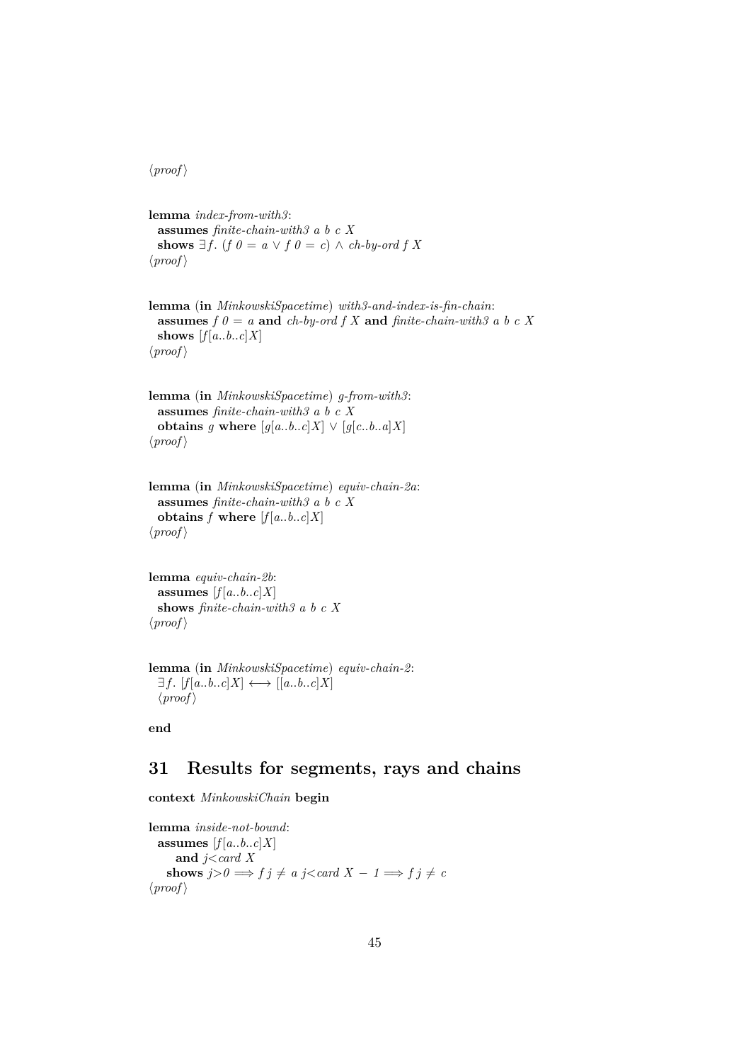⟨*proof*⟩

**lemma** *index-from-with3*:
  **assumes** *finite-chain-with3 a b c X*
  **shows** $\exists f.\ (f\ 0 = a \lor f\ 0 = c) \land$ *ch-by-ord f X*
⟨*proof*⟩

**lemma** (**in** *MinkowskiSpacetime*) *with3-and-index-is-fin-chain*:
  **assumes** $f\ 0 = a$ **and** *ch-by-ord f X* **and** *finite-chain-with3 a b c X*
  **shows** $[f[a..b..c]X]$
⟨*proof*⟩

**lemma** (**in** *MinkowskiSpacetime*) *g-from-with3*:
  **assumes** *finite-chain-with3 a b c X*
  **obtains** $g$ **where** $[g[a..b..c]X] \lor [g[c..b..a]X]$
⟨*proof*⟩

**lemma** (**in** *MinkowskiSpacetime*) *equiv-chain-2a*:
  **assumes** *finite-chain-with3 a b c X*
  **obtains** $f$ **where** $[f[a..b..c]X]$
⟨*proof*⟩

**lemma** *equiv-chain-2b*:
  **assumes** $[f[a..b..c]X]$
  **shows** *finite-chain-with3 a b c X*
⟨*proof*⟩

**lemma** (**in** *MinkowskiSpacetime*) *equiv-chain-2*:
  $\exists f.\ [f[a..b..c]X] \longleftrightarrow [[a..b..c]X]$
  ⟨*proof*⟩

**end**

# 31 Results for segments, rays and chains

**context** *MinkowskiChain* **begin**

**lemma** *inside-not-bound*:
  **assumes** $[f[a..b..c]X]$
    **and** $j < card\ X$
   **shows** $j > 0 \Longrightarrow f\ j \neq a\ j < card\ X - 1 \Longrightarrow f\ j \neq c$
⟨*proof*⟩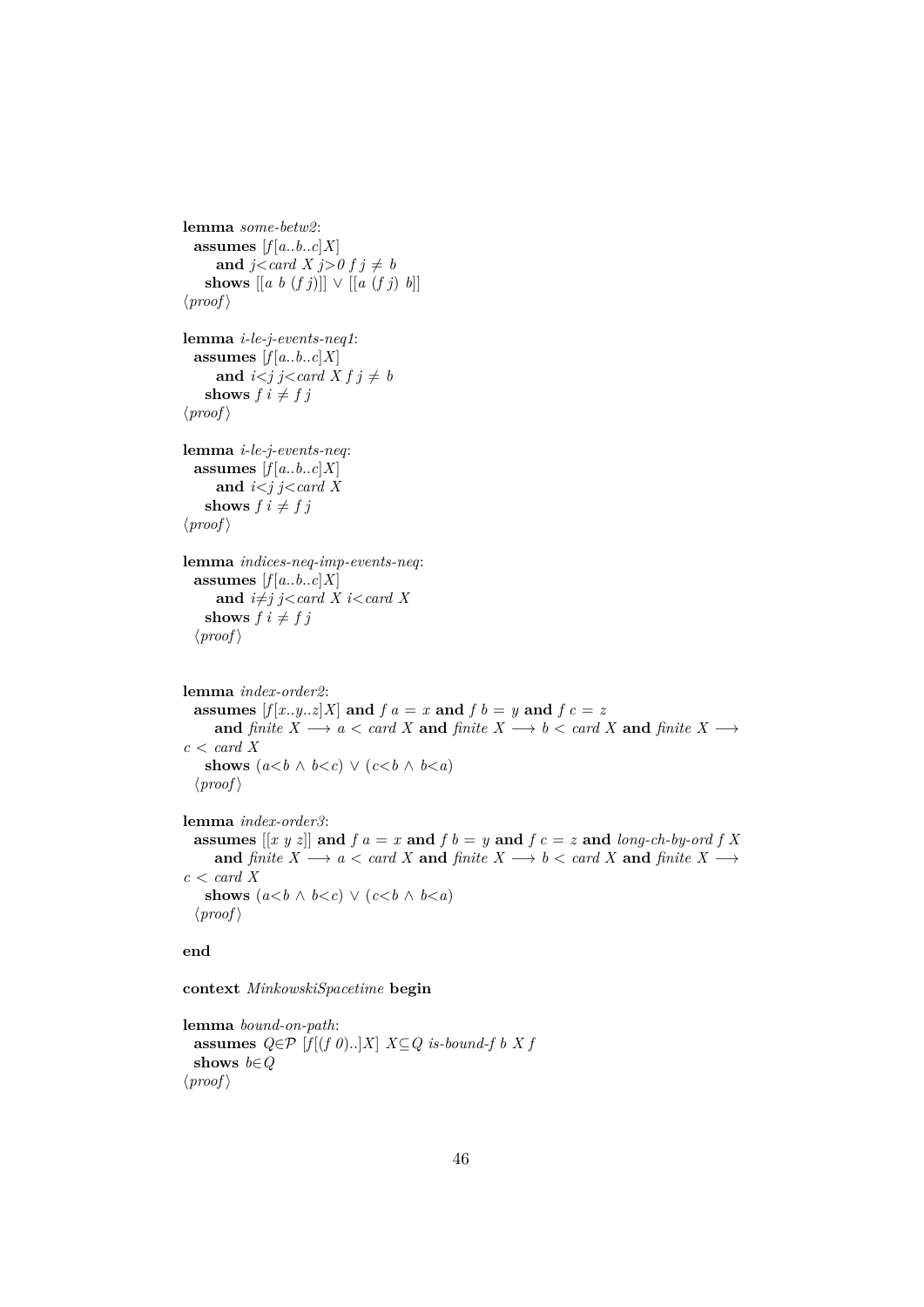**lemma** *some-betw2*:
  **assumes** $[f[a..b..c]X]$
    **and** $j<card\ X$ $j>0$ $f\ j \neq b$
  **shows** $[[a\ b\ (f\ j)]] \lor [[a\ (f\ j)\ b]]$
⟨proof⟩

**lemma** *i-le-j-events-neq1*:
  **assumes** $[f[a..b..c]X]$
    **and** $i<j$ $j<card\ X$ $f\ j \neq b$
  **shows** $f\ i \neq f\ j$
⟨proof⟩

**lemma** *i-le-j-events-neq*:
  **assumes** $[f[a..b..c]X]$
    **and** $i<j$ $j<card\ X$
  **shows** $f\ i \neq f\ j$
⟨proof⟩

**lemma** *indices-neq-imp-events-neq*:
  **assumes** $[f[a..b..c]X]$
    **and** $i\neq j$ $j<card\ X$ $i<card\ X$
  **shows** $f\ i \neq f\ j$
  ⟨proof⟩

**lemma** *index-order2*:
  **assumes** $[f[x..y..z]X]$ **and** $f\ a = x$ **and** $f\ b = y$ **and** $f\ c = z$
    **and** $finite\ X \longrightarrow a < card\ X$ **and** $finite\ X \longrightarrow b < card\ X$ **and** $finite\ X \longrightarrow c < card\ X$
  **shows** $(a<b \land b<c) \lor (c<b \land b<a)$
  ⟨proof⟩

**lemma** *index-order3*:
  **assumes** $[[x\ y\ z]]$ **and** $f\ a = x$ **and** $f\ b = y$ **and** $f\ c = z$ **and** *long-ch-by-ord* $f\ X$
    **and** $finite\ X \longrightarrow a < card\ X$ **and** $finite\ X \longrightarrow b < card\ X$ **and** $finite\ X \longrightarrow c < card\ X$
  **shows** $(a<b \land b<c) \lor (c<b \land b<a)$
  ⟨proof⟩

**end**

**context** *MinkowskiSpacetime* **begin**

**lemma** *bound-on-path*:
  **assumes** $Q\in\mathcal{P}$ $[f[(f\ 0)..]X]$ $X\subseteq Q$ *is-bound-f* $b\ X\ f$
  **shows** $b\in Q$
⟨proof⟩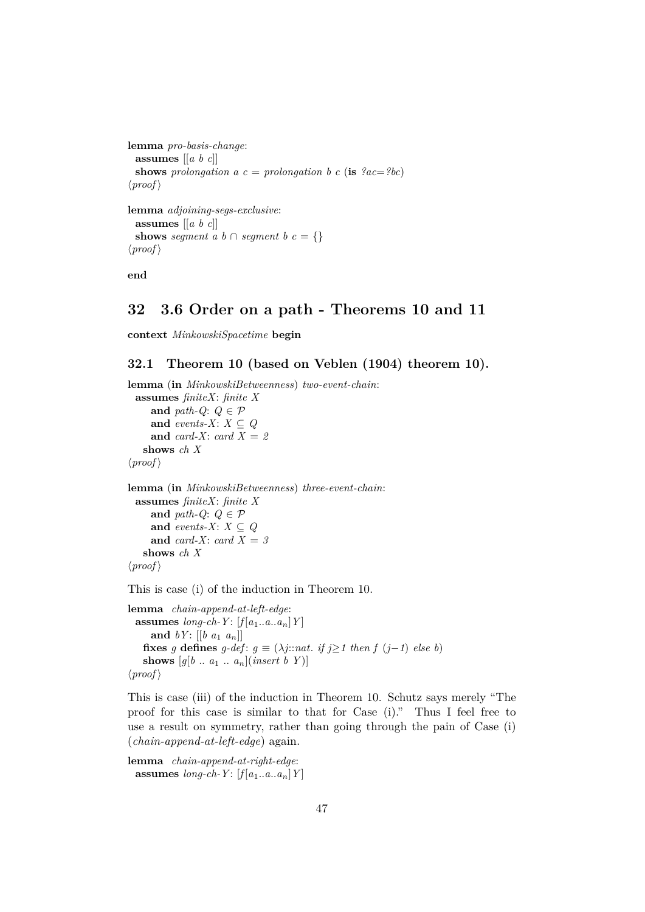**lemma** *pro-basis-change*:
  **assumes** $[[a\ b\ c]]$
  **shows** *prolongation a c = prolongation b c* (**is** *?ac=?bc*)
$\langle proof \rangle$

**lemma** *adjoining-segs-exclusive*:
  **assumes** $[[a\ b\ c]]$
  **shows** *segment a b* $\cap$ *segment b c* = {}
$\langle proof \rangle$

**end**

# 32 3.6 Order on a path - Theorems 10 and 11

**context** *MinkowskiSpacetime* **begin**

## 32.1 Theorem 10 (based on Veblen (1904) theorem 10).

**lemma** (**in** *MinkowskiBetweenness*) *two-event-chain*:
  **assumes** *finiteX*: *finite X*
    **and** *path-Q*: $Q \in \mathcal{P}$
    **and** *events-X*: $X \subseteq Q$
    **and** *card-X*: *card X = 2*
  **shows** *ch X*
$\langle proof \rangle$

**lemma** (**in** *MinkowskiBetweenness*) *three-event-chain*:
  **assumes** *finiteX*: *finite X*
    **and** *path-Q*: $Q \in \mathcal{P}$
    **and** *events-X*: $X \subseteq Q$
    **and** *card-X*: *card X = 3*
  **shows** *ch X*
$\langle proof \rangle$

This is case (i) of the induction in Theorem 10.

**lemma** *chain-append-at-left-edge*:
  **assumes** *long-ch-Y*: $[f[a_1..a..a_n]Y]$
    **and** *bY*: $[[b\ a_1\ a_n]]$
  **fixes** *g* **defines** *g-def*: $g \equiv (\lambda j{::}nat.\ if\ j{\geq}1\ then\ f\ (j{-}1)\ else\ b)$
  **shows** $[g[b\ ..\ a_1\ ..\ a_n](insert\ b\ Y)]$
$\langle proof \rangle$

This is case (iii) of the induction in Theorem 10. Schutz says merely "The proof for this case is similar to that for Case (i)." Thus I feel free to use a result on symmetry, rather than going through the pain of Case (i) (*chain-append-at-left-edge*) again.

**lemma** *chain-append-at-right-edge*:
  **assumes** *long-ch-Y*: $[f[a_1..a..a_n]Y]$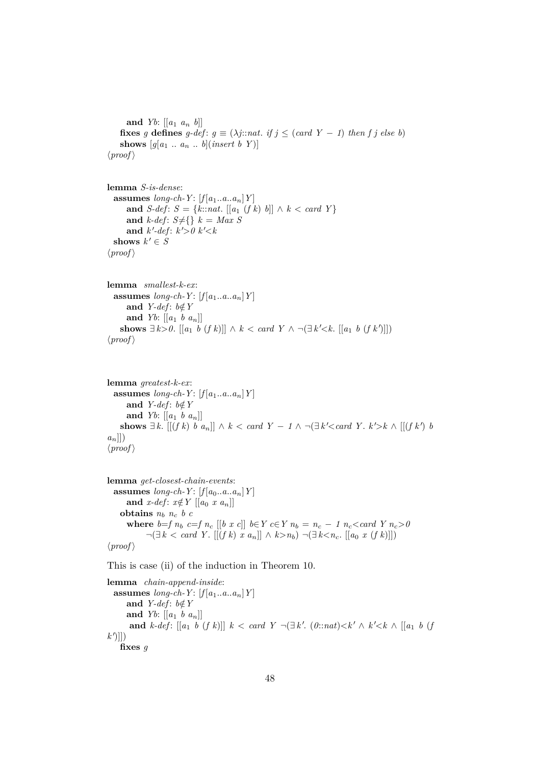**and** *Yb*: $[[a_1\ a_n\ b]]$
**fixes** *g* **defines** *g-def*: $g \equiv (\lambda j{::}nat.\ if\ j \leq (card\ Y - 1)\ then\ f\ j\ else\ b)$
**shows** $[g[a_1\ ..\ a_n\ ..\ b](insert\ b\ Y)]$
⟨*proof*⟩

**lemma** *S-is-dense*:
**assumes** *long-ch-Y*: $[f[a_1..a..a_n]Y]$
**and** *S-def*: $S = \{k{::}nat.\ [[a_1\ (f\ k)\ b]] \wedge k < card\ Y\}$
**and** *k-def*: $S \neq \{\}\ k = Max\ S$
**and** *k′-def*: $k' > 0\ k' < k$
**shows** $k' \in S$
⟨*proof*⟩

**lemma** *smallest-k-ex*:
**assumes** *long-ch-Y*: $[f[a_1..a..a_n]Y]$
**and** *Y-def*: $b \notin Y$
**and** *Yb*: $[[a_1\ b\ a_n]]$
**shows** $\exists k>0.\ [[a_1\ b\ (f\ k)]] \wedge k < card\ Y \wedge \neg(\exists k'<k.\ [[a_1\ b\ (f\ k')]])$
⟨*proof*⟩

**lemma** *greatest-k-ex*:
**assumes** *long-ch-Y*: $[f[a_1..a..a_n]Y]$
**and** *Y-def*: $b \notin Y$
**and** *Yb*: $[[a_1\ b\ a_n]]$
**shows** $\exists k.\ [[(f\ k)\ b\ a_n]] \wedge k < card\ Y - 1 \wedge \neg(\exists k'<card\ Y.\ k'>k \wedge [[(f\ k')\ b\ a_n]])$
⟨*proof*⟩

**lemma** *get-closest-chain-events*:
**assumes** *long-ch-Y*: $[f[a_0..a..a_n]Y]$
**and** *x-def*: $x \notin Y\ [[a_0\ x\ a_n]]$
**obtains** $n_b\ n_c\ b\ c$
**where** $b = f\ n_b\ c = f\ n_c\ [[b\ x\ c]]\ b \in Y\ c \in Y\ n_b = n_c - 1\ n_c < card\ Y\ n_c > 0$
$\neg(\exists k < card\ Y.\ [[(f\ k)\ x\ a_n]] \wedge k > n_b)\ \neg(\exists k < n_c.\ [[a_0\ x\ (f\ k)]])$
⟨*proof*⟩

This is case (ii) of the induction in Theorem 10.

**lemma** *chain-append-inside*:
**assumes** *long-ch-Y*: $[f[a_1..a..a_n]Y]$
**and** *Y-def*: $b \notin Y$
**and** *Yb*: $[[a_1\ b\ a_n]]$
**and** *k-def*: $[[a_1\ b\ (f\ k)]]\ k < card\ Y\ \neg(\exists k'.\ (0{::}nat) < k' \wedge k' < k \wedge [[a_1\ b\ (f\ k')]])$
**fixes** *g*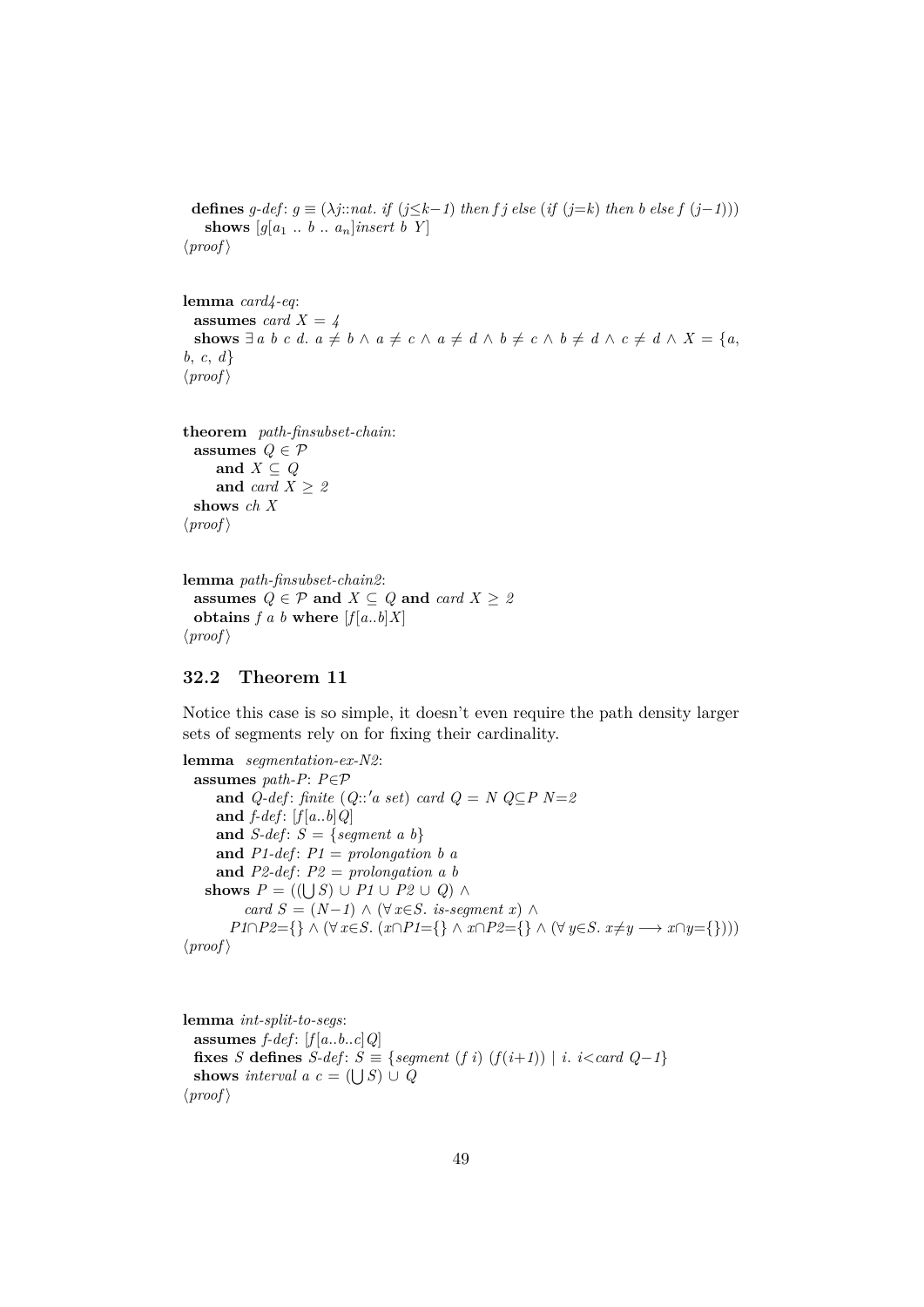**defines** *g-def*: $g \equiv (\lambda j{::}nat.\ if\ (j \le k-1)\ then\ f\ j\ else\ (if\ (j=k)\ then\ b\ else\ f\ (j-1)))$
  **shows** $[g[a_1\ ..\ b\ ..\ a_n]insert\ b\ Y]$
⟨*proof*⟩

**lemma** *card4-eq*:
  **assumes** $card\ X = 4$
  **shows** $\exists\, a\ b\ c\ d.\ a \ne b \wedge a \ne c \wedge a \ne d \wedge b \ne c \wedge b \ne d \wedge c \ne d \wedge X = \{a, b, c, d\}$
⟨*proof*⟩

**theorem** *path-finsubset-chain*:
  **assumes** $Q \in \mathcal{P}$
    **and** $X \subseteq Q$
    **and** $card\ X \ge 2$
  **shows** *ch X*
⟨*proof*⟩

**lemma** *path-finsubset-chain2*:
  **assumes** $Q \in \mathcal{P}$ **and** $X \subseteq Q$ **and** $card\ X \ge 2$
  **obtains** *f a b* **where** $[f[a..b]X]$
⟨*proof*⟩

## 32.2 Theorem 11

Notice this case is so simple, it doesn't even require the path density larger sets of segments rely on for fixing their cardinality.

**lemma** *segmentation-ex-N2*:
  **assumes** *path-P*: $P \in \mathcal{P}$
    **and** *Q-def*: *finite* $(Q{::}'a\ set)$ $card\ Q = N$ $Q \subseteq P$ $N=2$
    **and** *f-def*: $[f[a..b]Q]$
    **and** *S-def*: $S = \{segment\ a\ b\}$
    **and** *P1-def*: $P1 = prolongation\ b\ a$
    **and** *P2-def*: $P2 = prolongation\ a\ b$
  **shows** $P = ((\bigcup S) \cup P1 \cup P2 \cup Q) \wedge$
      $card\ S = (N-1) \wedge (\forall x \in S.\ is\text{-}segment\ x) \wedge$
      $P1 \cap P2 = \{\} \wedge (\forall x \in S.\ (x \cap P1 = \{\} \wedge x \cap P2 = \{\} \wedge (\forall y \in S.\ x \ne y \longrightarrow x \cap y = \{\})))$
⟨*proof*⟩

**lemma** *int-split-to-segs*:
  **assumes** *f-def*: $[f[a..b..c]Q]$
  **fixes** *S* **defines** *S-def*: $S \equiv \{segment\ (f\ i)\ (f(i+1)) \mid i.\ i < card\ Q - 1\}$
  **shows** $interval\ a\ c = (\bigcup S) \cup Q$
⟨*proof*⟩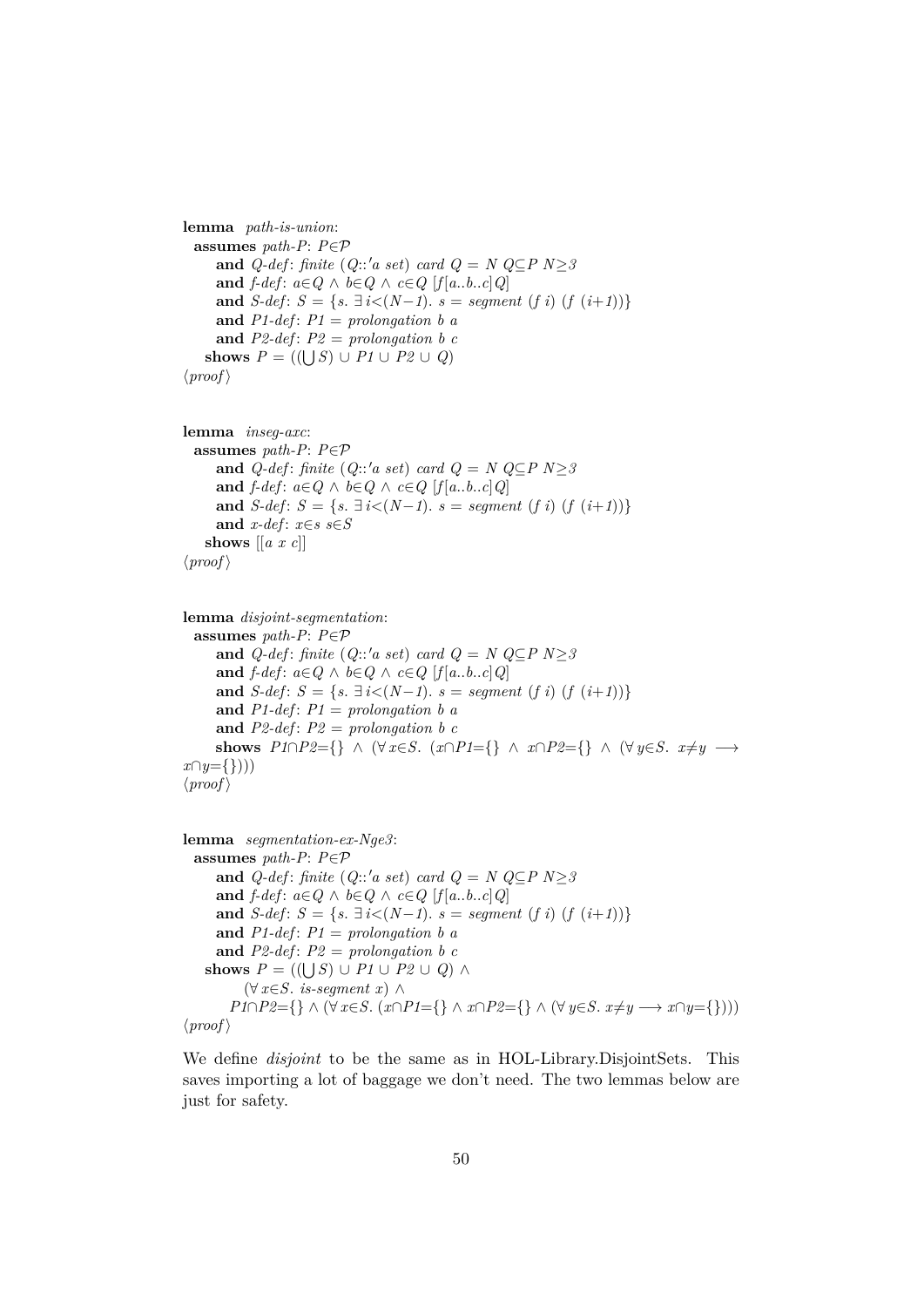**lemma** *path-is-union*:
  **assumes** *path-P*: $P \in \mathcal{P}$
    **and** *Q-def*: *finite* ($Q$::'*a set*) *card* $Q = N$ $Q \subseteq P$ $N \geq 3$
    **and** *f-def*: $a \in Q \wedge b \in Q \wedge c \in Q$ $[f[a..b..c]Q]$
    **and** *S-def*: $S = \{s.\ \exists i<(N-1).\ s = segment\ (f\ i)\ (f\ (i+1))\}$
    **and** *P1-def*: $P1 = prolongation\ b\ a$
    **and** *P2-def*: $P2 = prolongation\ b\ c$
  **shows** $P = ((\bigcup S) \cup P1 \cup P2 \cup Q)$
⟨*proof*⟩

**lemma** *inseg-axc*:
  **assumes** *path-P*: $P \in \mathcal{P}$
    **and** *Q-def*: *finite* ($Q$::'*a set*) *card* $Q = N$ $Q \subseteq P$ $N \geq 3$
    **and** *f-def*: $a \in Q \wedge b \in Q \wedge c \in Q$ $[f[a..b..c]Q]$
    **and** *S-def*: $S = \{s.\ \exists i<(N-1).\ s = segment\ (f\ i)\ (f\ (i+1))\}$
    **and** *x-def*: $x \in s$ $s \in S$
  **shows** $[[a\ x\ c]]$
⟨*proof*⟩

**lemma** *disjoint-segmentation*:
  **assumes** *path-P*: $P \in \mathcal{P}$
    **and** *Q-def*: *finite* ($Q$::'*a set*) *card* $Q = N$ $Q \subseteq P$ $N \geq 3$
    **and** *f-def*: $a \in Q \wedge b \in Q \wedge c \in Q$ $[f[a..b..c]Q]$
    **and** *S-def*: $S = \{s.\ \exists i<(N-1).\ s = segment\ (f\ i)\ (f\ (i+1))\}$
    **and** *P1-def*: $P1 = prolongation\ b\ a$
    **and** *P2-def*: $P2 = prolongation\ b\ c$
    **shows** $P1 \cap P2 = \{\} \wedge (\forall x \in S.\ (x \cap P1 = \{\} \wedge x \cap P2 = \{\} \wedge (\forall y \in S.\ x \neq y \longrightarrow x \cap y = \{\})))$
⟨*proof*⟩

**lemma** *segmentation-ex-Nge3*:
  **assumes** *path-P*: $P \in \mathcal{P}$
    **and** *Q-def*: *finite* ($Q$::'*a set*) *card* $Q = N$ $Q \subseteq P$ $N \geq 3$
    **and** *f-def*: $a \in Q \wedge b \in Q \wedge c \in Q$ $[f[a..b..c]Q]$
    **and** *S-def*: $S = \{s.\ \exists i<(N-1).\ s = segment\ (f\ i)\ (f\ (i+1))\}$
    **and** *P1-def*: $P1 = prolongation\ b\ a$
    **and** *P2-def*: $P2 = prolongation\ b\ c$
  **shows** $P = ((\bigcup S) \cup P1 \cup P2 \cup Q) \wedge$
      $(\forall x \in S.\ is\text{-}segment\ x) \wedge$
    $P1 \cap P2 = \{\} \wedge (\forall x \in S.\ (x \cap P1 = \{\} \wedge x \cap P2 = \{\} \wedge (\forall y \in S.\ x \neq y \longrightarrow x \cap y = \{\})))$
⟨*proof*⟩

We define *disjoint* to be the same as in HOL-Library.DisjointSets. This saves importing a lot of baggage we don't need. The two lemmas below are just for safety.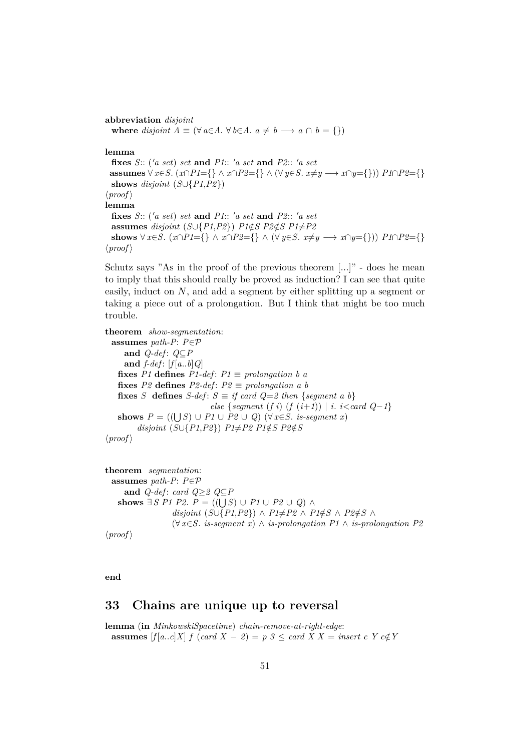```
abbreviation disjoint
  where disjoint A ≡ (∀ a∈A. ∀ b∈A. a ≠ b ⟶ a ∩ b = {})

lemma
  fixes S:: ('a set) set and P1:: 'a set and P2:: 'a set
  assumes ∀ x∈S. (x∩P1={} ∧ x∩P2={} ∧ (∀ y∈S. x≠y ⟶ x∩y={})) P1∩P2={}
  shows disjoint (S∪{P1,P2})
⟨proof⟩
lemma
  fixes S:: ('a set) set and P1:: 'a set and P2:: 'a set
  assumes disjoint (S∪{P1,P2}) P1∉S P2∉S P1≠P2
  shows ∀ x∈S. (x∩P1={} ∧ x∩P2={} ∧ (∀ y∈S. x≠y ⟶ x∩y={})) P1∩P2={}
⟨proof⟩
```

Schutz says "As in the proof of the previous theorem [...]" - does he mean to imply that this should really be proved as induction? I can see that quite easily, induct on $N$, and add a segment by either splitting up a segment or taking a piece out of a prolongation. But I think that might be too much trouble.

```
theorem show-segmentation:
  assumes path-P: P∈𝒫
     and Q-def: Q⊆P
     and f-def: [f[a..b]Q]
   fixes P1 defines P1-def: P1 ≡ prolongation b a
   fixes P2 defines P2-def: P2 ≡ prolongation a b
   fixes S defines S-def: S ≡ if card Q=2 then {segment a b}
                              else {segment (f i) (f (i+1)) | i. i<card Q−1}
   shows P = ((⋃ S) ∪ P1 ∪ P2 ∪ Q) (∀ x∈S. is-segment x)
         disjoint (S∪{P1,P2}) P1≠P2 P1∉S P2∉S
⟨proof⟩


theorem segmentation:
  assumes path-P: P∈𝒫
     and Q-def: card Q≥2 Q⊆P
   shows ∃ S P1 P2. P = ((⋃ S) ∪ P1 ∪ P2 ∪ Q) ∧
                  disjoint (S∪{P1,P2}) ∧ P1≠P2 ∧ P1∉S ∧ P2∉S ∧
                  (∀ x∈S. is-segment x) ∧ is-prolongation P1 ∧ is-prolongation P2
⟨proof⟩



end
```

## 33 Chains are unique up to reversal

```
lemma (in MinkowskiSpacetime) chain-remove-at-right-edge:
  assumes [f[a..c]X] f (card X − 2) = p 3 ≤ card X X = insert c Y c∉Y
```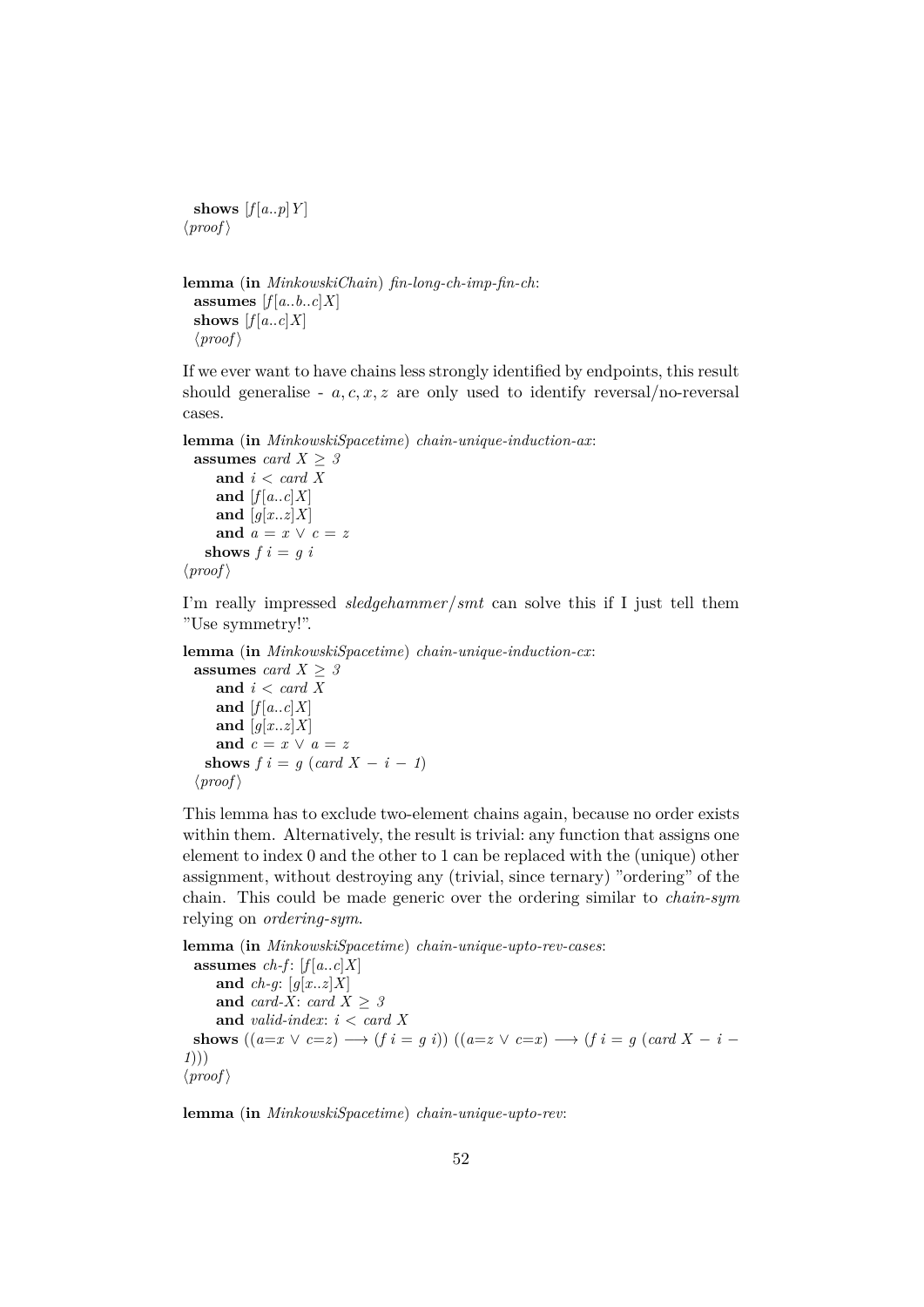**shows** $[f[a..p]Y]$
⟨*proof*⟩

**lemma** (**in** *MinkowskiChain*) *fin-long-ch-imp-fin-ch*:
**assumes** $[f[a..b..c]X]$
**shows** $[f[a..c]X]$
⟨*proof*⟩

If we ever want to have chains less strongly identified by endpoints, this result should generalise - $a, c, x, z$ are only used to identify reversal/no-reversal cases.

**lemma** (**in** *MinkowskiSpacetime*) *chain-unique-induction-ax*:
**assumes** $card\ X \geq 3$
**and** $i < card\ X$
**and** $[f[a..c]X]$
**and** $[g[x..z]X]$
**and** $a = x \lor c = z$
**shows** $f\ i = g\ i$
⟨*proof*⟩

I'm really impressed *sledgehammer*/*smt* can solve this if I just tell them "Use symmetry!".

**lemma** (**in** *MinkowskiSpacetime*) *chain-unique-induction-cx*:
**assumes** $card\ X \geq 3$
**and** $i < card\ X$
**and** $[f[a..c]X]$
**and** $[g[x..z]X]$
**and** $c = x \lor a = z$
**shows** $f\ i = g\ (card\ X - i - 1)$
⟨*proof*⟩

This lemma has to exclude two-element chains again, because no order exists within them. Alternatively, the result is trivial: any function that assigns one element to index 0 and the other to 1 can be replaced with the (unique) other assignment, without destroying any (trivial, since ternary) "ordering" of the chain. This could be made generic over the ordering similar to *chain-sym* relying on *ordering-sym*.

**lemma** (**in** *MinkowskiSpacetime*) *chain-unique-upto-rev-cases*:
**assumes** *ch-f*: $[f[a..c]X]$
**and** *ch-g*: $[g[x..z]X]$
**and** *card-X*: $card\ X \geq 3$
**and** *valid-index*: $i < card\ X$
**shows** $((a{=}x \lor c{=}z) \longrightarrow (f\ i = g\ i))\ ((a{=}z \lor c{=}x) \longrightarrow (f\ i = g\ (card\ X - i - 1)))$
⟨*proof*⟩

**lemma** (**in** *MinkowskiSpacetime*) *chain-unique-upto-rev*: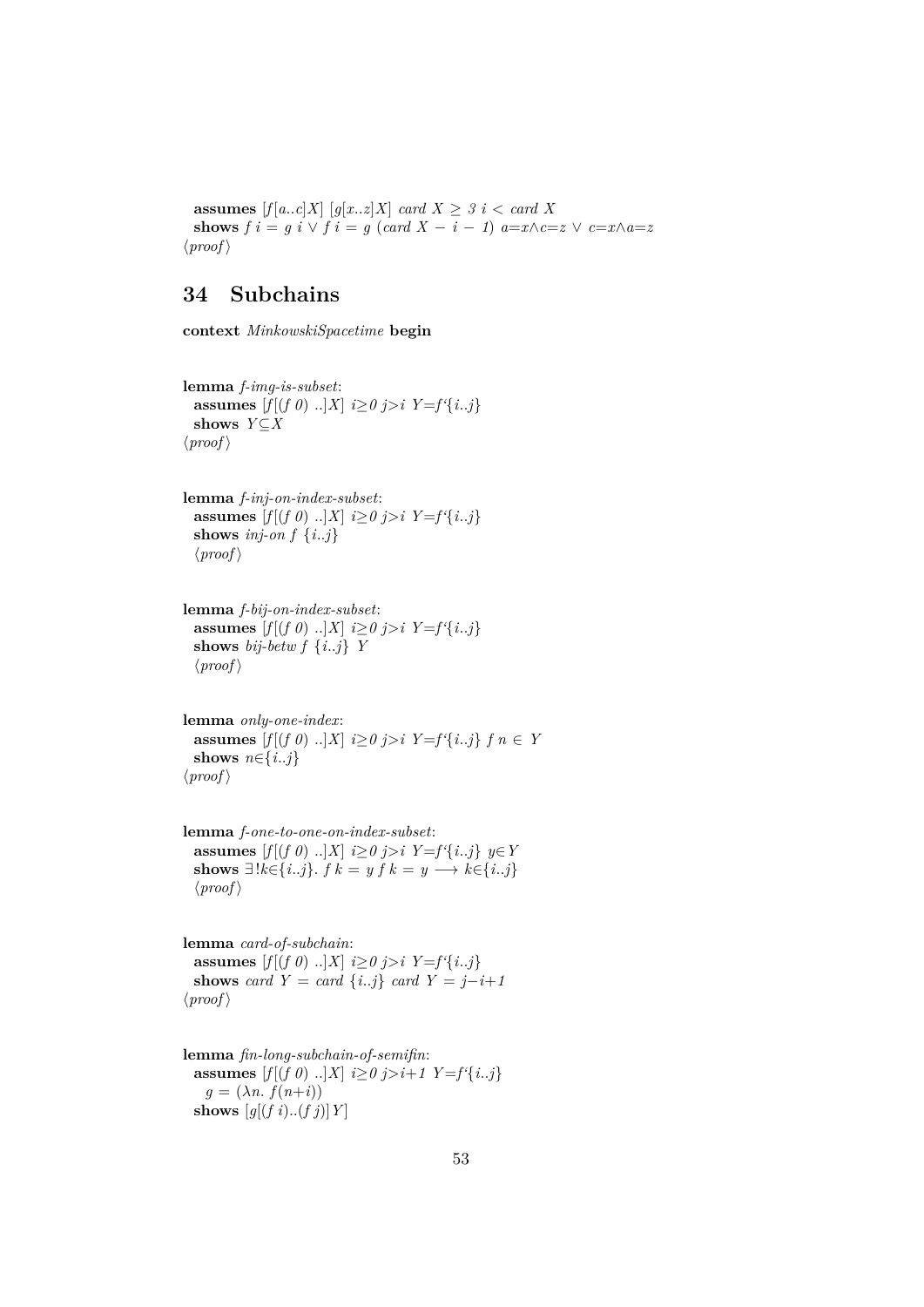**assumes** $[f[a..c]X]$ $[g[x..z]X]$ $card\ X \geq 3$ $i < card\ X$
**shows** $f\ i = g\ i \lor f\ i = g\ (card\ X - i - 1)$ $a{=}x{\land}c{=}z \lor c{=}x{\land}a{=}z$
⟨*proof*⟩

# 34 Subchains

**context** *MinkowskiSpacetime* **begin**

**lemma** *f-img-is-subset*:
**assumes** $[f[(f\ 0)\ ..]X]$ $i{\geq}0$ $j{>}i$ $Y{=}f\text{`}\{i..j\}$
**shows** $Y{\subseteq}X$
⟨*proof*⟩

**lemma** *f-inj-on-index-subset*:
**assumes** $[f[(f\ 0)\ ..]X]$ $i{\geq}0$ $j{>}i$ $Y{=}f\text{`}\{i..j\}$
**shows** *inj-on* $f\ \{i..j\}$
⟨*proof*⟩

**lemma** *f-bij-on-index-subset*:
**assumes** $[f[(f\ 0)\ ..]X]$ $i{\geq}0$ $j{>}i$ $Y{=}f\text{`}\{i..j\}$
**shows** *bij-betw* $f\ \{i..j\}\ Y$
⟨*proof*⟩

**lemma** *only-one-index*:
**assumes** $[f[(f\ 0)\ ..]X]$ $i{\geq}0$ $j{>}i$ $Y{=}f\text{`}\{i..j\}$ $f\ n \in Y$
**shows** $n{\in}\{i..j\}$
⟨*proof*⟩

**lemma** *f-one-to-one-on-index-subset*:
**assumes** $[f[(f\ 0)\ ..]X]$ $i{\geq}0$ $j{>}i$ $Y{=}f\text{`}\{i..j\}$ $y{\in}Y$
**shows** $\exists!k{\in}\{i..j\}.\ f\ k = y$ $f\ k = y \longrightarrow k{\in}\{i..j\}$
⟨*proof*⟩

**lemma** *card-of-subchain*:
**assumes** $[f[(f\ 0)\ ..]X]$ $i{\geq}0$ $j{>}i$ $Y{=}f\text{`}\{i..j\}$
**shows** $card\ Y = card\ \{i..j\}$ $card\ Y = j{-}i{+}1$
⟨*proof*⟩

**lemma** *fin-long-subchain-of-semifin*:
**assumes** $[f[(f\ 0)\ ..]X]$ $i{\geq}0$ $j{>}i{+}1$ $Y{=}f\text{`}\{i..j\}$
$g = (\lambda n.\ f(n{+}i))$
**shows** $[g[(f\ i)..(f\ j)]Y]$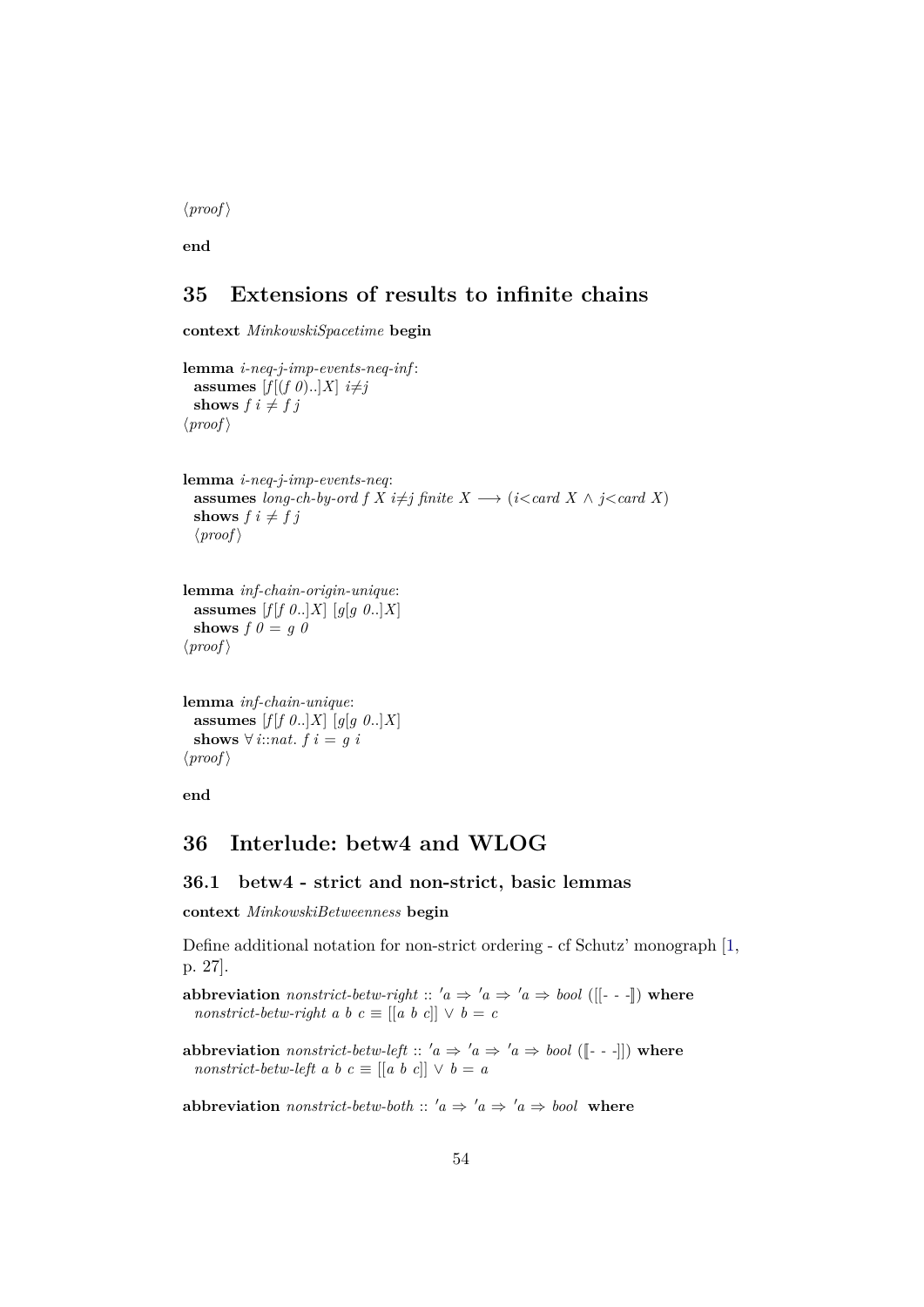⟨proof⟩

**end**

# 35 Extensions of results to infinite chains

**context** *MinkowskiSpacetime* **begin**

**lemma** *i-neq-j-imp-events-neq-inf*:
  **assumes** $[f[(f\ 0)..]X]$ $i{\neq}j$
  **shows** $f\ i \neq f\ j$
⟨proof⟩

**lemma** *i-neq-j-imp-events-neq*:
  **assumes** *long-ch-by-ord* $f\ X$ $i{\neq}j$ *finite* $X \longrightarrow (i{<}card\ X \wedge j{<}card\ X)$
  **shows** $f\ i \neq f\ j$
  ⟨proof⟩

**lemma** *inf-chain-origin-unique*:
  **assumes** $[f[f\ 0..]X]$ $[g[g\ 0..]X]$
  **shows** $f\ 0 = g\ 0$
⟨proof⟩

**lemma** *inf-chain-unique*:
  **assumes** $[f[f\ 0..]X]$ $[g[g\ 0..]X]$
  **shows** $\forall\ i{::}nat.\ f\ i = g\ i$
⟨proof⟩

**end**

# 36 Interlude: betw4 and WLOG

## 36.1 betw4 - strict and non-strict, basic lemmas

**context** *MinkowskiBetweenness* **begin**

Define additional notation for non-strict ordering - cf Schutz' monograph [1, p. 27].

**abbreviation** *nonstrict-betw-right* :: $'a \Rightarrow\ 'a \Rightarrow\ 'a \Rightarrow bool$ ([[- - -⟧) **where**
  *nonstrict-betw-right* $a\ b\ c \equiv [[a\ b\ c]] \vee b = c$

**abbreviation** *nonstrict-betw-left* :: $'a \Rightarrow\ 'a \Rightarrow\ 'a \Rightarrow bool$ (⟦- - -]]) **where**
  *nonstrict-betw-left* $a\ b\ c \equiv [[a\ b\ c]] \vee b = a$

**abbreviation** *nonstrict-betw-both* :: $'a \Rightarrow\ 'a \Rightarrow\ 'a \Rightarrow bool$ **where**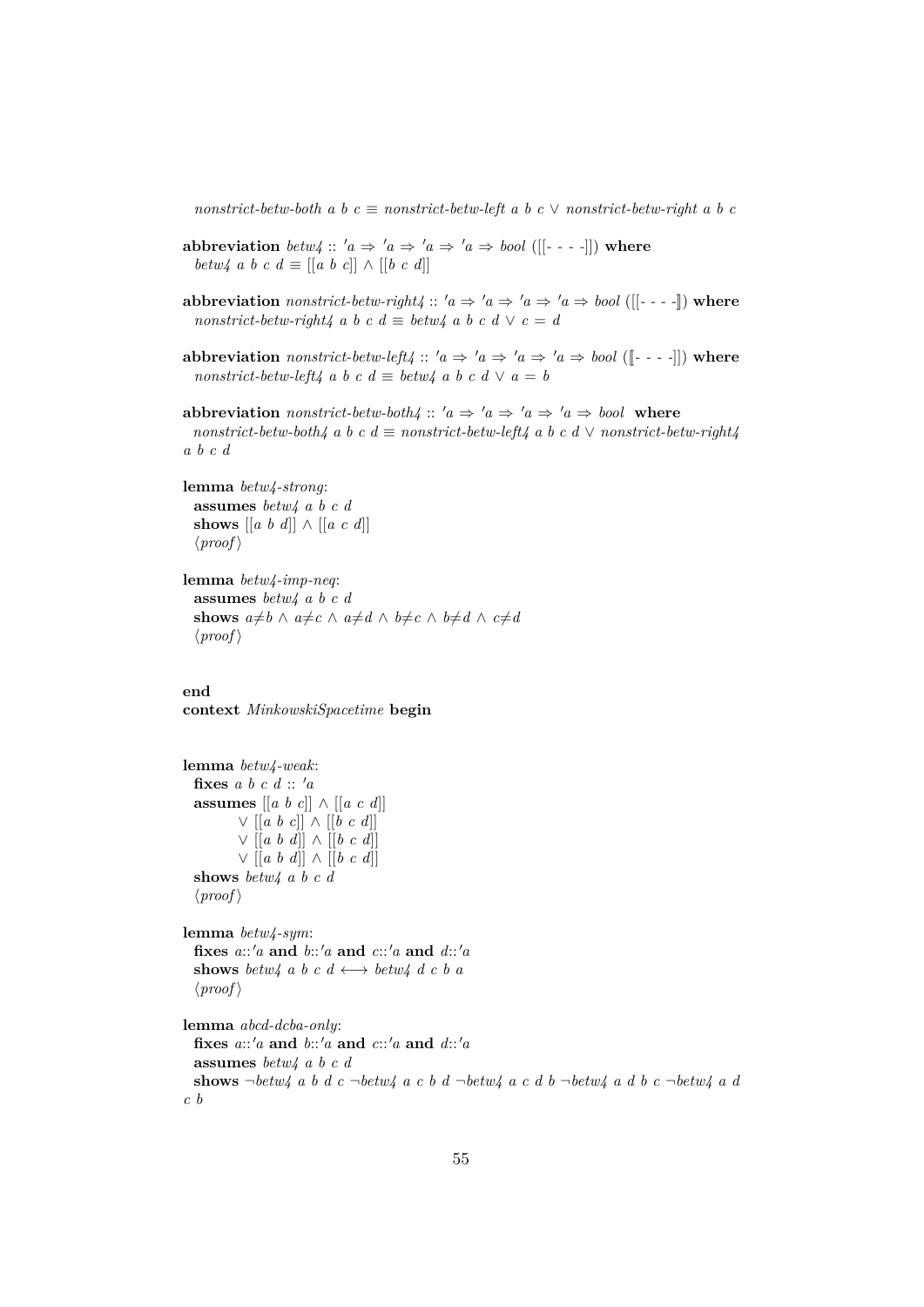*nonstrict-betw-both a b c* ≡ *nonstrict-betw-left a b c* ∨ *nonstrict-betw-right a b c*

**abbreviation** *betw4* :: *'a* ⇒ *'a* ⇒ *'a* ⇒ *'a* ⇒ *bool* ([[- - - -]]) **where**
*betw4 a b c d* ≡ [[*a b c*]] ∧ [[*b c d*]]

**abbreviation** *nonstrict-betw-right4* :: *'a* ⇒ *'a* ⇒ *'a* ⇒ *'a* ⇒ *bool* ([[- - - -⟧) **where**
*nonstrict-betw-right4 a b c d* ≡ *betw4 a b c d* ∨ *c* = *d*

**abbreviation** *nonstrict-betw-left4* :: *'a* ⇒ *'a* ⇒ *'a* ⇒ *'a* ⇒ *bool* (⟦- - - -]]) **where**
*nonstrict-betw-left4 a b c d* ≡ *betw4 a b c d* ∨ *a* = *b*

**abbreviation** *nonstrict-betw-both4* :: *'a* ⇒ *'a* ⇒ *'a* ⇒ *'a* ⇒ *bool* **where**
*nonstrict-betw-both4 a b c d* ≡ *nonstrict-betw-left4 a b c d* ∨ *nonstrict-betw-right4 a b c d*

**lemma** *betw4-strong*:
**assumes** *betw4 a b c d*
**shows** [[*a b d*]] ∧ [[*a c d*]]
⟨*proof*⟩

**lemma** *betw4-imp-neq*:
**assumes** *betw4 a b c d*
**shows** *a*≠*b* ∧ *a*≠*c* ∧ *a*≠*d* ∧ *b*≠*c* ∧ *b*≠*d* ∧ *c*≠*d*
⟨*proof*⟩

**end**
**context** *MinkowskiSpacetime* **begin**

**lemma** *betw4-weak*:
**fixes** *a b c d* :: *'a*
**assumes** [[*a b c*]] ∧ [[*a c d*]]
∨ [[*a b c*]] ∧ [[*b c d*]]
∨ [[*a b d*]] ∧ [[*a c d*]]
∨ [[*a b d*]] ∧ [[*b c d*]]
**shows** *betw4 a b c d*
⟨*proof*⟩

**lemma** *betw4-sym*:
**fixes** *a*::*'a* **and** *b*::*'a* **and** *c*::*'a* **and** *d*::*'a*
**shows** *betw4 a b c d* ⟷ *betw4 d c b a*
⟨*proof*⟩

**lemma** *abcd-dcba-only*:
**fixes** *a*::*'a* **and** *b*::*'a* **and** *c*::*'a* **and** *d*::*'a*
**assumes** *betw4 a b c d*
**shows** ¬*betw4 a b d c* ¬*betw4 a c b d* ¬*betw4 a c d b* ¬*betw4 a d b c* ¬*betw4 a d c b*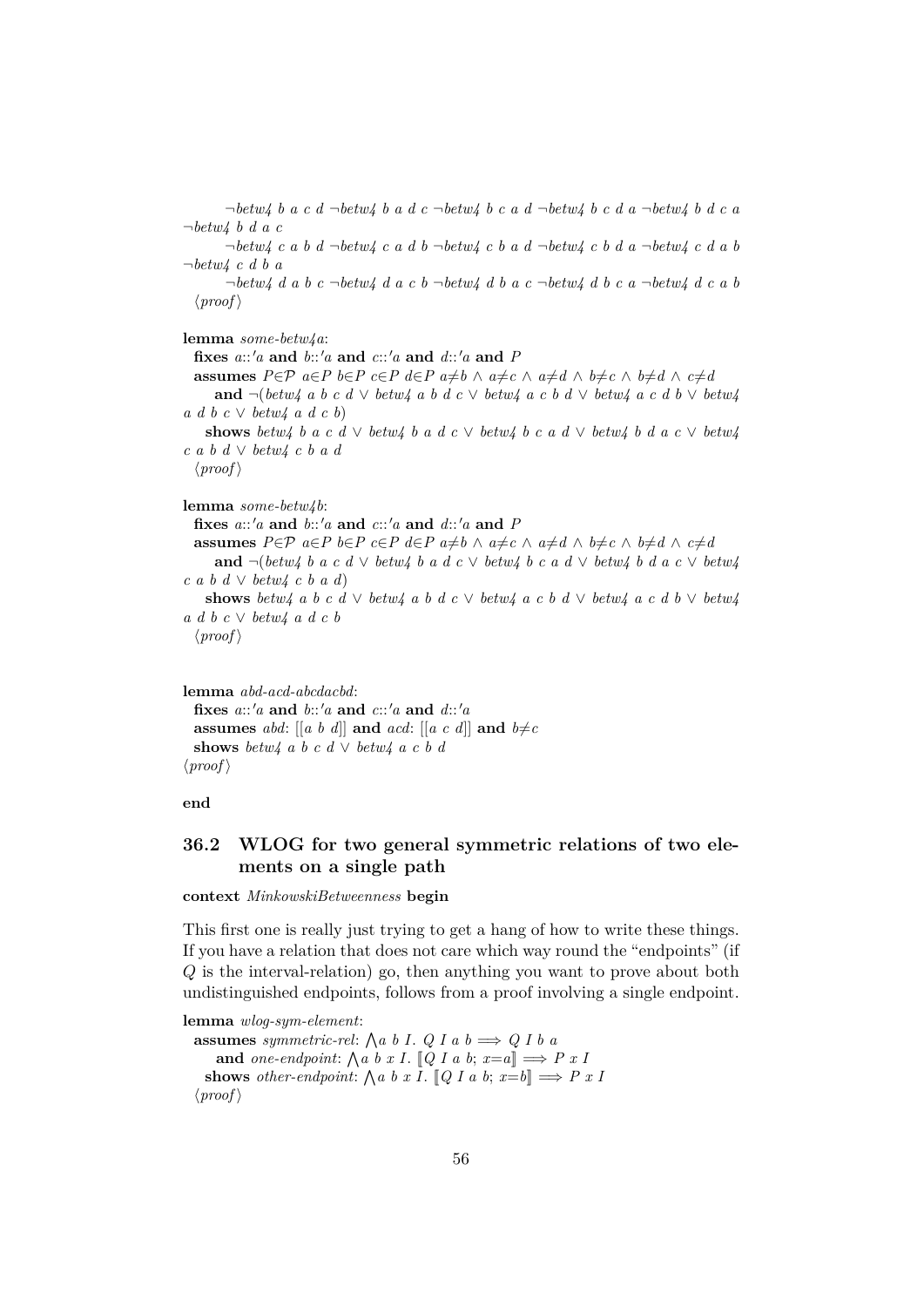```
    ¬betw4 b a c d ¬betw4 b a d c ¬betw4 b c a d ¬betw4 b c d a ¬betw4 b d c a
¬betw4 b d a c
    ¬betw4 c a b d ¬betw4 c a d b ¬betw4 c b a d ¬betw4 c b d a ¬betw4 c d a b
¬betw4 c d b a
    ¬betw4 d a b c ¬betw4 d a c b ¬betw4 d b a c ¬betw4 d b c a ¬betw4 d c a b
  ⟨proof⟩

lemma some-betw4a:
  fixes a::'a and b::'a and c::'a and d::'a and P
  assumes P∈𝒫 a∈P b∈P c∈P d∈P a≠b ∧ a≠c ∧ a≠d ∧ b≠c ∧ b≠d ∧ c≠d
    and ¬(betw4 a b c d ∨ betw4 a b d c ∨ betw4 a c b d ∨ betw4 a c d b ∨ betw4
a d b c ∨ betw4 a d c b)
  shows betw4 b a c d ∨ betw4 b a d c ∨ betw4 b c a d ∨ betw4 b d a c ∨ betw4
c a b d ∨ betw4 c b a d
  ⟨proof⟩

lemma some-betw4b:
  fixes a::'a and b::'a and c::'a and d::'a and P
  assumes P∈𝒫 a∈P b∈P c∈P d∈P a≠b ∧ a≠c ∧ a≠d ∧ b≠c ∧ b≠d ∧ c≠d
    and ¬(betw4 b a c d ∨ betw4 b a d c ∨ betw4 b c a d ∨ betw4 b d a c ∨ betw4
c a b d ∨ betw4 c b a d)
  shows betw4 a b c d ∨ betw4 a b d c ∨ betw4 a c b d ∨ betw4 a c d b ∨ betw4
a d b c ∨ betw4 a d c b
  ⟨proof⟩


lemma abd-acd-abcdacbd:
  fixes a::'a and b::'a and c::'a and d::'a
  assumes abd: [[a b d]] and acd: [[a c d]] and b≠c
  shows betw4 a b c d ∨ betw4 a c b d
⟨proof⟩

end
```

## 36.2 WLOG for two general symmetric relations of two elements on a single path

```
context MinkowskiBetweenness begin
```

This first one is really just trying to get a hang of how to write these things. If you have a relation that does not care which way round the "endpoints" (if $Q$ is the interval-relation) go, then anything you want to prove about both undistinguished endpoints, follows from a proof involving a single endpoint.

```
lemma wlog-sym-element:
  assumes symmetric-rel: ⋀a b I. Q I a b ⟹ Q I b a
    and one-endpoint: ⋀a b x I. ⟦Q I a b; x=a⟧ ⟹ P x I
  shows other-endpoint: ⋀a b x I. ⟦Q I a b; x=b⟧ ⟹ P x I
  ⟨proof⟩
```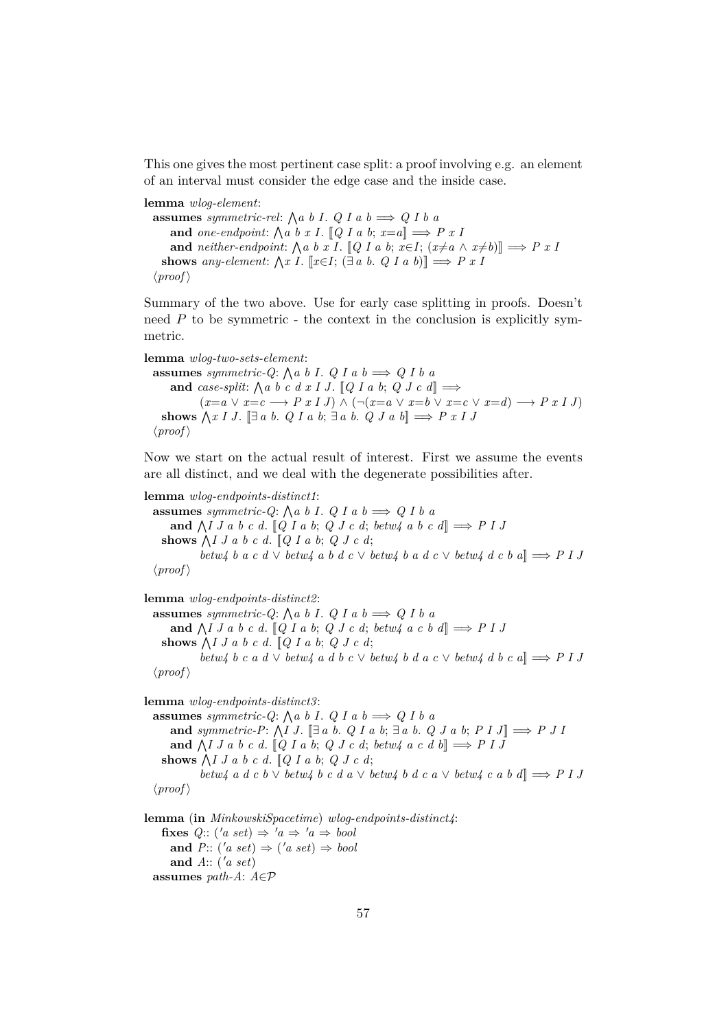This one gives the most pertinent case split: a proof involving e.g. an element of an interval must consider the edge case and the inside case.

```
lemma wlog-element:
  assumes symmetric-rel: ⋀a b I. Q I a b ⟹ Q I b a
    and one-endpoint: ⋀a b x I. ⟦Q I a b; x=a⟧ ⟹ P x I
    and neither-endpoint: ⋀a b x I. ⟦Q I a b; x∈I; (x≠a ∧ x≠b)⟧ ⟹ P x I
  shows any-element: ⋀x I. ⟦x∈I; (∃ a b. Q I a b)⟧ ⟹ P x I
  ⟨proof⟩
```

Summary of the two above. Use for early case splitting in proofs. Doesn't need $P$ to be symmetric - the context in the conclusion is explicitly symmetric.

```
lemma wlog-two-sets-element:
  assumes symmetric-Q: ⋀a b I. Q I a b ⟹ Q I b a
    and case-split: ⋀a b c d x I J. ⟦Q I a b; Q J c d⟧ ⟹
          (x=a ∨ x=c ⟶ P x I J) ∧ (¬(x=a ∨ x=b ∨ x=c ∨ x=d) ⟶ P x I J)
  shows ⋀x I J. ⟦∃ a b. Q I a b; ∃ a b. Q J a b⟧ ⟹ P x I J
  ⟨proof⟩
```

Now we start on the actual result of interest. First we assume the events are all distinct, and we deal with the degenerate possibilities after.

```
lemma wlog-endpoints-distinct1:
  assumes symmetric-Q: ⋀a b I. Q I a b ⟹ Q I b a
    and ⋀I J a b c d. ⟦Q I a b; Q J c d; betw4 a b c d⟧ ⟹ P I J
  shows ⋀I J a b c d. ⟦Q I a b; Q J c d;
          betw4 b a c d ∨ betw4 a b d c ∨ betw4 b a d c ∨ betw4 d c b a⟧ ⟹ P I J
  ⟨proof⟩
```

```
lemma wlog-endpoints-distinct2:
  assumes symmetric-Q: ⋀a b I. Q I a b ⟹ Q I b a
    and ⋀I J a b c d. ⟦Q I a b; Q J c d; betw4 a c b d⟧ ⟹ P I J
  shows ⋀I J a b c d. ⟦Q I a b; Q J c d;
          betw4 b c a d ∨ betw4 a d b c ∨ betw4 b d a c ∨ betw4 d b c a⟧ ⟹ P I J
  ⟨proof⟩
```

```
lemma wlog-endpoints-distinct3:
  assumes symmetric-Q: ⋀a b I. Q I a b ⟹ Q I b a
    and symmetric-P: ⋀I J. ⟦∃ a b. Q I a b; ∃ a b. Q J a b; P I J⟧ ⟹ P J I
    and ⋀I J a b c d. ⟦Q I a b; Q J c d; betw4 a c d b⟧ ⟹ P I J
  shows ⋀I J a b c d. ⟦Q I a b; Q J c d;
          betw4 a d c b ∨ betw4 b c d a ∨ betw4 b d c a ∨ betw4 c a b d⟧ ⟹ P I J
  ⟨proof⟩
```

```
lemma (in MinkowskiSpacetime) wlog-endpoints-distinct4:
  fixes Q:: ('a set) ⇒ 'a ⇒ 'a ⇒ bool
    and P:: ('a set) ⇒ ('a set) ⇒ bool
    and A:: ('a set)
  assumes path-A: A∈𝒫
```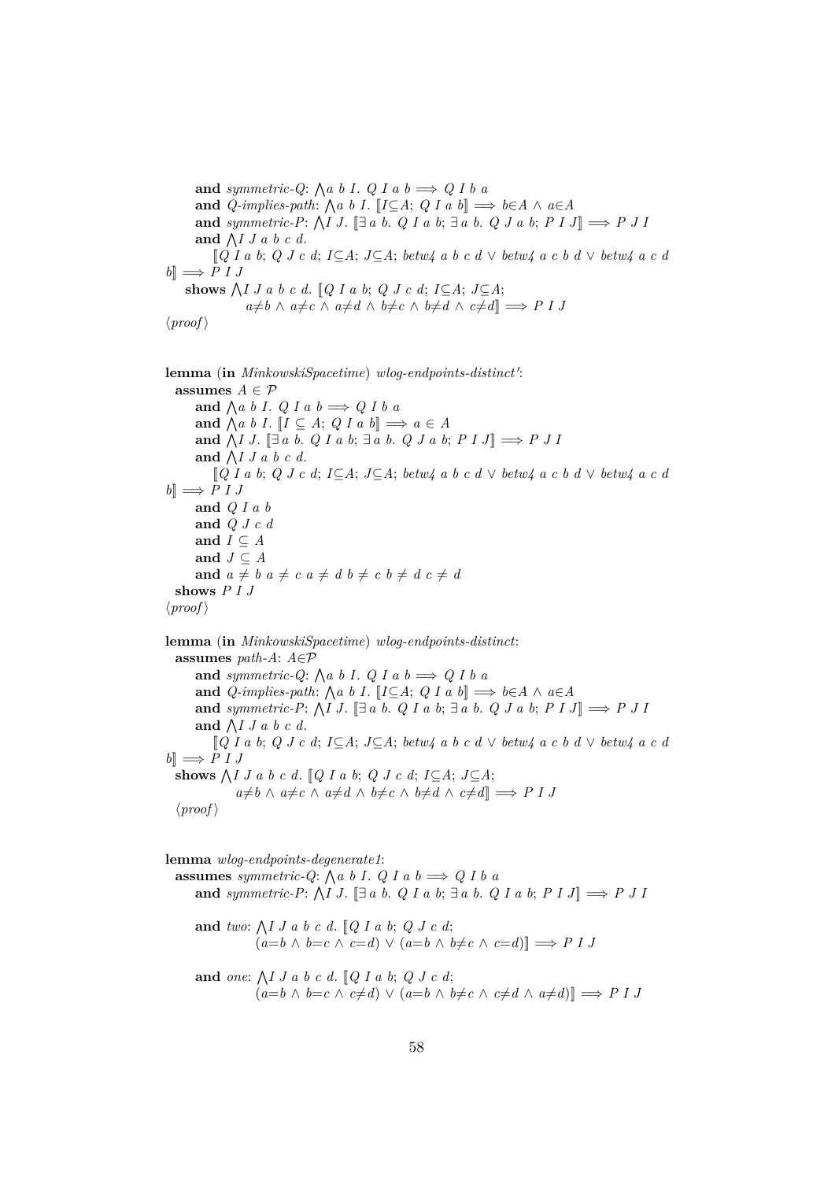**and** *symmetric-Q*: $\bigwedge a\ b\ I.\ Q\ I\ a\ b \Longrightarrow Q\ I\ b\ a$
**and** *Q-implies-path*: $\bigwedge a\ b\ I.\ [\![I{\subseteq}A;\ Q\ I\ a\ b]\!] \Longrightarrow b{\in}A \wedge a{\in}A$
**and** *symmetric-P*: $\bigwedge I\ J.\ [\![\exists\ a\ b.\ Q\ I\ a\ b;\ \exists\ a\ b.\ Q\ J\ a\ b;\ P\ I\ J]\!] \Longrightarrow P\ J\ I$
**and** $\bigwedge I\ J\ a\ b\ c\ d.$
$[\![Q\ I\ a\ b;\ Q\ J\ c\ d;\ I{\subseteq}A;\ J{\subseteq}A;\ betw4\ a\ b\ c\ d \vee betw4\ a\ c\ b\ d \vee betw4\ a\ c\ d\ b]\!] \Longrightarrow P\ I\ J$
**shows** $\bigwedge I\ J\ a\ b\ c\ d.\ [\![Q\ I\ a\ b;\ Q\ J\ c\ d;\ I{\subseteq}A;\ J{\subseteq}A;$
$a{\neq}b \wedge a{\neq}c \wedge a{\neq}d \wedge b{\neq}c \wedge b{\neq}d \wedge c{\neq}d]\!] \Longrightarrow P\ I\ J$
⟨*proof*⟩

**lemma** (**in** *MinkowskiSpacetime*) *wlog-endpoints-distinct'*:
**assumes** $A \in \mathcal{P}$
**and** $\bigwedge a\ b\ I.\ Q\ I\ a\ b \Longrightarrow Q\ I\ b\ a$
**and** $\bigwedge a\ b\ I.\ [\![I \subseteq A;\ Q\ I\ a\ b]\!] \Longrightarrow a \in A$
**and** $\bigwedge I\ J.\ [\![\exists\ a\ b.\ Q\ I\ a\ b;\ \exists\ a\ b.\ Q\ J\ a\ b;\ P\ I\ J]\!] \Longrightarrow P\ J\ I$
**and** $\bigwedge I\ J\ a\ b\ c\ d.$
$[\![Q\ I\ a\ b;\ Q\ J\ c\ d;\ I{\subseteq}A;\ J{\subseteq}A;\ betw4\ a\ b\ c\ d \vee betw4\ a\ c\ b\ d \vee betw4\ a\ c\ d\ b]\!] \Longrightarrow P\ I\ J$
**and** $Q\ I\ a\ b$
**and** $Q\ J\ c\ d$
**and** $I \subseteq A$
**and** $J \subseteq A$
**and** $a \neq b\ a \neq c\ a \neq d\ b \neq c\ b \neq d\ c \neq d$
**shows** $P\ I\ J$
⟨*proof*⟩

**lemma** (**in** *MinkowskiSpacetime*) *wlog-endpoints-distinct*:
**assumes** *path-A*: $A{\in}\mathcal{P}$
**and** *symmetric-Q*: $\bigwedge a\ b\ I.\ Q\ I\ a\ b \Longrightarrow Q\ I\ b\ a$
**and** *Q-implies-path*: $\bigwedge a\ b\ I.\ [\![I{\subseteq}A;\ Q\ I\ a\ b]\!] \Longrightarrow b{\in}A \wedge a{\in}A$
**and** *symmetric-P*: $\bigwedge I\ J.\ [\![\exists\ a\ b.\ Q\ I\ a\ b;\ \exists\ a\ b.\ Q\ J\ a\ b;\ P\ I\ J]\!] \Longrightarrow P\ J\ I$
**and** $\bigwedge I\ J\ a\ b\ c\ d.$
$[\![Q\ I\ a\ b;\ Q\ J\ c\ d;\ I{\subseteq}A;\ J{\subseteq}A;\ betw4\ a\ b\ c\ d \vee betw4\ a\ c\ b\ d \vee betw4\ a\ c\ d\ b]\!] \Longrightarrow P\ I\ J$
**shows** $\bigwedge I\ J\ a\ b\ c\ d.\ [\![Q\ I\ a\ b;\ Q\ J\ c\ d;\ I{\subseteq}A;\ J{\subseteq}A;$
$a{\neq}b \wedge a{\neq}c \wedge a{\neq}d \wedge b{\neq}c \wedge b{\neq}d \wedge c{\neq}d]\!] \Longrightarrow P\ I\ J$
⟨*proof*⟩

**lemma** *wlog-endpoints-degenerate1*:
**assumes** *symmetric-Q*: $\bigwedge a\ b\ I.\ Q\ I\ a\ b \Longrightarrow Q\ I\ b\ a$
**and** *symmetric-P*: $\bigwedge I\ J.\ [\![\exists\ a\ b.\ Q\ I\ a\ b;\ \exists\ a\ b.\ Q\ I\ a\ b;\ P\ I\ J]\!] \Longrightarrow P\ J\ I$

**and** *two*: $\bigwedge I\ J\ a\ b\ c\ d.\ [\![Q\ I\ a\ b;\ Q\ J\ c\ d;$
$(a{=}b \wedge b{=}c \wedge c{=}d) \vee (a{=}b \wedge b{\neq}c \wedge c{=}d)]\!] \Longrightarrow P\ I\ J$

**and** *one*: $\bigwedge I\ J\ a\ b\ c\ d.\ [\![Q\ I\ a\ b;\ Q\ J\ c\ d;$
$(a{=}b \wedge b{=}c \wedge c{\neq}d) \vee (a{=}b \wedge b{\neq}c \wedge c{\neq}d \wedge a{\neq}d)]\!] \Longrightarrow P\ I\ J$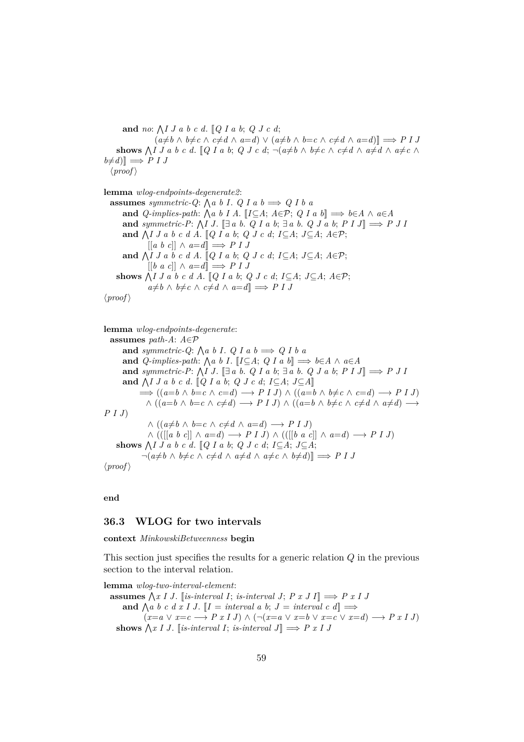**and** *no*: $\bigwedge I\ J\ a\ b\ c\ d.\ [\![Q\ I\ a\ b;\ Q\ J\ c\ d;$
$(a{\neq}b \wedge b{\neq}c \wedge c{\neq}d \wedge a{=}d) \vee (a{\neq}b \wedge b{=}c \wedge c{\neq}d \wedge a{=}d)]\!] \Longrightarrow P\ I\ J$
**shows** $\bigwedge I\ J\ a\ b\ c\ d.\ [\![Q\ I\ a\ b;\ Q\ J\ c\ d;\ \neg(a{\neq}b \wedge b{\neq}c \wedge c{\neq}d \wedge a{\neq}d \wedge a{\neq}c \wedge b{\neq}d)]\!] \Longrightarrow P\ I\ J$
$\langle proof \rangle$

**lemma** *wlog-endpoints-degenerate2*:
**assumes** *symmetric-Q*: $\bigwedge a\ b\ I.\ Q\ I\ a\ b \Longrightarrow Q\ I\ b\ a$
**and** *Q-implies-path*: $\bigwedge a\ b\ I\ A.\ [\![I{\subseteq}A;\ A{\in}\mathcal{P};\ Q\ I\ a\ b]\!] \Longrightarrow b{\in}A \wedge a{\in}A$
**and** *symmetric-P*: $\bigwedge I\ J.\ [\![\exists\ a\ b.\ Q\ I\ a\ b;\ \exists\ a\ b.\ Q\ J\ a\ b;\ P\ I\ J]\!] \Longrightarrow P\ J\ I$
**and** $\bigwedge I\ J\ a\ b\ c\ d\ A.\ [\![Q\ I\ a\ b;\ Q\ J\ c\ d;\ I{\subseteq}A;\ J{\subseteq}A;\ A{\in}\mathcal{P};$
$[[a\ b\ c]] \wedge a{=}d]\!] \Longrightarrow P\ I\ J$
**and** $\bigwedge I\ J\ a\ b\ c\ d\ A.\ [\![Q\ I\ a\ b;\ Q\ J\ c\ d;\ I{\subseteq}A;\ J{\subseteq}A;\ A{\in}\mathcal{P};$
$[[b\ a\ c]] \wedge a{=}d]\!] \Longrightarrow P\ I\ J$
**shows** $\bigwedge I\ J\ a\ b\ c\ d\ A.\ [\![Q\ I\ a\ b;\ Q\ J\ c\ d;\ I{\subseteq}A;\ J{\subseteq}A;\ A{\in}\mathcal{P};$
$a{\neq}b \wedge b{\neq}c \wedge c{\neq}d \wedge a{=}d]\!] \Longrightarrow P\ I\ J$
$\langle proof \rangle$

**lemma** *wlog-endpoints-degenerate*:
**assumes** *path-A*: $A{\in}\mathcal{P}$
**and** *symmetric-Q*: $\bigwedge a\ b\ I.\ Q\ I\ a\ b \Longrightarrow Q\ I\ b\ a$
**and** *Q-implies-path*: $\bigwedge a\ b\ I.\ [\![I{\subseteq}A;\ Q\ I\ a\ b]\!] \Longrightarrow b{\in}A \wedge a{\in}A$
**and** *symmetric-P*: $\bigwedge I\ J.\ [\![\exists\ a\ b.\ Q\ I\ a\ b;\ \exists\ a\ b.\ Q\ J\ a\ b;\ P\ I\ J]\!] \Longrightarrow P\ J\ I$
**and** $\bigwedge I\ J\ a\ b\ c\ d.\ [\![Q\ I\ a\ b;\ Q\ J\ c\ d;\ I{\subseteq}A;\ J{\subseteq}A]\!]$
$\Longrightarrow ((a{=}b \wedge b{=}c \wedge c{=}d) \longrightarrow P\ I\ J) \wedge ((a{=}b \wedge b{\neq}c \wedge c{=}d) \longrightarrow P\ I\ J)$
$\wedge ((a{=}b \wedge b{=}c \wedge c{\neq}d) \longrightarrow P\ I\ J) \wedge ((a{=}b \wedge b{\neq}c \wedge c{\neq}d \wedge a{\neq}d) \longrightarrow P\ I\ J)$
$\wedge ((a{\neq}b \wedge b{=}c \wedge c{\neq}d \wedge a{=}d) \longrightarrow P\ I\ J)$
$\wedge (([[a\ b\ c]] \wedge a{=}d) \longrightarrow P\ I\ J) \wedge (([[b\ a\ c]] \wedge a{=}d) \longrightarrow P\ I\ J)$
**shows** $\bigwedge I\ J\ a\ b\ c\ d.\ [\![Q\ I\ a\ b;\ Q\ J\ c\ d;\ I{\subseteq}A;\ J{\subseteq}A;$
$\neg(a{\neq}b \wedge b{\neq}c \wedge c{\neq}d \wedge a{\neq}d \wedge a{\neq}c \wedge b{\neq}d)]\!] \Longrightarrow P\ I\ J$
$\langle proof \rangle$

**end**

## 36.3 WLOG for two intervals

**context** *MinkowskiBetweenness* **begin**

This section just specifies the results for a generic relation $Q$ in the previous section to the interval relation.

**lemma** *wlog-two-interval-element*:
**assumes** $\bigwedge x\ I\ J.\ [\![\textit{is-interval}\ I;\ \textit{is-interval}\ J;\ P\ x\ J\ I]\!] \Longrightarrow P\ x\ I\ J$
**and** $\bigwedge a\ b\ c\ d\ x\ I\ J.\ [\![I = \textit{interval}\ a\ b;\ J = \textit{interval}\ c\ d]\!] \Longrightarrow$
$(x{=}a \vee x{=}c \longrightarrow P\ x\ I\ J) \wedge (\neg(x{=}a \vee x{=}b \vee x{=}c \vee x{=}d) \longrightarrow P\ x\ I\ J)$
**shows** $\bigwedge x\ I\ J.\ [\![\textit{is-interval}\ I;\ \textit{is-interval}\ J]\!] \Longrightarrow P\ x\ I\ J$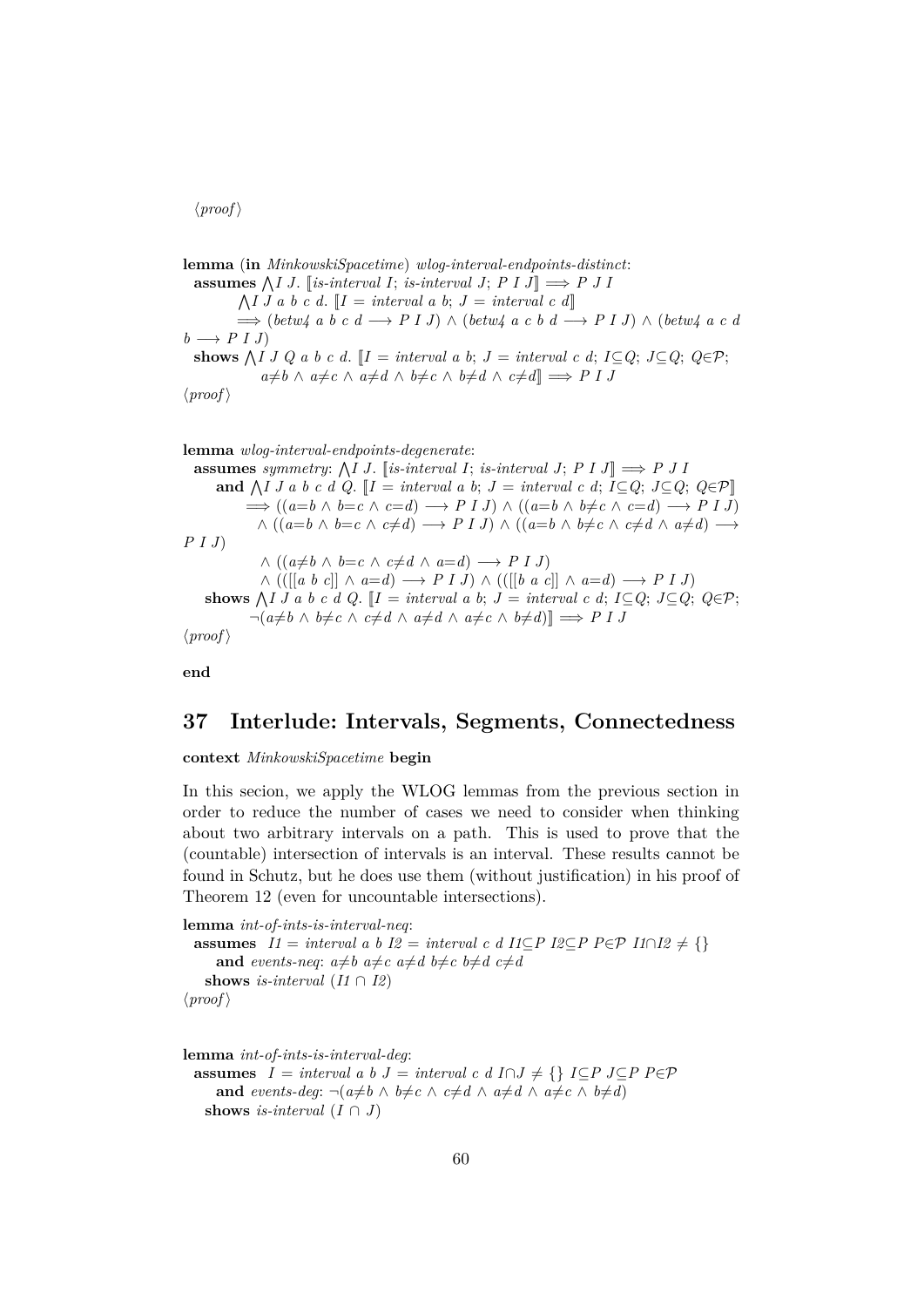⟨proof⟩

**lemma** (**in** *MinkowskiSpacetime*) *wlog-interval-endpoints-distinct*:
  **assumes** $\bigwedge I\ J.\ [\![is\text{-}interval\ I;\ is\text{-}interval\ J;\ P\ I\ J]\!] \Longrightarrow P\ J\ I$
    $\bigwedge I\ J\ a\ b\ c\ d.\ [\![I = interval\ a\ b;\ J = interval\ c\ d]\!]$
    $\Longrightarrow (betw4\ a\ b\ c\ d \longrightarrow P\ I\ J) \wedge (betw4\ a\ c\ b\ d \longrightarrow P\ I\ J) \wedge (betw4\ a\ c\ d\ b \longrightarrow P\ I\ J)$
  **shows** $\bigwedge I\ J\ Q\ a\ b\ c\ d.\ [\![I = interval\ a\ b;\ J = interval\ c\ d;\ I \subseteq Q;\ J \subseteq Q;\ Q \in \mathcal{P};$
    $a \neq b \wedge a \neq c \wedge a \neq d \wedge b \neq c \wedge b \neq d \wedge c \neq d]\!] \Longrightarrow P\ I\ J$
⟨proof⟩

**lemma** *wlog-interval-endpoints-degenerate*:
  **assumes** *symmetry*: $\bigwedge I\ J.\ [\![is\text{-}interval\ I;\ is\text{-}interval\ J;\ P\ I\ J]\!] \Longrightarrow P\ J\ I$
    **and** $\bigwedge I\ J\ a\ b\ c\ d\ Q.\ [\![I = interval\ a\ b;\ J = interval\ c\ d;\ I \subseteq Q;\ J \subseteq Q;\ Q \in \mathcal{P}]\!]$
    $\Longrightarrow ((a=b \wedge b=c \wedge c=d) \longrightarrow P\ I\ J) \wedge ((a=b \wedge b \neq c \wedge c=d) \longrightarrow P\ I\ J)$
    $\wedge ((a=b \wedge b=c \wedge c \neq d) \longrightarrow P\ I\ J) \wedge ((a=b \wedge b \neq c \wedge c \neq d \wedge a \neq d) \longrightarrow P\ I\ J)$
    $\wedge ((a \neq b \wedge b=c \wedge c \neq d \wedge a=d) \longrightarrow P\ I\ J)$
    $\wedge (([[a\ b\ c]] \wedge a=d) \longrightarrow P\ I\ J) \wedge (([[b\ a\ c]] \wedge a=d) \longrightarrow P\ I\ J)$
  **shows** $\bigwedge I\ J\ a\ b\ c\ d\ Q.\ [\![I = interval\ a\ b;\ J = interval\ c\ d;\ I \subseteq Q;\ J \subseteq Q;\ Q \in \mathcal{P};$
    $\neg(a \neq b \wedge b \neq c \wedge c \neq d \wedge a \neq d \wedge a \neq c \wedge b \neq d)]\!] \Longrightarrow P\ I\ J$
⟨proof⟩

**end**

# 37 Interlude: Intervals, Segments, Connectedness

**context** *MinkowskiSpacetime* **begin**

In this secion, we apply the WLOG lemmas from the previous section in order to reduce the number of cases we need to consider when thinking about two arbitrary intervals on a path. This is used to prove that the (countable) intersection of intervals is an interval. These results cannot be found in Schutz, but he does use them (without justification) in his proof of Theorem 12 (even for uncountable intersections).

**lemma** *int-of-ints-is-interval-neq*:
  **assumes** $I1 = interval\ a\ b\ \ I2 = interval\ c\ d\ \ I1 \subseteq P\ \ I2 \subseteq P\ \ P \in \mathcal{P}\ \ I1 \cap I2 \neq \{\}$
    **and** *events-neq*: $a \neq b\ \ a \neq c\ \ a \neq d\ \ b \neq c\ \ b \neq d\ \ c \neq d$
  **shows** *is-interval* $(I1 \cap I2)$
⟨proof⟩

**lemma** *int-of-ints-is-interval-deg*:
  **assumes** $I = interval\ a\ b\ \ J = interval\ c\ d\ \ I \cap J \neq \{\}\ \ I \subseteq P\ \ J \subseteq P\ \ P \in \mathcal{P}$
    **and** *events-deg*: $\neg(a \neq b \wedge b \neq c \wedge c \neq d \wedge a \neq d \wedge a \neq c \wedge b \neq d)$
  **shows** *is-interval* $(I \cap J)$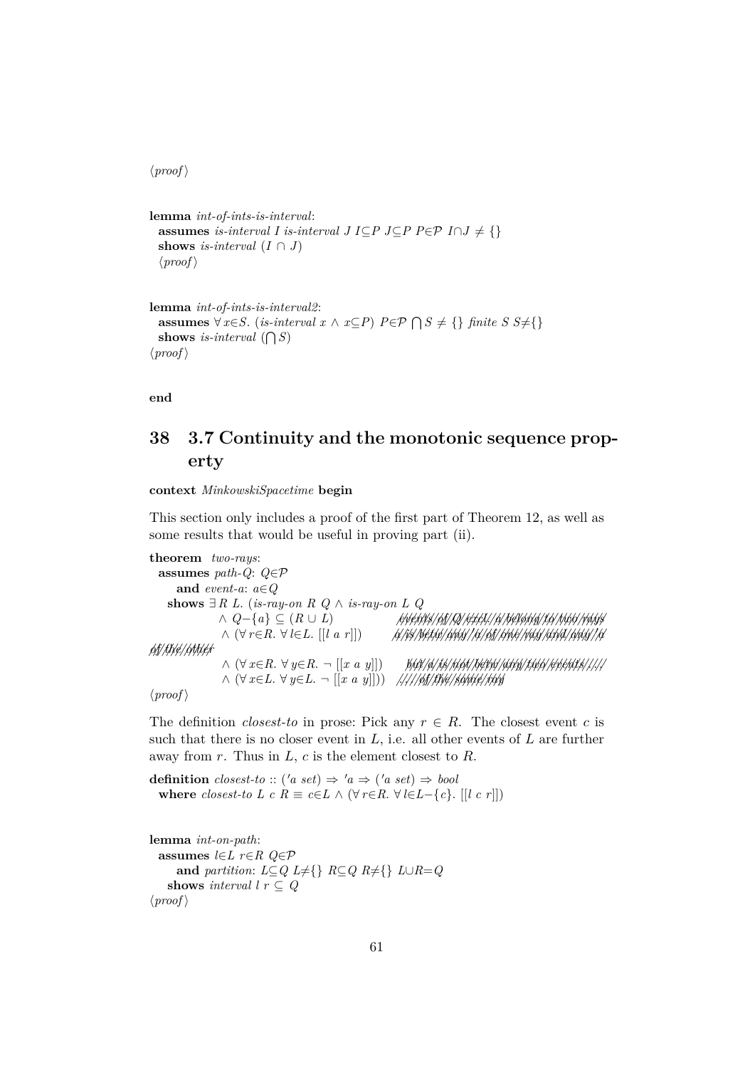⟨proof⟩

**lemma** *int-of-ints-is-interval*:
  **assumes** *is-interval I is-interval J* $I \subseteq P$ $J \subseteq P$ $P \in \mathcal{P}$ $I \cap J \neq \{\}$
  **shows** *is-interval* $(I \cap J)$
  ⟨proof⟩

**lemma** *int-of-ints-is-interval2*:
  **assumes** $\forall x \in S.$ (*is-interval* $x \wedge x \subseteq P$) $P \in \mathcal{P}$ $\bigcap S \neq \{\}$ *finite S* $S \neq \{\}$
  **shows** *is-interval* $(\bigcap S)$
⟨proof⟩

**end**

# 38 3.7 Continuity and the monotonic sequence property

**context** *MinkowskiSpacetime* **begin**

This section only includes a proof of the first part of Theorem 12, as well as some results that would be useful in proving part (ii).

**theorem** *two-rays*:
  **assumes** *path-Q*: $Q \in \mathcal{P}$
    **and** *event-a*: $a \in Q$
  **shows** $\exists R\ L.$ (*is-ray-on R Q* $\wedge$ *is-ray-on L Q*
    $\wedge\ Q-\{a\} \subseteq (R \cup L)$    ~~events of Q excl. a belong to two rays~~
    $\wedge\ (\forall r \in R.\ \forall l \in L.\ [[l\ a\ r]])$    ~~a is betw any r of one ray and any l of the other~~
    $\wedge\ (\forall x \in R.\ \forall y \in R.\ \neg\ [[x\ a\ y]])$    ~~but a is not betw any two events ...~~
    $\wedge\ (\forall x \in L.\ \forall y \in L.\ \neg\ [[x\ a\ y]]))$    ~~... of the same ray~~
⟨proof⟩

The definition *closest-to* in prose: Pick any $r \in R$. The closest event $c$ is such that there is no closer event in $L$, i.e. all other events of $L$ are further away from $r$. Thus in $L$, $c$ is the element closest to $R$.

**definition** *closest-to* :: $('a\ set) \Rightarrow 'a \Rightarrow ('a\ set) \Rightarrow bool$
  **where** *closest-to L c R* $\equiv c \in L \wedge (\forall r \in R.\ \forall l \in L-\{c\}.\ [[l\ c\ r]])$

**lemma** *int-on-path*:
  **assumes** $l \in L$ $r \in R$ $Q \in \mathcal{P}$
    **and** *partition*: $L \subseteq Q$ $L \neq \{\}$ $R \subseteq Q$ $R \neq \{\}$ $L \cup R = Q$
  **shows** *interval l r* $\subseteq Q$
⟨proof⟩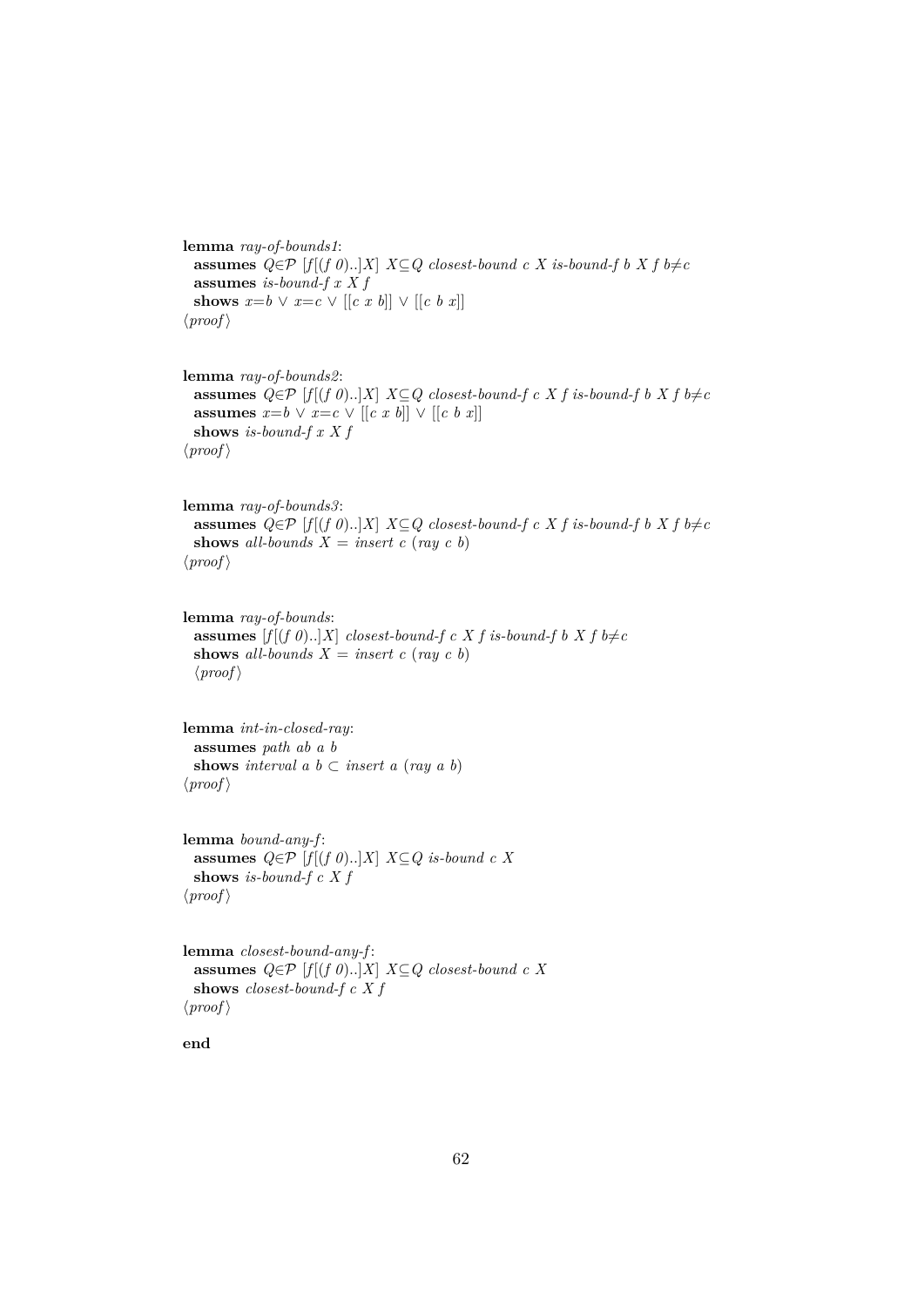**lemma** *ray-of-bounds1*:
  **assumes** $Q \in \mathcal{P}$ $[f[(f\ 0)..]X]$ $X \subseteq Q$ *closest-bound c X is-bound-f b X f* $b \neq c$
  **assumes** *is-bound-f x X f*
  **shows** $x=b \lor x=c \lor [[c\ x\ b]] \lor [[c\ b\ x]]$
⟨*proof*⟩

**lemma** *ray-of-bounds2*:
  **assumes** $Q \in \mathcal{P}$ $[f[(f\ 0)..]X]$ $X \subseteq Q$ *closest-bound-f c X f is-bound-f b X f* $b \neq c$
  **assumes** $x=b \lor x=c \lor [[c\ x\ b]] \lor [[c\ b\ x]]$
  **shows** *is-bound-f x X f*
⟨*proof*⟩

**lemma** *ray-of-bounds3*:
  **assumes** $Q \in \mathcal{P}$ $[f[(f\ 0)..]X]$ $X \subseteq Q$ *closest-bound-f c X f is-bound-f b X f* $b \neq c$
  **shows** *all-bounds X = insert c (ray c b)*
⟨*proof*⟩

**lemma** *ray-of-bounds*:
  **assumes** $[f[(f\ 0)..]X]$ *closest-bound-f c X f is-bound-f b X f* $b \neq c$
  **shows** *all-bounds X = insert c (ray c b)*
  ⟨*proof*⟩

**lemma** *int-in-closed-ray*:
  **assumes** *path ab a b*
  **shows** *interval a b* $\subset$ *insert a (ray a b)*
⟨*proof*⟩

**lemma** *bound-any-f*:
  **assumes** $Q \in \mathcal{P}$ $[f[(f\ 0)..]X]$ $X \subseteq Q$ *is-bound c X*
  **shows** *is-bound-f c X f*
⟨*proof*⟩

**lemma** *closest-bound-any-f*:
  **assumes** $Q \in \mathcal{P}$ $[f[(f\ 0)..]X]$ $X \subseteq Q$ *closest-bound c X*
  **shows** *closest-bound-f c X f*
⟨*proof*⟩

**end**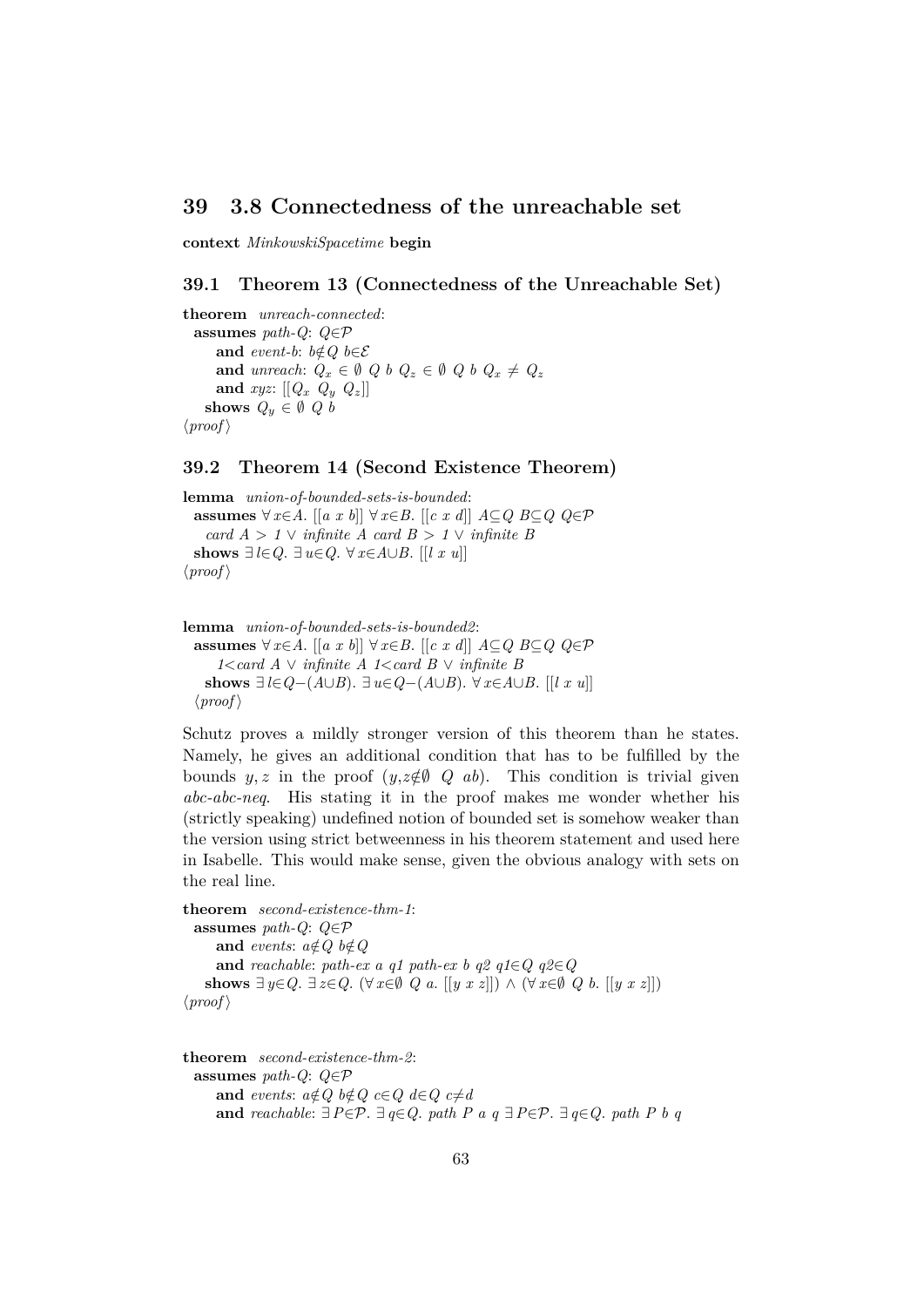# 39 3.8 Connectedness of the unreachable set

**context** *MinkowskiSpacetime* **begin**

## 39.1 Theorem 13 (Connectedness of the Unreachable Set)

**theorem** *unreach-connected*:
  **assumes** *path-Q*: $Q \in \mathcal{P}$
    **and** *event-b*: $b \notin Q$ $b \in \mathcal{E}$
    **and** *unreach*: $Q_x \in \emptyset\ Q\ b$ $Q_z \in \emptyset\ Q\ b$ $Q_x \neq Q_z$
    **and** *xyz*: $[[Q_x\ Q_y\ Q_z]]$
  **shows** $Q_y \in \emptyset\ Q\ b$
⟨*proof*⟩

## 39.2 Theorem 14 (Second Existence Theorem)

**lemma** *union-of-bounded-sets-is-bounded*:
  **assumes** $\forall x \in A.\ [[a\ x\ b]]$ $\forall x \in B.\ [[c\ x\ d]]$ $A \subseteq Q$ $B \subseteq Q$ $Q \in \mathcal{P}$
   *card* $A > 1 \lor$ *infinite* $A$ *card* $B > 1 \lor$ *infinite* $B$
  **shows** $\exists l \in Q.\ \exists u \in Q.\ \forall x \in A \cup B.\ [[l\ x\ u]]$
⟨*proof*⟩

**lemma** *union-of-bounded-sets-is-bounded2*:
  **assumes** $\forall x \in A.\ [[a\ x\ b]]$ $\forall x \in B.\ [[c\ x\ d]]$ $A \subseteq Q$ $B \subseteq Q$ $Q \in \mathcal{P}$
    $1 <$ *card* $A \lor$ *infinite* $A$ $1 <$ *card* $B \lor$ *infinite* $B$
  **shows** $\exists l \in Q-(A \cup B).\ \exists u \in Q-(A \cup B).\ \forall x \in A \cup B.\ [[l\ x\ u]]$
 ⟨*proof*⟩

Schutz proves a mildly stronger version of this theorem than he states. Namely, he gives an additional condition that has to be fulfilled by the bounds $y, z$ in the proof ($y,z \notin \emptyset\ Q\ ab$). This condition is trivial given *abc-abc-neq*. His stating it in the proof makes me wonder whether his (strictly speaking) undefined notion of bounded set is somehow weaker than the version using strict betweenness in his theorem statement and used here in Isabelle. This would make sense, given the obvious analogy with sets on the real line.

**theorem** *second-existence-thm-1*:
  **assumes** *path-Q*: $Q \in \mathcal{P}$
    **and** *events*: $a \notin Q$ $b \notin Q$
    **and** *reachable*: *path-ex a q1 path-ex b q2* $q1 \in Q$ $q2 \in Q$
  **shows** $\exists y \in Q.\ \exists z \in Q.\ (\forall x \in \emptyset\ Q\ a.\ [[y\ x\ z]]) \land (\forall x \in \emptyset\ Q\ b.\ [[y\ x\ z]])$
⟨*proof*⟩

**theorem** *second-existence-thm-2*:
  **assumes** *path-Q*: $Q \in \mathcal{P}$
    **and** *events*: $a \notin Q$ $b \notin Q$ $c \in Q$ $d \in Q$ $c \neq d$
    **and** *reachable*: $\exists P \in \mathcal{P}.\ \exists q \in Q.$ *path* $P\ a\ q$ $\exists P \in \mathcal{P}.\ \exists q \in Q.$ *path* $P\ b\ q$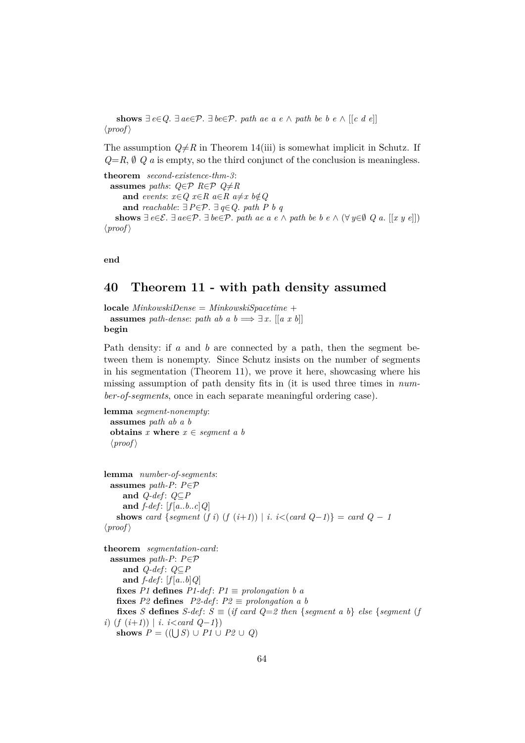**shows** $\exists\, e{\in}Q.\ \exists\, ae{\in}\mathcal{P}.\ \exists\, be{\in}\mathcal{P}.\ path\ ae\ a\ e \wedge path\ be\ b\ e \wedge [[c\ d\ e]]$
⟨*proof*⟩

The assumption $Q{\neq}R$ in Theorem 14(iii) is somewhat implicit in Schutz. If $Q{=}R$, $\emptyset\ Q\ a$ is empty, so the third conjunct of the conclusion is meaningless.

```
theorem second-existence-thm-3:
  assumes paths: Q∈𝒫 R∈𝒫 Q≠R
      and events: x∈Q x∈R a∈R a≠x b∉Q
      and reachable: ∃ P∈𝒫. ∃ q∈Q. path P b q
    shows ∃ e∈ℰ. ∃ ae∈𝒫. ∃ be∈𝒫. path ae a e ∧ path be b e ∧ (∀ y∈∅ Q a. [[x y e]])
⟨proof⟩
```

**end**

## 40 Theorem 11 - with path density assumed

```
locale MinkowskiDense = MinkowskiSpacetime +
  assumes path-dense: path ab a b ⟹ ∃ x. [[a x b]]
begin
```

Path density: if $a$ and $b$ are connected by a path, then the segment between them is nonempty. Since Schutz insists on the number of segments in his segmentation (Theorem 11), we prove it here, showcasing where his missing assumption of path density fits in (it is used three times in *number-of-segments*, once in each separate meaningful ordering case).

```
lemma segment-nonempty:
  assumes path ab a b
  obtains x where x ∈ segment a b
  ⟨proof⟩


lemma number-of-segments:
  assumes path-P: P∈𝒫
      and Q-def: Q⊆P
      and f-def: [f[a..b..c]Q]
    shows card {segment (f i) (f (i+1)) | i. i<(card Q−1)} = card Q − 1
⟨proof⟩

theorem segmentation-card:
  assumes path-P: P∈𝒫
      and Q-def: Q⊆P
      and f-def: [f[a..b]Q]
    fixes P1 defines P1-def: P1 ≡ prolongation b a
    fixes P2 defines P2-def: P2 ≡ prolongation a b
    fixes S defines S-def: S ≡ (if card Q=2 then {segment a b} else {segment (f i) (f (i+1)) | i. i<card Q−1})
    shows P = ((⋃ S) ∪ P1 ∪ P2 ∪ Q)
```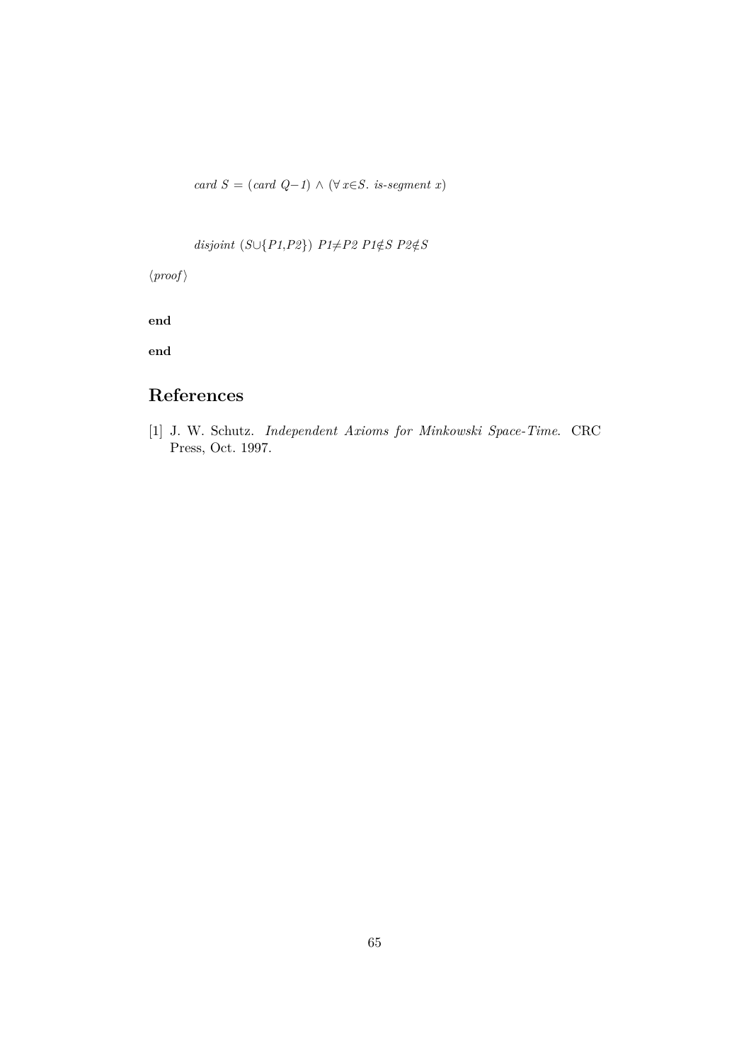*card S* = (*card Q*−*1*) ∧ (∀ *x*∈*S*. *is-segment x*)

*disjoint* (*S*∪{*P1*,*P2*}) *P1*≠*P2 P1*∉*S P2*∉*S*

⟨*proof*⟩

**end**

**end**

# References

[1] J. W. Schutz. *Independent Axioms for Minkowski Space-Time*. CRC Press, Oct. 1997.